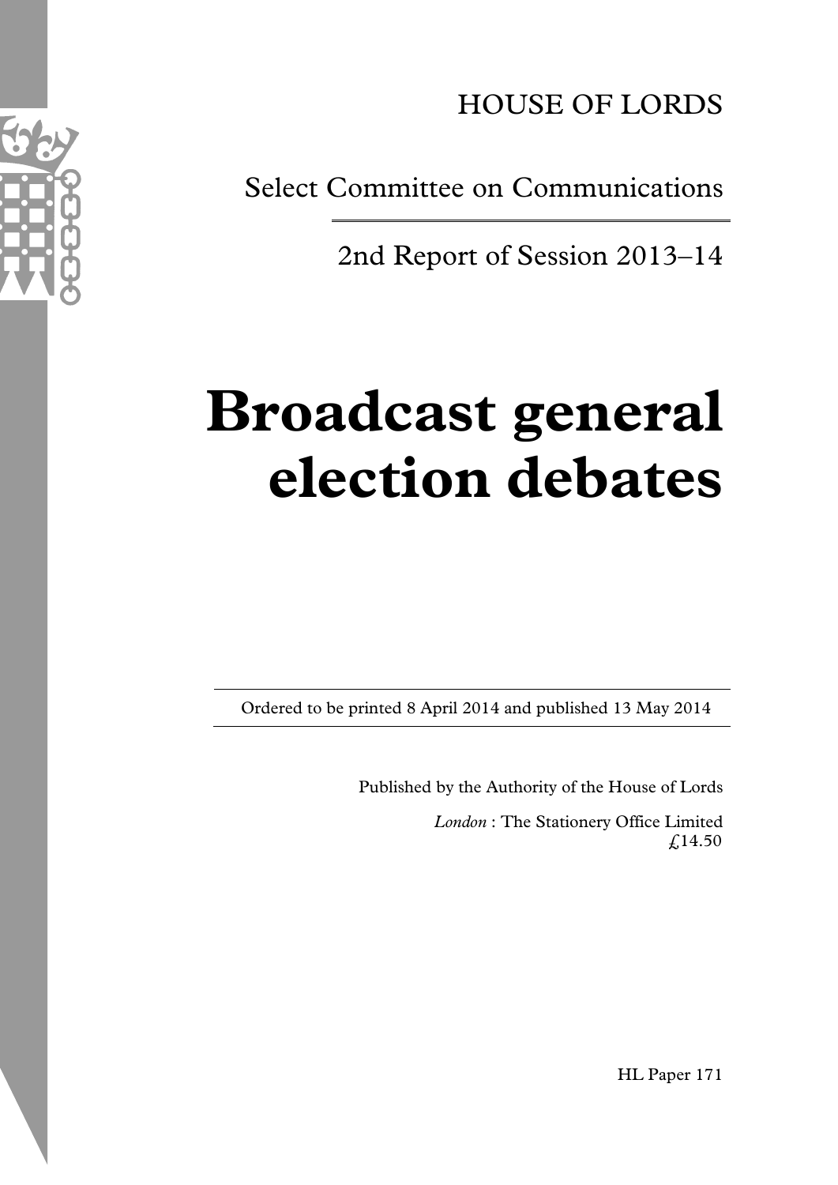HOUSE OF LORDS

Select Committee on Communications

2nd Report of Session 2013–14

# Broadcast general election debates

Ordered to be printed 8 April 2014 and published 13 May 2014

Published by the Authority of the House of Lords

*London* : The Stationery Office Limited
£14.50

HL Paper 171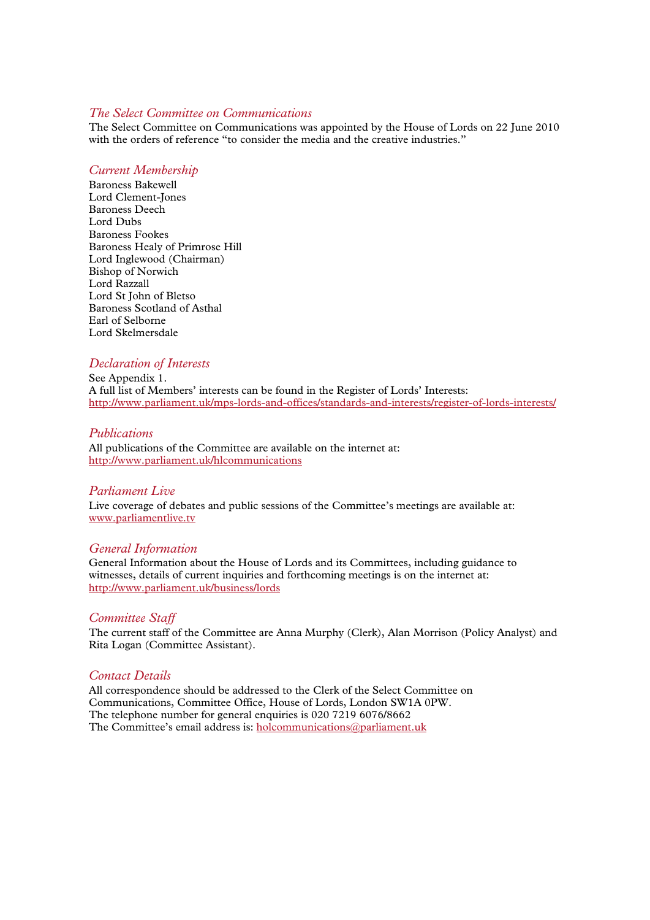## *The Select Committee on Communications*

The Select Committee on Communications was appointed by the House of Lords on 22 June 2010 with the orders of reference "to consider the media and the creative industries."

## *Current Membership*

Baroness Bakewell
Lord Clement-Jones
Baroness Deech
Lord Dubs
Baroness Fookes
Baroness Healy of Primrose Hill
Lord Inglewood (Chairman)
Bishop of Norwich
Lord Razzall
Lord St John of Bletso
Baroness Scotland of Asthal
Earl of Selborne
Lord Skelmersdale

## *Declaration of Interests*

See Appendix 1.
A full list of Members' interests can be found in the Register of Lords' Interests:
http://www.parliament.uk/mps-lords-and-offices/standards-and-interests/register-of-lords-interests/

## *Publications*

All publications of the Committee are available on the internet at:
http://www.parliament.uk/hlcommunications

## *Parliament Live*

Live coverage of debates and public sessions of the Committee's meetings are available at:
www.parliamentlive.tv

## *General Information*

General Information about the House of Lords and its Committees, including guidance to witnesses, details of current inquiries and forthcoming meetings is on the internet at:
http://www.parliament.uk/business/lords

## *Committee Staff*

The current staff of the Committee are Anna Murphy (Clerk), Alan Morrison (Policy Analyst) and Rita Logan (Committee Assistant).

## *Contact Details*

All correspondence should be addressed to the Clerk of the Select Committee on Communications, Committee Office, House of Lords, London SW1A 0PW.
The telephone number for general enquiries is 020 7219 6076/8662
The Committee's email address is: holcommunications@parliament.uk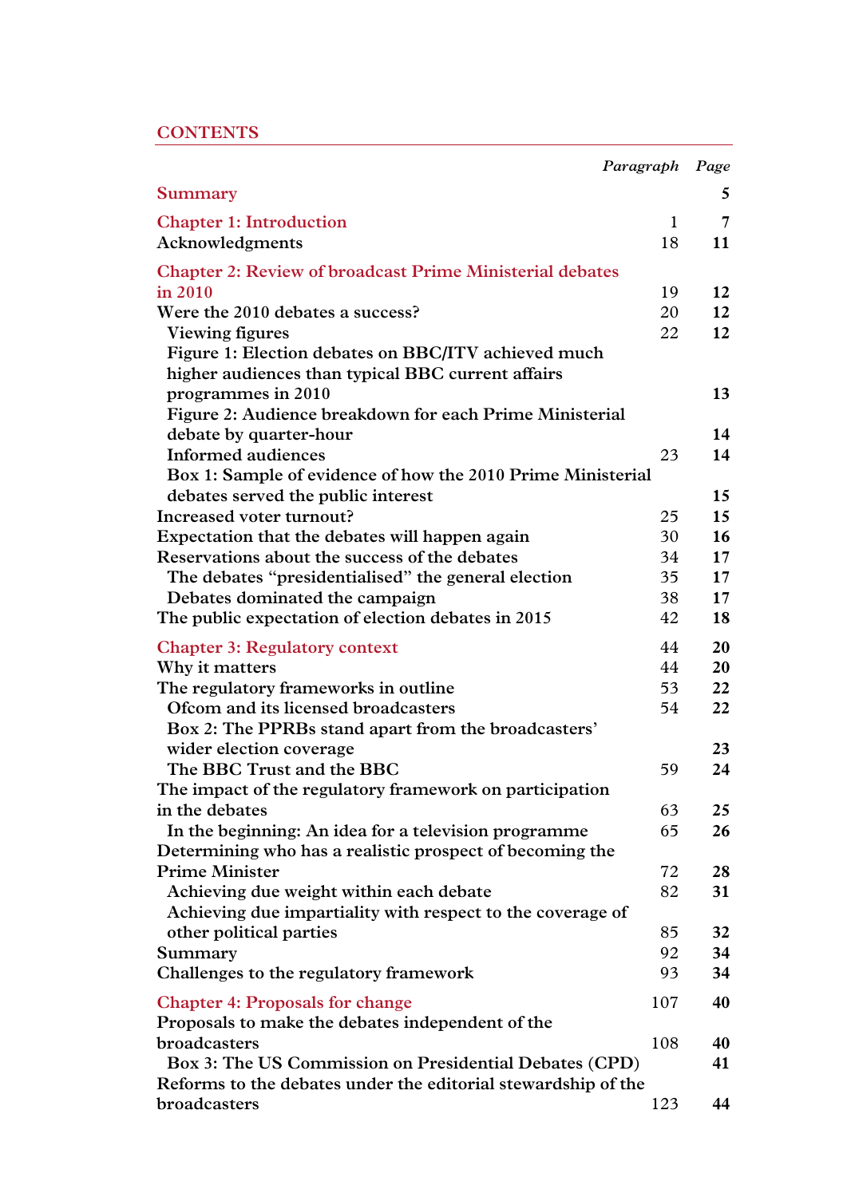# CONTENTS

| | Paragraph | Page |
|---|---|---|
| Summary | | **5** |
| Chapter 1: Introduction | 1 | **7** |
| Acknowledgments | 18 | **11** |
| Chapter 2: Review of broadcast Prime Ministerial debates in 2010 | 19 | **12** |
| Were the 2010 debates a success? | 20 | **12** |
| Viewing figures | 22 | **12** |
| Figure 1: Election debates on BBC/ITV achieved much higher audiences than typical BBC current affairs programmes in 2010 | | **13** |
| Figure 2: Audience breakdown for each Prime Ministerial debate by quarter-hour | | **14** |
| Informed audiences | 23 | **14** |
| Box 1: Sample of evidence of how the 2010 Prime Ministerial debates served the public interest | | **15** |
| Increased voter turnout? | 25 | **15** |
| Expectation that the debates will happen again | 30 | **16** |
| Reservations about the success of the debates | 34 | **17** |
| The debates "presidentialised" the general election | 35 | **17** |
| Debates dominated the campaign | 38 | **17** |
| The public expectation of election debates in 2015 | 42 | **18** |
| Chapter 3: Regulatory context | 44 | **20** |
| Why it matters | 44 | **20** |
| The regulatory frameworks in outline | 53 | **22** |
| Ofcom and its licensed broadcasters | 54 | **22** |
| Box 2: The PPRBs stand apart from the broadcasters' wider election coverage | | **23** |
| The BBC Trust and the BBC | 59 | **24** |
| The impact of the regulatory framework on participation in the debates | 63 | **25** |
| In the beginning: An idea for a television programme | 65 | **26** |
| Determining who has a realistic prospect of becoming the Prime Minister | 72 | **28** |
| Achieving due weight within each debate | 82 | **31** |
| Achieving due impartiality with respect to the coverage of other political parties | 85 | **32** |
| Summary | 92 | **34** |
| Challenges to the regulatory framework | 93 | **34** |
| Chapter 4: Proposals for change | 107 | **40** |
| Proposals to make the debates independent of the broadcasters | 108 | **40** |
| Box 3: The US Commission on Presidential Debates (CPD) | | **41** |
| Reforms to the debates under the editorial stewardship of the broadcasters | 123 | **44** |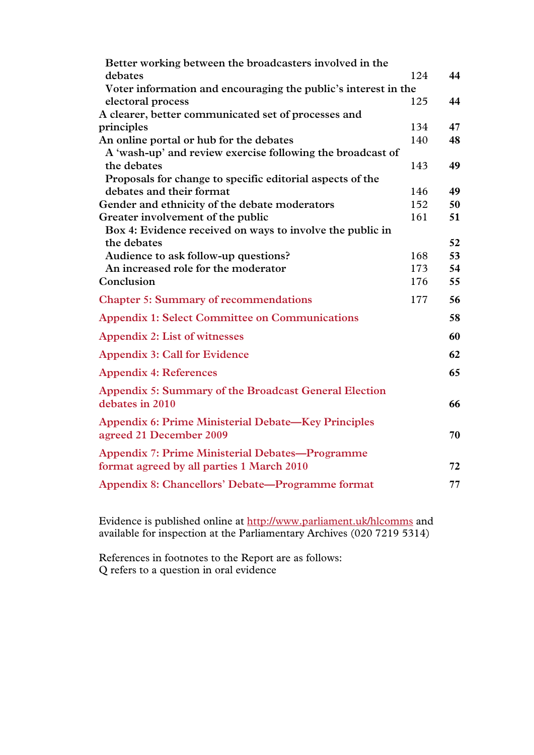| | | |
|---|---|---|
| Better working between the broadcasters involved in the debates | 124 | **44** |
| Voter information and encouraging the public's interest in the electoral process | 125 | **44** |
| A clearer, better communicated set of processes and principles | 134 | **47** |
| An online portal or hub for the debates | 140 | **48** |
| A 'wash-up' and review exercise following the broadcast of the debates | 143 | **49** |
| Proposals for change to specific editorial aspects of the debates and their format | 146 | **49** |
| Gender and ethnicity of the debate moderators | 152 | **50** |
| Greater involvement of the public | 161 | **51** |
| Box 4: Evidence received on ways to involve the public in the debates | | **52** |
| Audience to ask follow-up questions? | 168 | **53** |
| An increased role for the moderator | 173 | **54** |
| Conclusion | 176 | **55** |
| Chapter 5: Summary of recommendations | 177 | **56** |
| Appendix 1: Select Committee on Communications | | **58** |
| Appendix 2: List of witnesses | | **60** |
| Appendix 3: Call for Evidence | | **62** |
| Appendix 4: References | | **65** |
| Appendix 5: Summary of the Broadcast General Election debates in 2010 | | **66** |
| Appendix 6: Prime Ministerial Debate—Key Principles agreed 21 December 2009 | | **70** |
| Appendix 7: Prime Ministerial Debates—Programme format agreed by all parties 1 March 2010 | | **72** |
| Appendix 8: Chancellors' Debate—Programme format | | **77** |

Evidence is published online at http://www.parliament.uk/hlcomms and available for inspection at the Parliamentary Archives (020 7219 5314)

References in footnotes to the Report are as follows:
Q refers to a question in oral evidence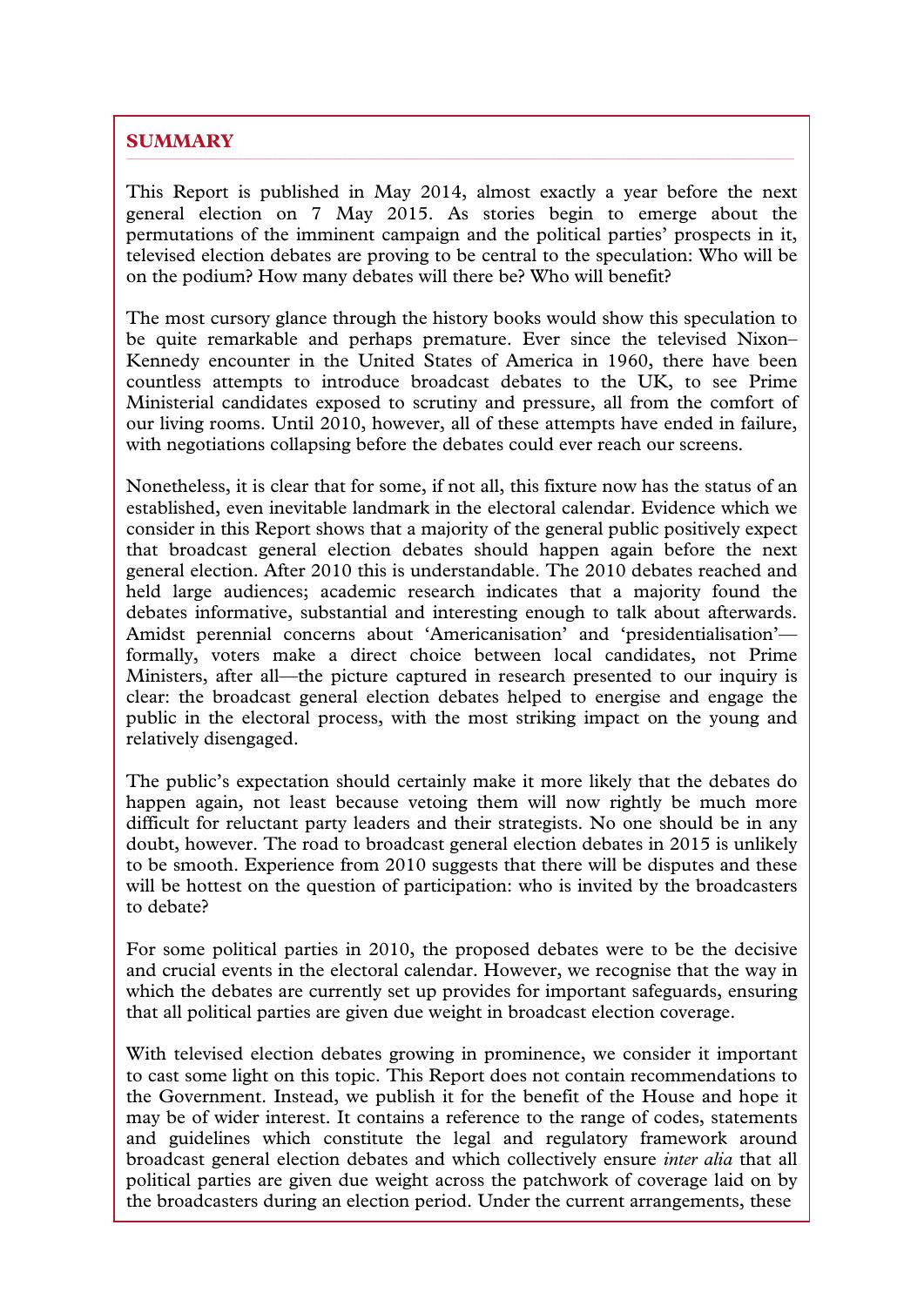## SUMMARY

This Report is published in May 2014, almost exactly a year before the next general election on 7 May 2015. As stories begin to emerge about the permutations of the imminent campaign and the political parties' prospects in it, televised election debates are proving to be central to the speculation: Who will be on the podium? How many debates will there be? Who will benefit?

The most cursory glance through the history books would show this speculation to be quite remarkable and perhaps premature. Ever since the televised Nixon–Kennedy encounter in the United States of America in 1960, there have been countless attempts to introduce broadcast debates to the UK, to see Prime Ministerial candidates exposed to scrutiny and pressure, all from the comfort of our living rooms. Until 2010, however, all of these attempts have ended in failure, with negotiations collapsing before the debates could ever reach our screens.

Nonetheless, it is clear that for some, if not all, this fixture now has the status of an established, even inevitable landmark in the electoral calendar. Evidence which we consider in this Report shows that a majority of the general public positively expect that broadcast general election debates should happen again before the next general election. After 2010 this is understandable. The 2010 debates reached and held large audiences; academic research indicates that a majority found the debates informative, substantial and interesting enough to talk about afterwards. Amidst perennial concerns about 'Americanisation' and 'presidentialisation'—formally, voters make a direct choice between local candidates, not Prime Ministers, after all—the picture captured in research presented to our inquiry is clear: the broadcast general election debates helped to energise and engage the public in the electoral process, with the most striking impact on the young and relatively disengaged.

The public's expectation should certainly make it more likely that the debates do happen again, not least because vetoing them will now rightly be much more difficult for reluctant party leaders and their strategists. No one should be in any doubt, however. The road to broadcast general election debates in 2015 is unlikely to be smooth. Experience from 2010 suggests that there will be disputes and these will be hottest on the question of participation: who is invited by the broadcasters to debate?

For some political parties in 2010, the proposed debates were to be the decisive and crucial events in the electoral calendar. However, we recognise that the way in which the debates are currently set up provides for important safeguards, ensuring that all political parties are given due weight in broadcast election coverage.

With televised election debates growing in prominence, we consider it important to cast some light on this topic. This Report does not contain recommendations to the Government. Instead, we publish it for the benefit of the House and hope it may be of wider interest. It contains a reference to the range of codes, statements and guidelines which constitute the legal and regulatory framework around broadcast general election debates and which collectively ensure *inter alia* that all political parties are given due weight across the patchwork of coverage laid on by the broadcasters during an election period. Under the current arrangements, these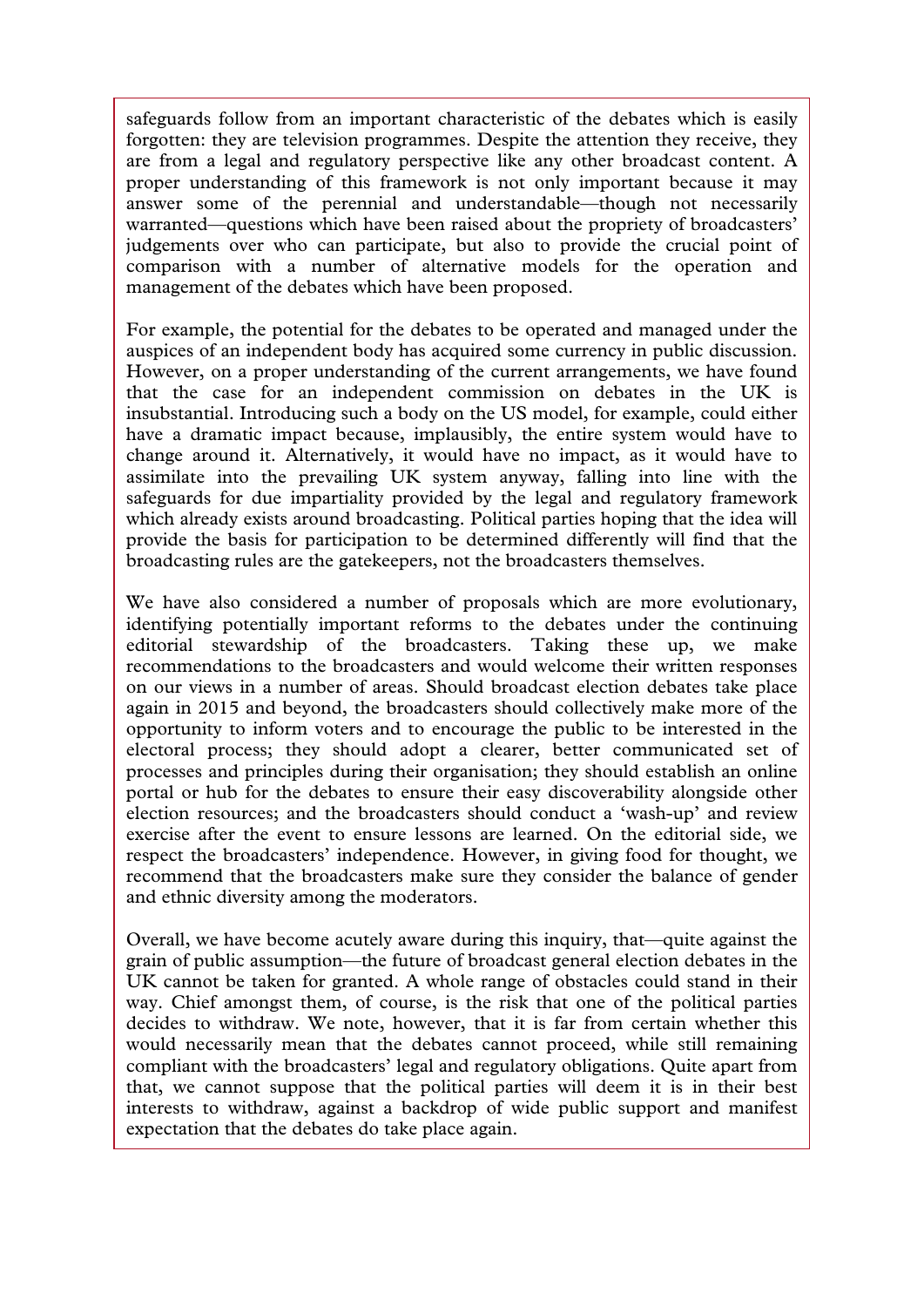safeguards follow from an important characteristic of the debates which is easily forgotten: they are television programmes. Despite the attention they receive, they are from a legal and regulatory perspective like any other broadcast content. A proper understanding of this framework is not only important because it may answer some of the perennial and understandable—though not necessarily warranted—questions which have been raised about the propriety of broadcasters' judgements over who can participate, but also to provide the crucial point of comparison with a number of alternative models for the operation and management of the debates which have been proposed.

For example, the potential for the debates to be operated and managed under the auspices of an independent body has acquired some currency in public discussion. However, on a proper understanding of the current arrangements, we have found that the case for an independent commission on debates in the UK is insubstantial. Introducing such a body on the US model, for example, could either have a dramatic impact because, implausibly, the entire system would have to change around it. Alternatively, it would have no impact, as it would have to assimilate into the prevailing UK system anyway, falling into line with the safeguards for due impartiality provided by the legal and regulatory framework which already exists around broadcasting. Political parties hoping that the idea will provide the basis for participation to be determined differently will find that the broadcasting rules are the gatekeepers, not the broadcasters themselves.

We have also considered a number of proposals which are more evolutionary, identifying potentially important reforms to the debates under the continuing editorial stewardship of the broadcasters. Taking these up, we make recommendations to the broadcasters and would welcome their written responses on our views in a number of areas. Should broadcast election debates take place again in 2015 and beyond, the broadcasters should collectively make more of the opportunity to inform voters and to encourage the public to be interested in the electoral process; they should adopt a clearer, better communicated set of processes and principles during their organisation; they should establish an online portal or hub for the debates to ensure their easy discoverability alongside other election resources; and the broadcasters should conduct a 'wash-up' and review exercise after the event to ensure lessons are learned. On the editorial side, we respect the broadcasters' independence. However, in giving food for thought, we recommend that the broadcasters make sure they consider the balance of gender and ethnic diversity among the moderators.

Overall, we have become acutely aware during this inquiry, that—quite against the grain of public assumption—the future of broadcast general election debates in the UK cannot be taken for granted. A whole range of obstacles could stand in their way. Chief amongst them, of course, is the risk that one of the political parties decides to withdraw. We note, however, that it is far from certain whether this would necessarily mean that the debates cannot proceed, while still remaining compliant with the broadcasters' legal and regulatory obligations. Quite apart from that, we cannot suppose that the political parties will deem it is in their best interests to withdraw, against a backdrop of wide public support and manifest expectation that the debates do take place again.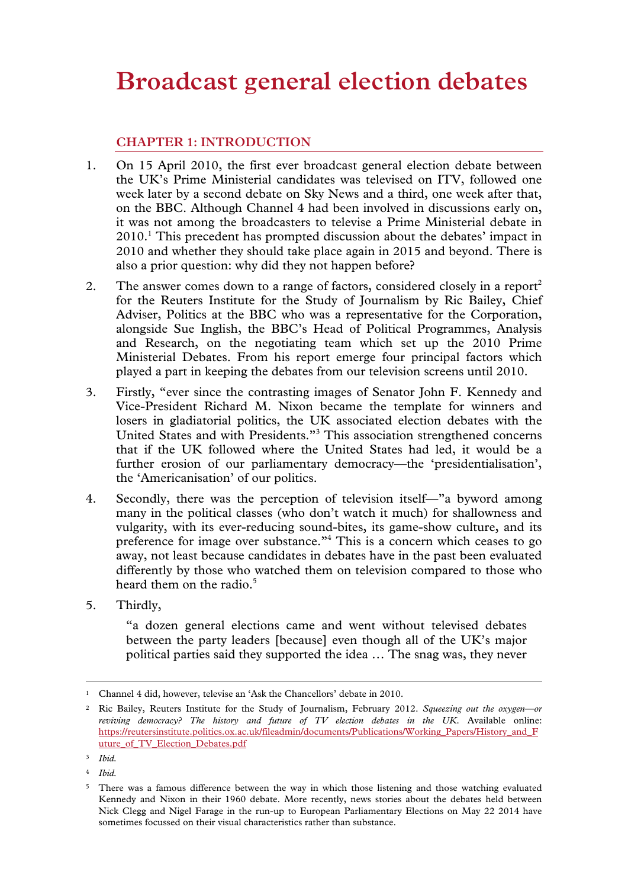# Broadcast general election debates

## CHAPTER 1: INTRODUCTION

1. On 15 April 2010, the first ever broadcast general election debate between the UK's Prime Ministerial candidates was televised on ITV, followed one week later by a second debate on Sky News and a third, one week after that, on the BBC. Although Channel 4 had been involved in discussions early on, it was not among the broadcasters to televise a Prime Ministerial debate in 2010.[1] This precedent has prompted discussion about the debates' impact in 2010 and whether they should take place again in 2015 and beyond. There is also a prior question: why did they not happen before?

2. The answer comes down to a range of factors, considered closely in a report[2] for the Reuters Institute for the Study of Journalism by Ric Bailey, Chief Adviser, Politics at the BBC who was a representative for the Corporation, alongside Sue Inglish, the BBC's Head of Political Programmes, Analysis and Research, on the negotiating team which set up the 2010 Prime Ministerial Debates. From his report emerge four principal factors which played a part in keeping the debates from our television screens until 2010.

3. Firstly, "ever since the contrasting images of Senator John F. Kennedy and Vice-President Richard M. Nixon became the template for winners and losers in gladiatorial politics, the UK associated election debates with the United States and with Presidents."[3] This association strengthened concerns that if the UK followed where the United States had led, it would be a further erosion of our parliamentary democracy—the 'presidentialisation', the 'Americanisation' of our politics.

4. Secondly, there was the perception of television itself—"a byword among many in the political classes (who don't watch it much) for shallowness and vulgarity, with its ever-reducing sound-bites, its game-show culture, and its preference for image over substance."[4] This is a concern which ceases to go away, not least because candidates in debates have in the past been evaluated differently by those who watched them on television compared to those who heard them on the radio.[5]

5. Thirdly,

   > "a dozen general elections came and went without televised debates between the party leaders [because] even though all of the UK's major political parties said they supported the idea … The snag was, they never

---

[1] Channel 4 did, however, televise an 'Ask the Chancellors' debate in 2010.

[2] Ric Bailey, Reuters Institute for the Study of Journalism, February 2012. *Squeezing out the oxygen—or reviving democracy? The history and future of TV election debates in the UK.* Available online: https://reutersinstitute.politics.ox.ac.uk/fileadmin/documents/Publications/Working_Papers/History_and_Future_of_TV_Election_Debates.pdf

[3] *Ibid.*

[4] *Ibid.*

[5] There was a famous difference between the way in which those listening and those watching evaluated Kennedy and Nixon in their 1960 debate. More recently, news stories about the debates held between Nick Clegg and Nigel Farage in the run-up to European Parliamentary Elections on May 22 2014 have sometimes focussed on their visual characteristics rather than substance.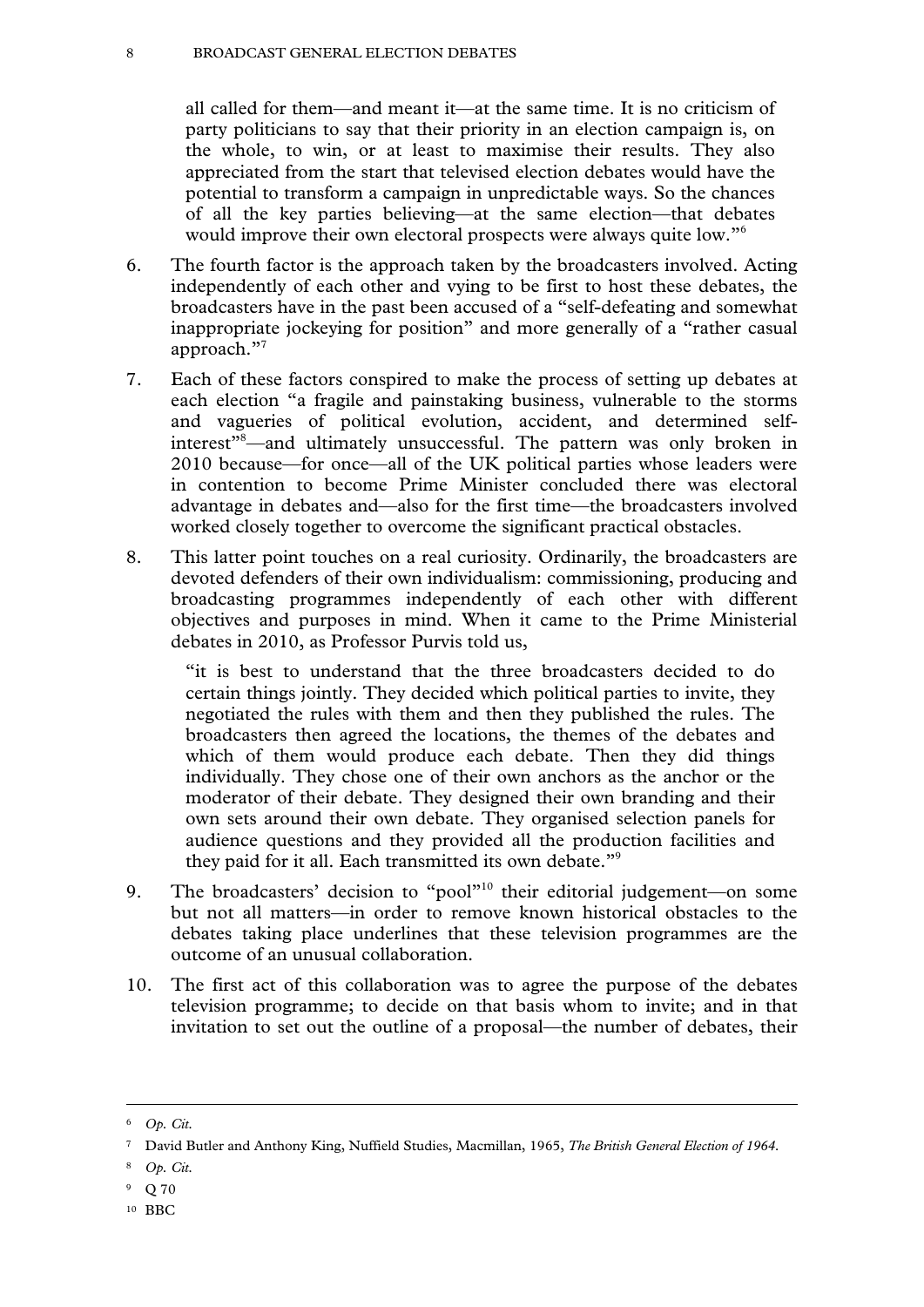all called for them—and meant it—at the same time. It is no criticism of party politicians to say that their priority in an election campaign is, on the whole, to win, or at least to maximise their results. They also appreciated from the start that televised election debates would have the potential to transform a campaign in unpredictable ways. So the chances of all the key parties believing—at the same election—that debates would improve their own electoral prospects were always quite low."[6]

6. The fourth factor is the approach taken by the broadcasters involved. Acting independently of each other and vying to be first to host these debates, the broadcasters have in the past been accused of a "self-defeating and somewhat inappropriate jockeying for position" and more generally of a "rather casual approach."[7]

7. Each of these factors conspired to make the process of setting up debates at each election "a fragile and painstaking business, vulnerable to the storms and vagueries of political evolution, accident, and determined self-interest"[8]—and ultimately unsuccessful. The pattern was only broken in 2010 because—for once—all of the UK political parties whose leaders were in contention to become Prime Minister concluded there was electoral advantage in debates and—also for the first time—the broadcasters involved worked closely together to overcome the significant practical obstacles.

8. This latter point touches on a real curiosity. Ordinarily, the broadcasters are devoted defenders of their own individualism: commissioning, producing and broadcasting programmes independently of each other with different objectives and purposes in mind. When it came to the Prime Ministerial debates in 2010, as Professor Purvis told us,

> "it is best to understand that the three broadcasters decided to do certain things jointly. They decided which political parties to invite, they negotiated the rules with them and then they published the rules. The broadcasters then agreed the locations, the themes of the debates and which of them would produce each debate. Then they did things individually. They chose one of their own anchors as the anchor or the moderator of their debate. They designed their own branding and their own sets around their own debate. They organised selection panels for audience questions and they provided all the production facilities and they paid for it all. Each transmitted its own debate."[9]

9. The broadcasters' decision to "pool"[10] their editorial judgement—on some but not all matters—in order to remove known historical obstacles to the debates taking place underlines that these television programmes are the outcome of an unusual collaboration.

10. The first act of this collaboration was to agree the purpose of the debates television programme; to decide on that basis whom to invite; and in that invitation to set out the outline of a proposal—the number of debates, their

---

[6] *Op. Cit.*

[7] David Butler and Anthony King, Nuffield Studies, Macmillan, 1965, *The British General Election of 1964*.

[8] *Op. Cit.*

[9] Q 70

[10] BBC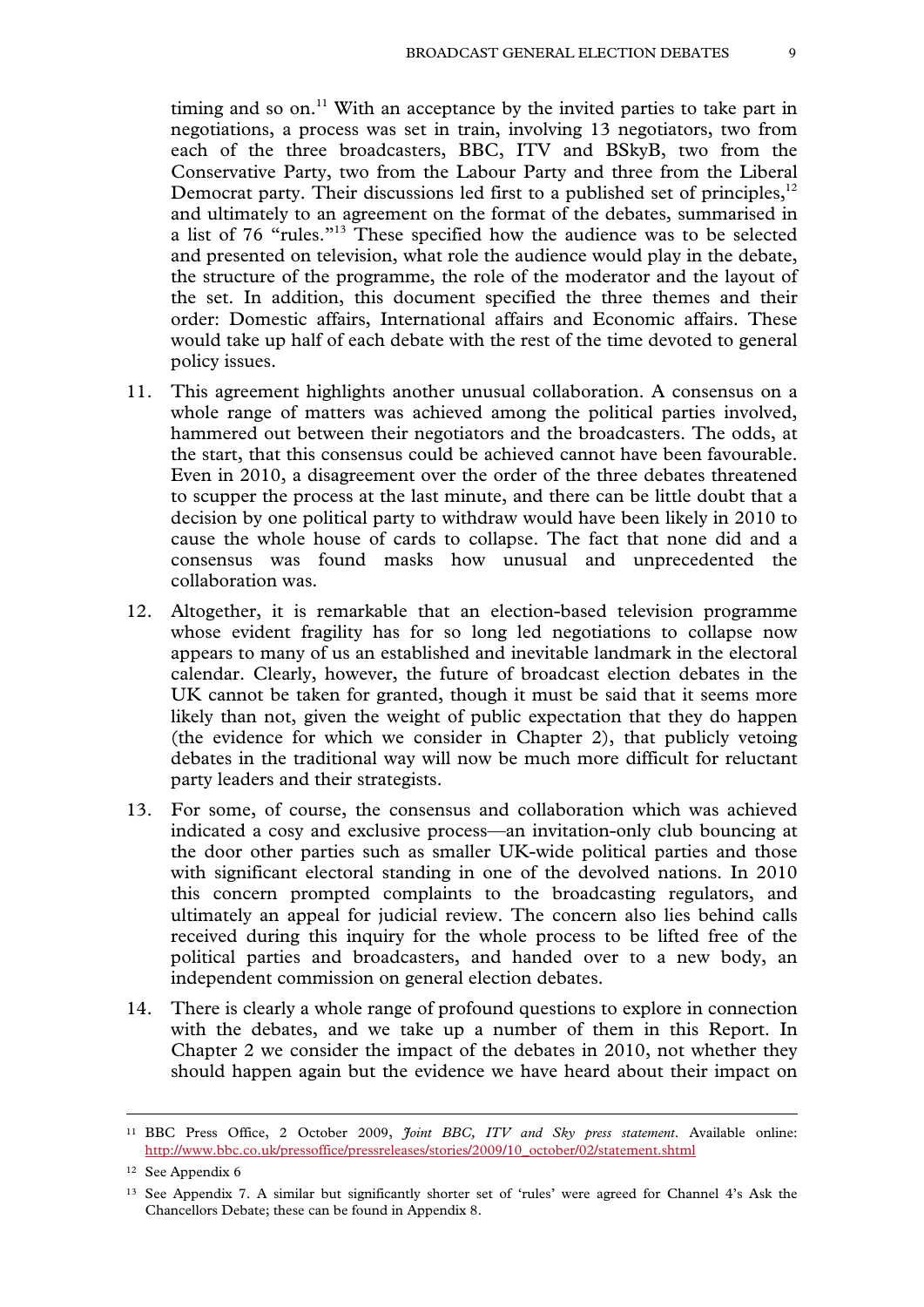timing and so on.[11] With an acceptance by the invited parties to take part in negotiations, a process was set in train, involving 13 negotiators, two from each of the three broadcasters, BBC, ITV and BSkyB, two from the Conservative Party, two from the Labour Party and three from the Liberal Democrat party. Their discussions led first to a published set of principles,[12] and ultimately to an agreement on the format of the debates, summarised in a list of 76 "rules."[13] These specified how the audience was to be selected and presented on television, what role the audience would play in the debate, the structure of the programme, the role of the moderator and the layout of the set. In addition, this document specified the three themes and their order: Domestic affairs, International affairs and Economic affairs. These would take up half of each debate with the rest of the time devoted to general policy issues.

11. This agreement highlights another unusual collaboration. A consensus on a whole range of matters was achieved among the political parties involved, hammered out between their negotiators and the broadcasters. The odds, at the start, that this consensus could be achieved cannot have been favourable. Even in 2010, a disagreement over the order of the three debates threatened to scupper the process at the last minute, and there can be little doubt that a decision by one political party to withdraw would have been likely in 2010 to cause the whole house of cards to collapse. The fact that none did and a consensus was found masks how unusual and unprecedented the collaboration was.

12. Altogether, it is remarkable that an election-based television programme whose evident fragility has for so long led negotiations to collapse now appears to many of us an established and inevitable landmark in the electoral calendar. Clearly, however, the future of broadcast election debates in the UK cannot be taken for granted, though it must be said that it seems more likely than not, given the weight of public expectation that they do happen (the evidence for which we consider in Chapter 2), that publicly vetoing debates in the traditional way will now be much more difficult for reluctant party leaders and their strategists.

13. For some, of course, the consensus and collaboration which was achieved indicated a cosy and exclusive process—an invitation-only club bouncing at the door other parties such as smaller UK-wide political parties and those with significant electoral standing in one of the devolved nations. In 2010 this concern prompted complaints to the broadcasting regulators, and ultimately an appeal for judicial review. The concern also lies behind calls received during this inquiry for the whole process to be lifted free of the political parties and broadcasters, and handed over to a new body, an independent commission on general election debates.

14. There is clearly a whole range of profound questions to explore in connection with the debates, and we take up a number of them in this Report. In Chapter 2 we consider the impact of the debates in 2010, not whether they should happen again but the evidence we have heard about their impact on

---

[11] BBC Press Office, 2 October 2009, *Joint BBC, ITV and Sky press statement*. Available online: http://www.bbc.co.uk/pressoffice/pressreleases/stories/2009/10_october/02/statement.shtml

[12] See Appendix 6

[13] See Appendix 7. A similar but significantly shorter set of 'rules' were agreed for Channel 4's Ask the Chancellors Debate; these can be found in Appendix 8.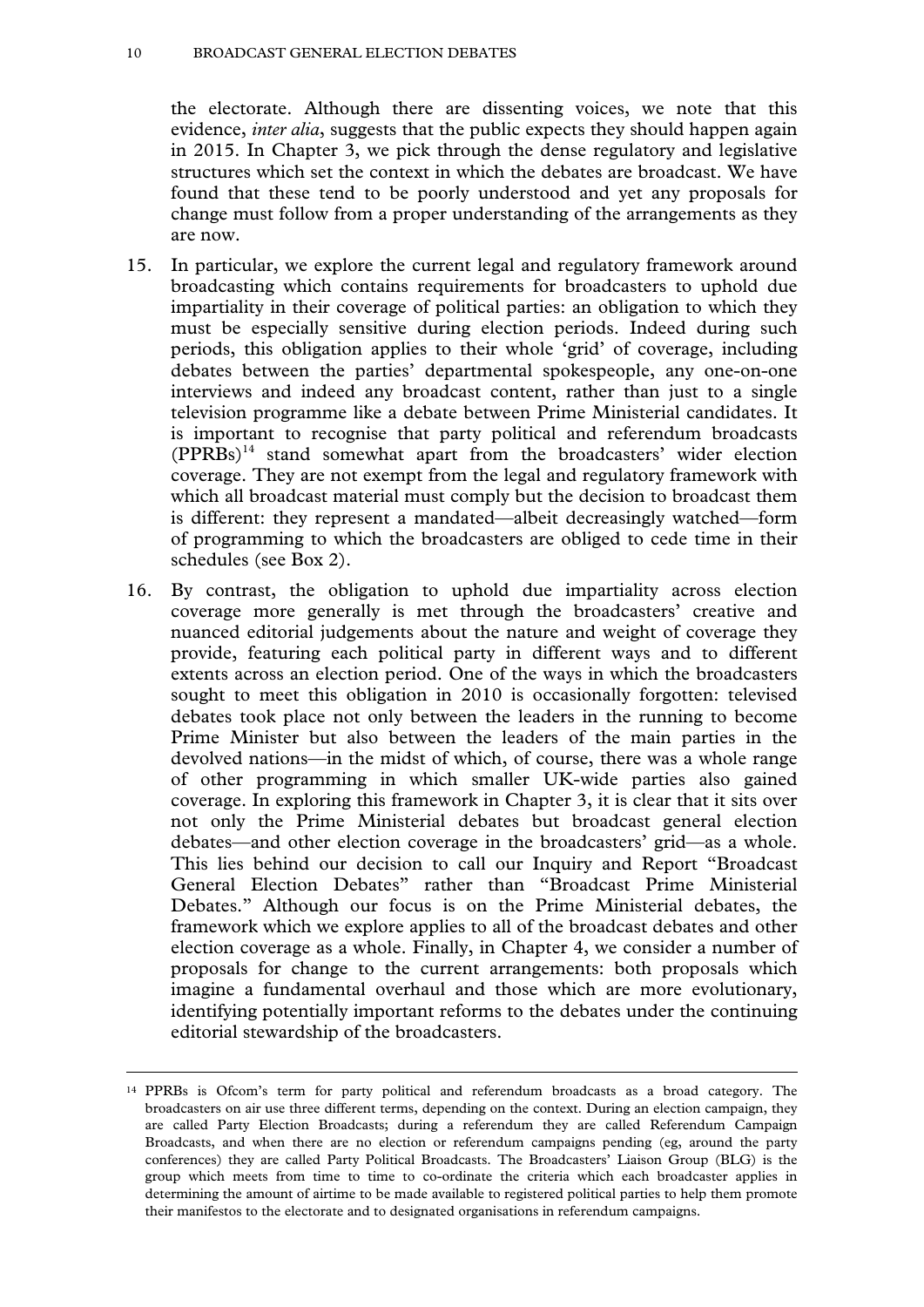the electorate. Although there are dissenting voices, we note that this evidence, *inter alia*, suggests that the public expects they should happen again in 2015. In Chapter 3, we pick through the dense regulatory and legislative structures which set the context in which the debates are broadcast. We have found that these tend to be poorly understood and yet any proposals for change must follow from a proper understanding of the arrangements as they are now.

15. In particular, we explore the current legal and regulatory framework around broadcasting which contains requirements for broadcasters to uphold due impartiality in their coverage of political parties: an obligation to which they must be especially sensitive during election periods. Indeed during such periods, this obligation applies to their whole 'grid' of coverage, including debates between the parties' departmental spokespeople, any one-on-one interviews and indeed any broadcast content, rather than just to a single television programme like a debate between Prime Ministerial candidates. It is important to recognise that party political and referendum broadcasts (PPRBs)[14] stand somewhat apart from the broadcasters' wider election coverage. They are not exempt from the legal and regulatory framework with which all broadcast material must comply but the decision to broadcast them is different: they represent a mandated—albeit decreasingly watched—form of programming to which the broadcasters are obliged to cede time in their schedules (see Box 2).

16. By contrast, the obligation to uphold due impartiality across election coverage more generally is met through the broadcasters' creative and nuanced editorial judgements about the nature and weight of coverage they provide, featuring each political party in different ways and to different extents across an election period. One of the ways in which the broadcasters sought to meet this obligation in 2010 is occasionally forgotten: televised debates took place not only between the leaders in the running to become Prime Minister but also between the leaders of the main parties in the devolved nations—in the midst of which, of course, there was a whole range of other programming in which smaller UK-wide parties also gained coverage. In exploring this framework in Chapter 3, it is clear that it sits over not only the Prime Ministerial debates but broadcast general election debates—and other election coverage in the broadcasters' grid—as a whole. This lies behind our decision to call our Inquiry and Report "Broadcast General Election Debates" rather than "Broadcast Prime Ministerial Debates." Although our focus is on the Prime Ministerial debates, the framework which we explore applies to all of the broadcast debates and other election coverage as a whole. Finally, in Chapter 4, we consider a number of proposals for change to the current arrangements: both proposals which imagine a fundamental overhaul and those which are more evolutionary, identifying potentially important reforms to the debates under the continuing editorial stewardship of the broadcasters.

---

[14] PPRBs is Ofcom's term for party political and referendum broadcasts as a broad category. The broadcasters on air use three different terms, depending on the context. During an election campaign, they are called Party Election Broadcasts; during a referendum they are called Referendum Campaign Broadcasts, and when there are no election or referendum campaigns pending (eg, around the party conferences) they are called Party Political Broadcasts. The Broadcasters' Liaison Group (BLG) is the group which meets from time to time to co-ordinate the criteria which each broadcaster applies in determining the amount of airtime to be made available to registered political parties to help them promote their manifestos to the electorate and to designated organisations in referendum campaigns.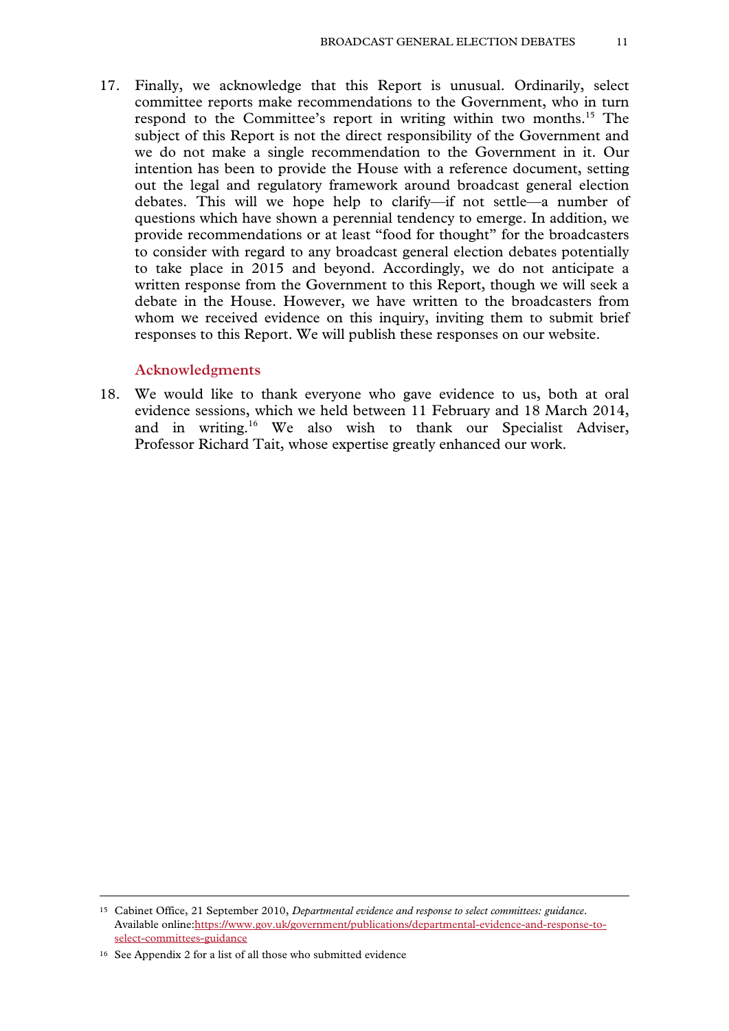17. Finally, we acknowledge that this Report is unusual. Ordinarily, select committee reports make recommendations to the Government, who in turn respond to the Committee's report in writing within two months.[15] The subject of this Report is not the direct responsibility of the Government and we do not make a single recommendation to the Government in it. Our intention has been to provide the House with a reference document, setting out the legal and regulatory framework around broadcast general election debates. This will we hope help to clarify—if not settle—a number of questions which have shown a perennial tendency to emerge. In addition, we provide recommendations or at least "food for thought" for the broadcasters to consider with regard to any broadcast general election debates potentially to take place in 2015 and beyond. Accordingly, we do not anticipate a written response from the Government to this Report, though we will seek a debate in the House. However, we have written to the broadcasters from whom we received evidence on this inquiry, inviting them to submit brief responses to this Report. We will publish these responses on our website.

### Acknowledgments

18. We would like to thank everyone who gave evidence to us, both at oral evidence sessions, which we held between 11 February and 18 March 2014, and in writing.[16] We also wish to thank our Specialist Adviser, Professor Richard Tait, whose expertise greatly enhanced our work.

---

[15] Cabinet Office, 21 September 2010, *Departmental evidence and response to select committees: guidance*. Available online:https://www.gov.uk/government/publications/departmental-evidence-and-response-to-select-committees-guidance

[16] See Appendix 2 for a list of all those who submitted evidence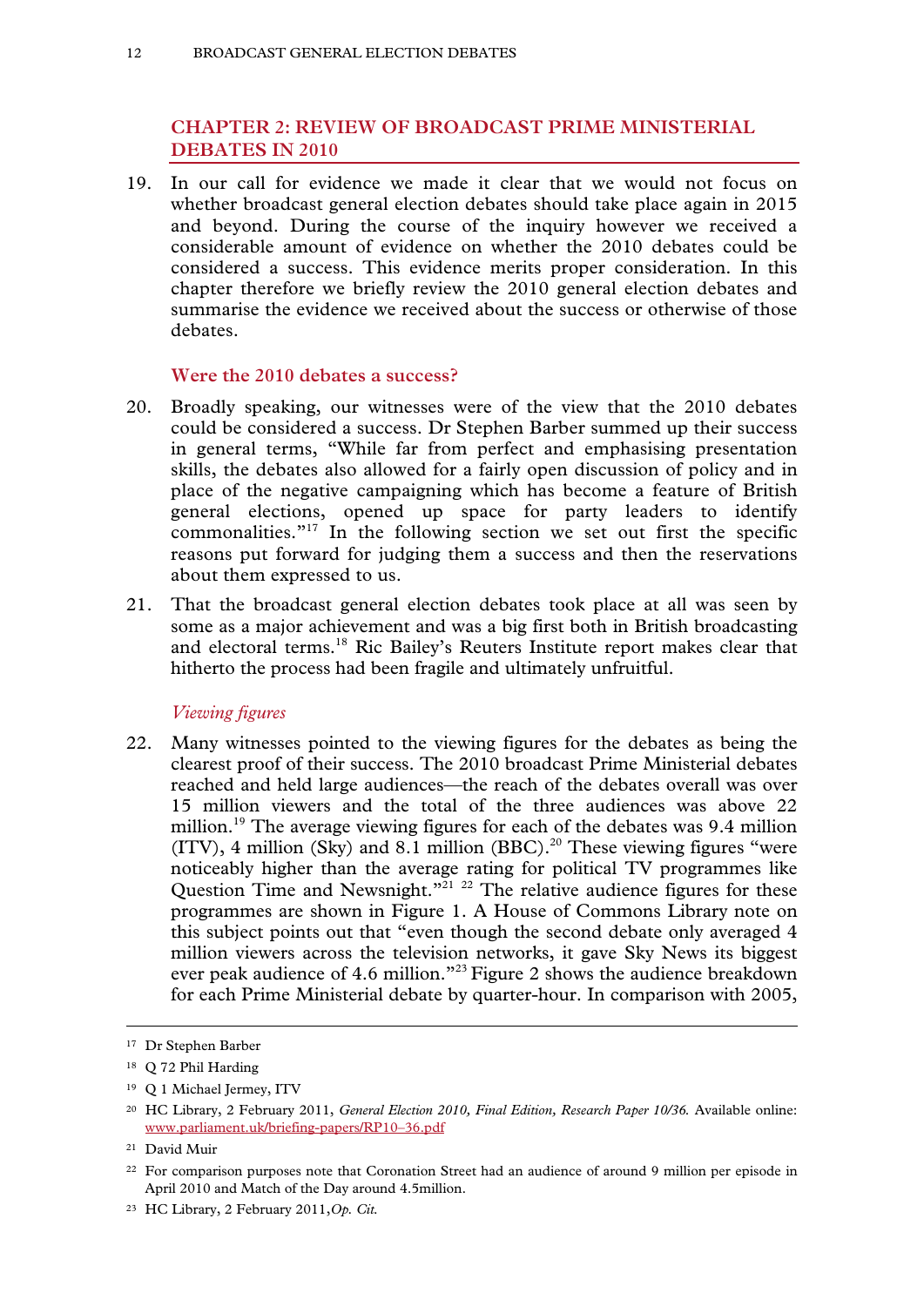## CHAPTER 2: REVIEW OF BROADCAST PRIME MINISTERIAL DEBATES IN 2010

19. In our call for evidence we made it clear that we would not focus on whether broadcast general election debates should take place again in 2015 and beyond. During the course of the inquiry however we received a considerable amount of evidence on whether the 2010 debates could be considered a success. This evidence merits proper consideration. In this chapter therefore we briefly review the 2010 general election debates and summarise the evidence we received about the success or otherwise of those debates.

### Were the 2010 debates a success?

20. Broadly speaking, our witnesses were of the view that the 2010 debates could be considered a success. Dr Stephen Barber summed up their success in general terms, "While far from perfect and emphasising presentation skills, the debates also allowed for a fairly open discussion of policy and in place of the negative campaigning which has become a feature of British general elections, opened up space for party leaders to identify commonalities."[17] In the following section we set out first the specific reasons put forward for judging them a success and then the reservations about them expressed to us.

21. That the broadcast general election debates took place at all was seen by some as a major achievement and was a big first both in British broadcasting and electoral terms.[18] Ric Bailey's Reuters Institute report makes clear that hitherto the process had been fragile and ultimately unfruitful.

#### *Viewing figures*

22. Many witnesses pointed to the viewing figures for the debates as being the clearest proof of their success. The 2010 broadcast Prime Ministerial debates reached and held large audiences—the reach of the debates overall was over 15 million viewers and the total of the three audiences was above 22 million.[19] The average viewing figures for each of the debates was 9.4 million (ITV), 4 million (Sky) and 8.1 million (BBC).[20] These viewing figures "were noticeably higher than the average rating for political TV programmes like Question Time and Newsnight."[21] [22] The relative audience figures for these programmes are shown in Figure 1. A House of Commons Library note on this subject points out that "even though the second debate only averaged 4 million viewers across the television networks, it gave Sky News its biggest ever peak audience of 4.6 million."[23] Figure 2 shows the audience breakdown for each Prime Ministerial debate by quarter-hour. In comparison with 2005,

---

[17] Dr Stephen Barber

[18] Q 72 Phil Harding

[19] Q 1 Michael Jermey, ITV

[20] HC Library, 2 February 2011, *General Election 2010, Final Edition, Research Paper 10/36.* Available online: www.parliament.uk/briefing-papers/RP10–36.pdf

[21] David Muir

[22] For comparison purposes note that Coronation Street had an audience of around 9 million per episode in April 2010 and Match of the Day around 4.5million.

[23] HC Library, 2 February 2011, *Op. Cit.*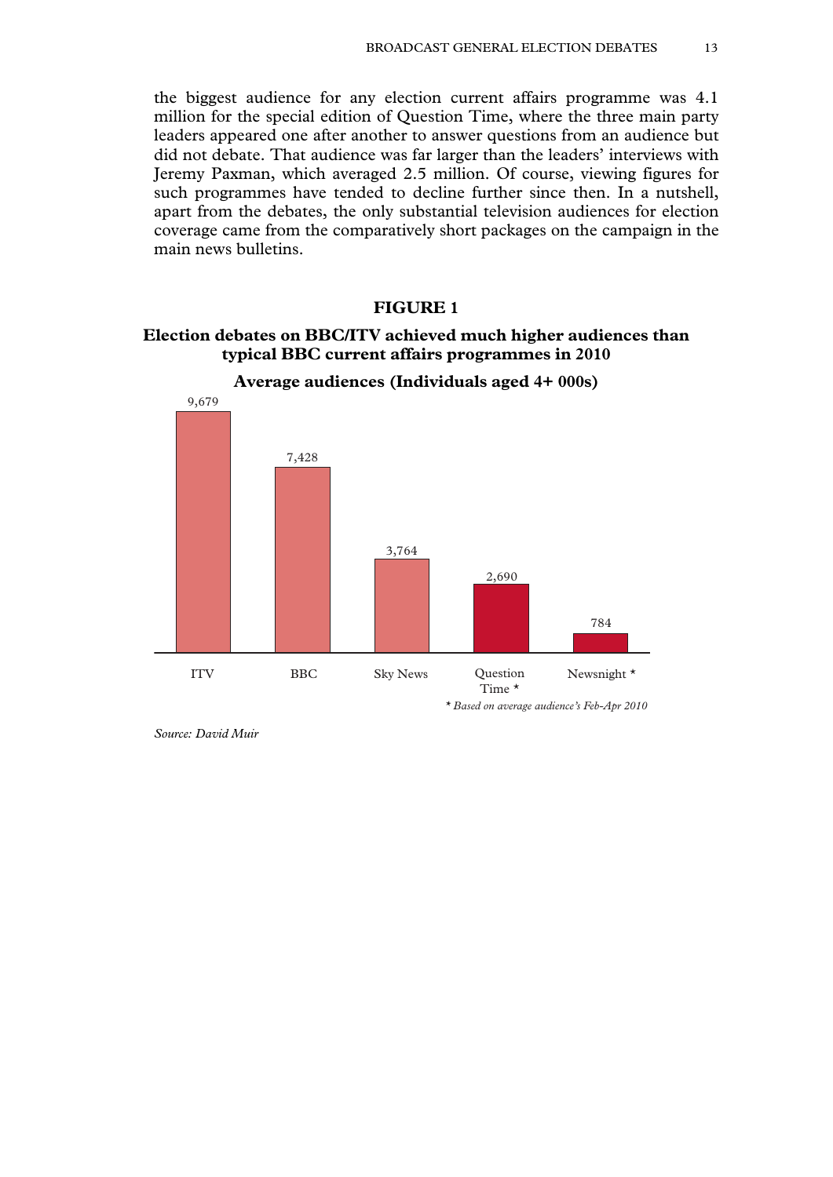the biggest audience for any election current affairs programme was 4.1 million for the special edition of Question Time, where the three main party leaders appeared one after another to answer questions from an audience but did not debate. That audience was far larger than the leaders' interviews with Jeremy Paxman, which averaged 2.5 million. Of course, viewing figures for such programmes have tended to decline further since then. In a nutshell, apart from the debates, the only substantial television audiences for election coverage came from the comparatively short packages on the campaign in the main news bulletins.

**FIGURE 1**

**Election debates on BBC/ITV achieved much higher audiences than typical BBC current affairs programmes in 2010**

**Average audiences (Individuals aged 4+ 000s)**

| Programme | Average audience (000s) |
|---|---|
| ITV | 9,679 |
| BBC | 7,428 |
| Sky News | 3,764 |
| Question Time * | 2,690 |
| Newsnight * | 784 |

*\* Based on average audience's Feb-Apr 2010*

*Source: David Muir*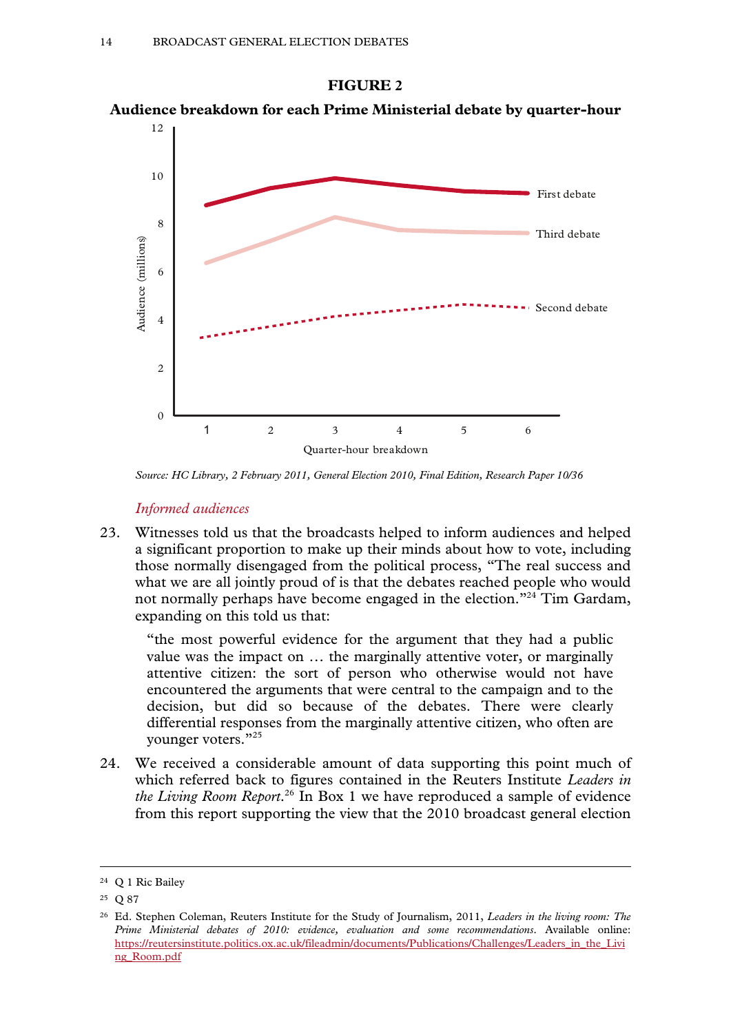**FIGURE 2**

**Audience breakdown for each Prime Ministerial debate by quarter-hour**

*Source: HC Library, 2 February 2011, General Election 2010, Final Edition, Research Paper 10/36*

### *Informed audiences*

23. Witnesses told us that the broadcasts helped to inform audiences and helped a significant proportion to make up their minds about how to vote, including those normally disengaged from the political process, "The real success and what we are all jointly proud of is that the debates reached people who would not normally perhaps have become engaged in the election."[24] Tim Gardam, expanding on this told us that:

> "the most powerful evidence for the argument that they had a public value was the impact on … the marginally attentive voter, or marginally attentive citizen: the sort of person who otherwise would not have encountered the arguments that were central to the campaign and to the decision, but did so because of the debates. There were clearly differential responses from the marginally attentive citizen, who often are younger voters."[25]

24. We received a considerable amount of data supporting this point much of which referred back to figures contained in the Reuters Institute *Leaders in the Living Room Report*.[26] In Box 1 we have reproduced a sample of evidence from this report supporting the view that the 2010 broadcast general election

---

[24] Q 1 Ric Bailey

[25] Q 87

[26] Ed. Stephen Coleman, Reuters Institute for the Study of Journalism, 2011, *Leaders in the living room: The Prime Ministerial debates of 2010: evidence, evaluation and some recommendations*. Available online: https://reutersinstitute.politics.ox.ac.uk/fileadmin/documents/Publications/Challenges/Leaders_in_the_Living_Room.pdf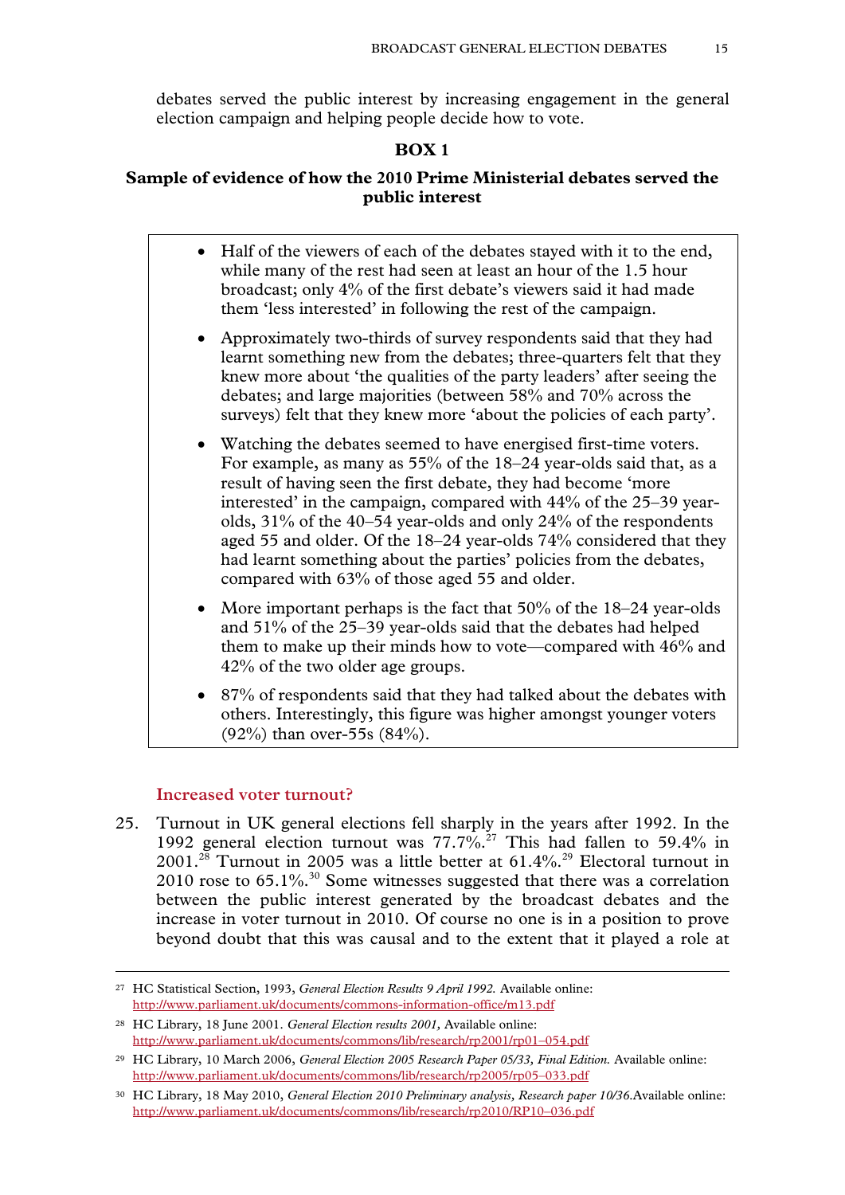debates served the public interest by increasing engagement in the general election campaign and helping people decide how to vote.

**BOX 1**

**Sample of evidence of how the 2010 Prime Ministerial debates served the public interest**

- Half of the viewers of each of the debates stayed with it to the end, while many of the rest had seen at least an hour of the 1.5 hour broadcast; only 4% of the first debate's viewers said it had made them 'less interested' in following the rest of the campaign.
- Approximately two-thirds of survey respondents said that they had learnt something new from the debates; three-quarters felt that they knew more about 'the qualities of the party leaders' after seeing the debates; and large majorities (between 58% and 70% across the surveys) felt that they knew more 'about the policies of each party'.
- Watching the debates seemed to have energised first-time voters. For example, as many as 55% of the 18–24 year-olds said that, as a result of having seen the first debate, they had become 'more interested' in the campaign, compared with 44% of the 25–39 year-olds, 31% of the 40–54 year-olds and only 24% of the respondents aged 55 and older. Of the 18–24 year-olds 74% considered that they had learnt something about the parties' policies from the debates, compared with 63% of those aged 55 and older.
- More important perhaps is the fact that 50% of the 18–24 year-olds and 51% of the 25–39 year-olds said that the debates had helped them to make up their minds how to vote—compared with 46% and 42% of the two older age groups.
- 87% of respondents said that they had talked about the debates with others. Interestingly, this figure was higher amongst younger voters (92%) than over-55s (84%).

### Increased voter turnout?

25. Turnout in UK general elections fell sharply in the years after 1992. In the 1992 general election turnout was 77.7%.[27] This had fallen to 59.4% in 2001.[28] Turnout in 2005 was a little better at 61.4%.[29] Electoral turnout in 2010 rose to 65.1%.[30] Some witnesses suggested that there was a correlation between the public interest generated by the broadcast debates and the increase in voter turnout in 2010. Of course no one is in a position to prove beyond doubt that this was causal and to the extent that it played a role at

---

[27] HC Statistical Section, 1993, *General Election Results 9 April 1992.* Available online: http://www.parliament.uk/documents/commons-information-office/m13.pdf

[28] HC Library, 18 June 2001. *General Election results 2001,* Available online: http://www.parliament.uk/documents/commons/lib/research/rp2001/rp01–054.pdf

[29] HC Library, 10 March 2006, *General Election 2005 Research Paper 05/33, Final Edition.* Available online: http://www.parliament.uk/documents/commons/lib/research/rp2005/rp05–033.pdf

[30] HC Library, 18 May 2010, *General Election 2010 Preliminary analysis, Research paper 10/36.*Available online: http://www.parliament.uk/documents/commons/lib/research/rp2010/RP10–036.pdf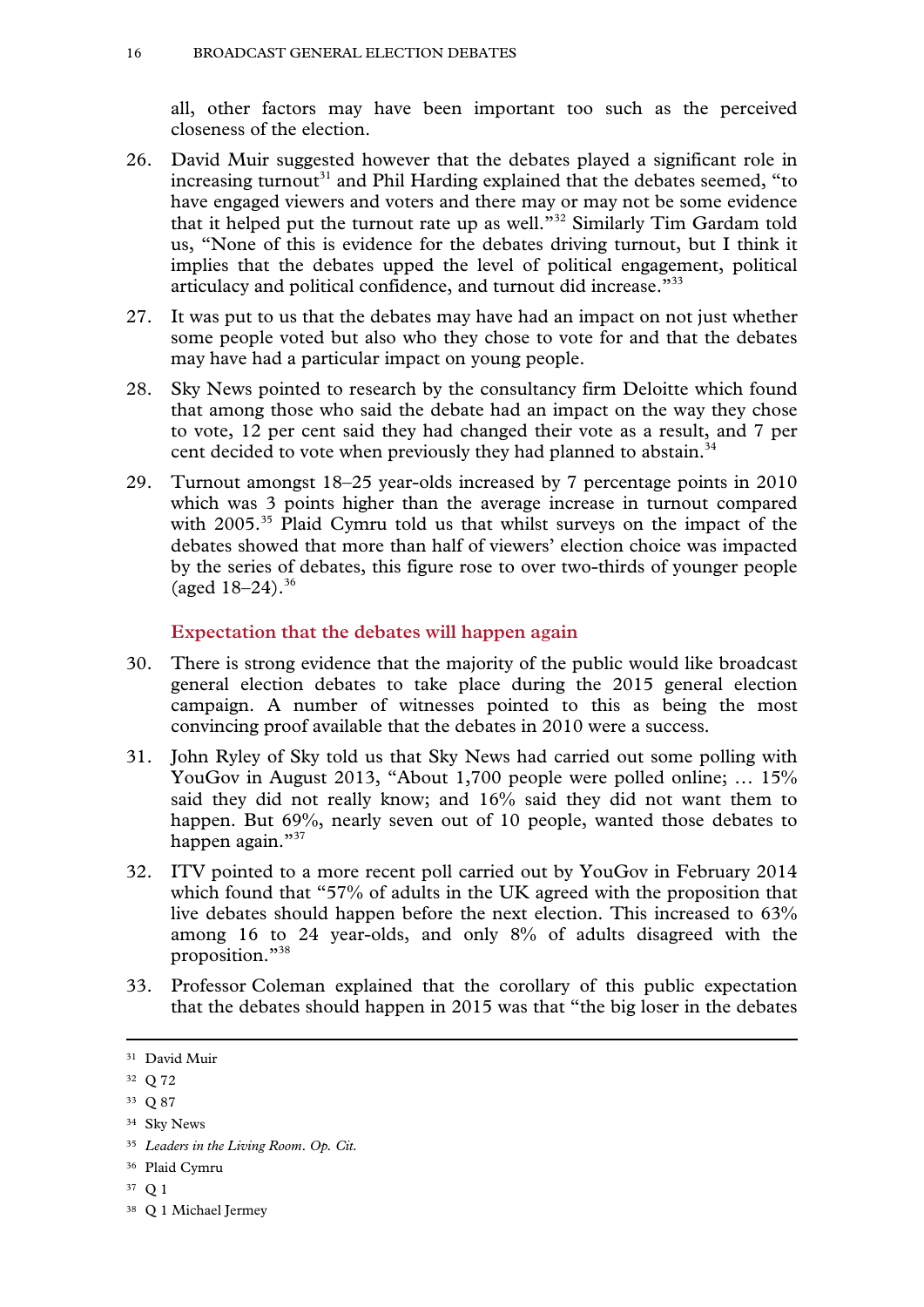all, other factors may have been important too such as the perceived closeness of the election.

26. David Muir suggested however that the debates played a significant role in increasing turnout[31] and Phil Harding explained that the debates seemed, "to have engaged viewers and voters and there may or may not be some evidence that it helped put the turnout rate up as well."[32] Similarly Tim Gardam told us, "None of this is evidence for the debates driving turnout, but I think it implies that the debates upped the level of political engagement, political articulacy and political confidence, and turnout did increase."[33]

27. It was put to us that the debates may have had an impact on not just whether some people voted but also who they chose to vote for and that the debates may have had a particular impact on young people.

28. Sky News pointed to research by the consultancy firm Deloitte which found that among those who said the debate had an impact on the way they chose to vote, 12 per cent said they had changed their vote as a result, and 7 per cent decided to vote when previously they had planned to abstain.[34]

29. Turnout amongst 18–25 year-olds increased by 7 percentage points in 2010 which was 3 points higher than the average increase in turnout compared with 2005.[35] Plaid Cymru told us that whilst surveys on the impact of the debates showed that more than half of viewers' election choice was impacted by the series of debates, this figure rose to over two-thirds of younger people (aged 18–24).[36]

### Expectation that the debates will happen again

30. There is strong evidence that the majority of the public would like broadcast general election debates to take place during the 2015 general election campaign. A number of witnesses pointed to this as being the most convincing proof available that the debates in 2010 were a success.

31. John Ryley of Sky told us that Sky News had carried out some polling with YouGov in August 2013, "About 1,700 people were polled online; … 15% said they did not really know; and 16% said they did not want them to happen. But 69%, nearly seven out of 10 people, wanted those debates to happen again."[37]

32. ITV pointed to a more recent poll carried out by YouGov in February 2014 which found that "57% of adults in the UK agreed with the proposition that live debates should happen before the next election. This increased to 63% among 16 to 24 year-olds, and only 8% of adults disagreed with the proposition."[38]

33. Professor Coleman explained that the corollary of this public expectation that the debates should happen in 2015 was that "the big loser in the debates

---

[31] David Muir

[32] Q 72

[33] Q 87

[34] Sky News

[35] *Leaders in the Living Room*. *Op. Cit.*

[36] Plaid Cymru

[37] Q 1

[38] Q 1 Michael Jermey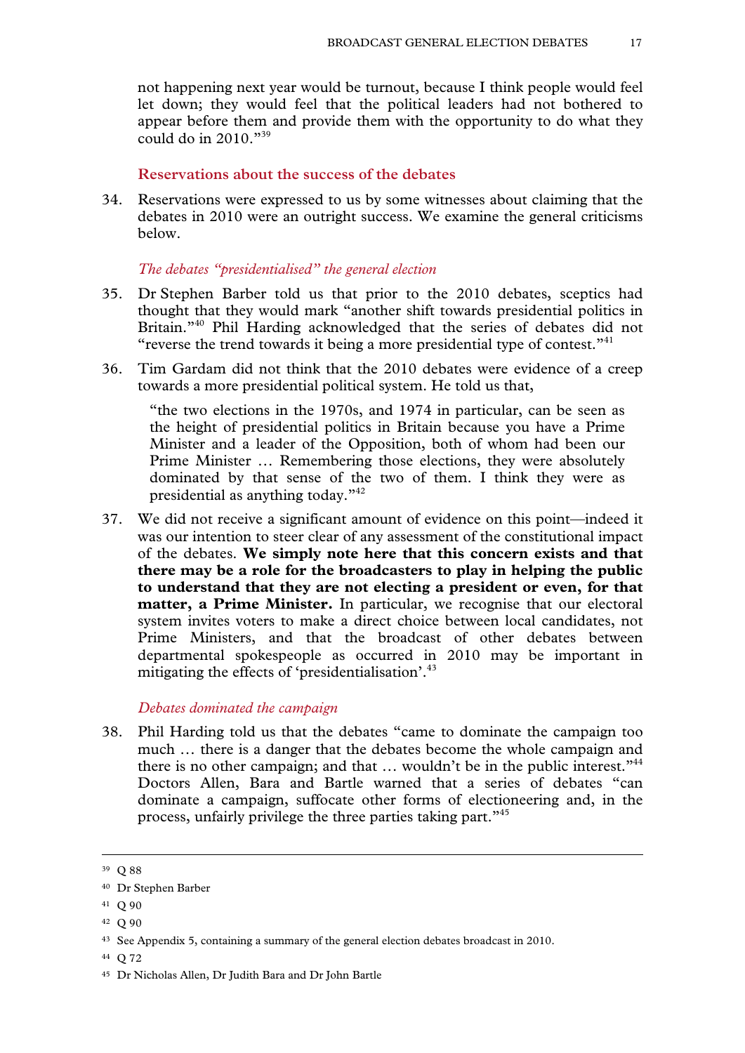not happening next year would be turnout, because I think people would feel let down; they would feel that the political leaders had not bothered to appear before them and provide them with the opportunity to do what they could do in 2010."[39]

### Reservations about the success of the debates

34. Reservations were expressed to us by some witnesses about claiming that the debates in 2010 were an outright success. We examine the general criticisms below.

#### *The debates "presidentialised" the general election*

35. Dr Stephen Barber told us that prior to the 2010 debates, sceptics had thought that they would mark "another shift towards presidential politics in Britain."[40] Phil Harding acknowledged that the series of debates did not "reverse the trend towards it being a more presidential type of contest."[41]

36. Tim Gardam did not think that the 2010 debates were evidence of a creep towards a more presidential political system. He told us that,

> "the two elections in the 1970s, and 1974 in particular, can be seen as the height of presidential politics in Britain because you have a Prime Minister and a leader of the Opposition, both of whom had been our Prime Minister … Remembering those elections, they were absolutely dominated by that sense of the two of them. I think they were as presidential as anything today."[42]

37. We did not receive a significant amount of evidence on this point—indeed it was our intention to steer clear of any assessment of the constitutional impact of the debates. **We simply note here that this concern exists and that there may be a role for the broadcasters to play in helping the public to understand that they are not electing a president or even, for that matter, a Prime Minister.** In particular, we recognise that our electoral system invites voters to make a direct choice between local candidates, not Prime Ministers, and that the broadcast of other debates between departmental spokespeople as occurred in 2010 may be important in mitigating the effects of 'presidentialisation'.[43]

#### *Debates dominated the campaign*

38. Phil Harding told us that the debates "came to dominate the campaign too much … there is a danger that the debates become the whole campaign and there is no other campaign; and that … wouldn't be in the public interest."[44] Doctors Allen, Bara and Bartle warned that a series of debates "can dominate a campaign, suffocate other forms of electioneering and, in the process, unfairly privilege the three parties taking part."[45]

---

[39] Q 88

[40] Dr Stephen Barber

[41] Q 90

[42] Q 90

[43] See Appendix 5, containing a summary of the general election debates broadcast in 2010.

[44] Q 72

[45] Dr Nicholas Allen, Dr Judith Bara and Dr John Bartle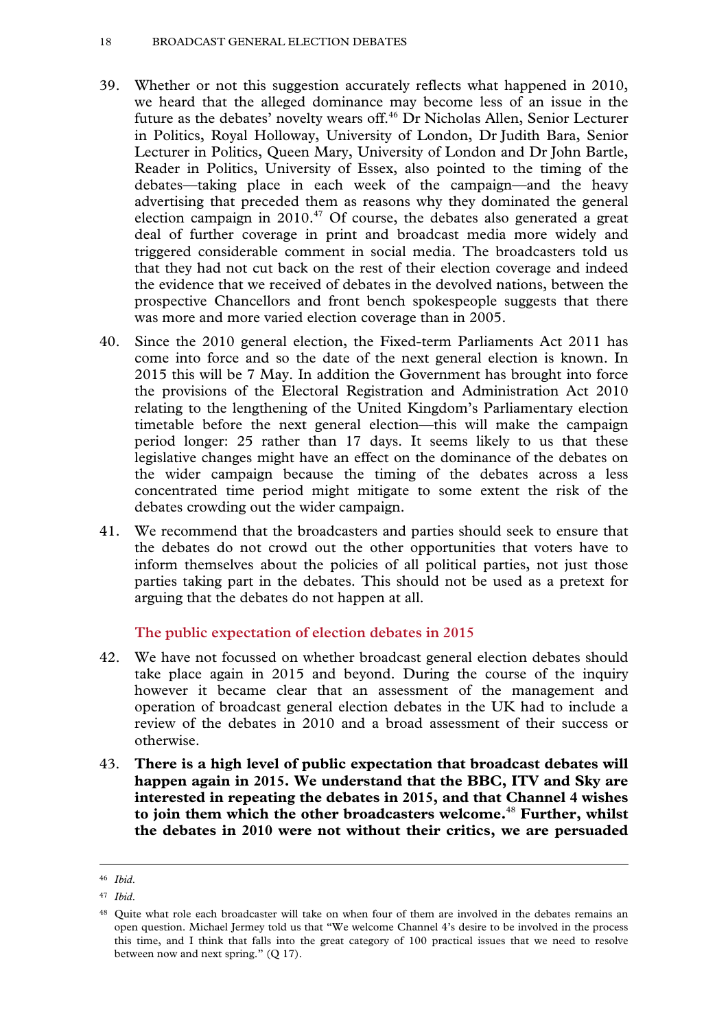39. Whether or not this suggestion accurately reflects what happened in 2010, we heard that the alleged dominance may become less of an issue in the future as the debates' novelty wears off.[46] Dr Nicholas Allen, Senior Lecturer in Politics, Royal Holloway, University of London, Dr Judith Bara, Senior Lecturer in Politics, Queen Mary, University of London and Dr John Bartle, Reader in Politics, University of Essex, also pointed to the timing of the debates—taking place in each week of the campaign—and the heavy advertising that preceded them as reasons why they dominated the general election campaign in 2010.[47] Of course, the debates also generated a great deal of further coverage in print and broadcast media more widely and triggered considerable comment in social media. The broadcasters told us that they had not cut back on the rest of their election coverage and indeed the evidence that we received of debates in the devolved nations, between the prospective Chancellors and front bench spokespeople suggests that there was more and more varied election coverage than in 2005.

40. Since the 2010 general election, the Fixed-term Parliaments Act 2011 has come into force and so the date of the next general election is known. In 2015 this will be 7 May. In addition the Government has brought into force the provisions of the Electoral Registration and Administration Act 2010 relating to the lengthening of the United Kingdom's Parliamentary election timetable before the next general election—this will make the campaign period longer: 25 rather than 17 days. It seems likely to us that these legislative changes might have an effect on the dominance of the debates on the wider campaign because the timing of the debates across a less concentrated time period might mitigate to some extent the risk of the debates crowding out the wider campaign.

41. We recommend that the broadcasters and parties should seek to ensure that the debates do not crowd out the other opportunities that voters have to inform themselves about the policies of all political parties, not just those parties taking part in the debates. This should not be used as a pretext for arguing that the debates do not happen at all.

### The public expectation of election debates in 2015

42. We have not focussed on whether broadcast general election debates should take place again in 2015 and beyond. During the course of the inquiry however it became clear that an assessment of the management and operation of broadcast general election debates in the UK had to include a review of the debates in 2010 and a broad assessment of their success or otherwise.

43. **There is a high level of public expectation that broadcast debates will happen again in 2015. We understand that the BBC, ITV and Sky are interested in repeating the debates in 2015, and that Channel 4 wishes to join them which the other broadcasters welcome.[48] Further, whilst the debates in 2010 were not without their critics, we are persuaded**

---

[46] *Ibid*.

[47] *Ibid*.

[48] Quite what role each broadcaster will take on when four of them are involved in the debates remains an open question. Michael Jermey told us that "We welcome Channel 4's desire to be involved in the process this time, and I think that falls into the great category of 100 practical issues that we need to resolve between now and next spring." (Q 17).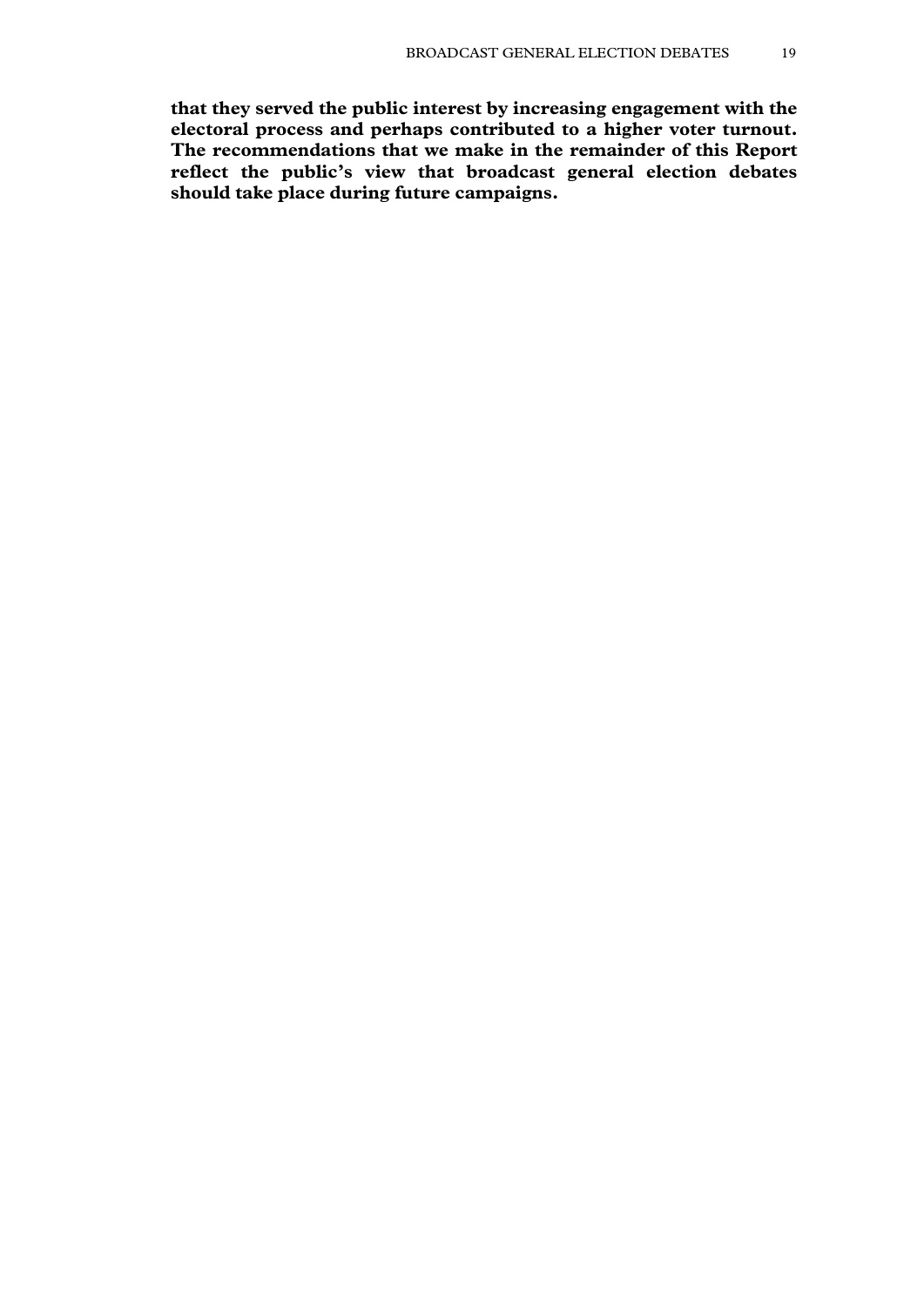**that they served the public interest by increasing engagement with the electoral process and perhaps contributed to a higher voter turnout. The recommendations that we make in the remainder of this Report reflect the public's view that broadcast general election debates should take place during future campaigns.**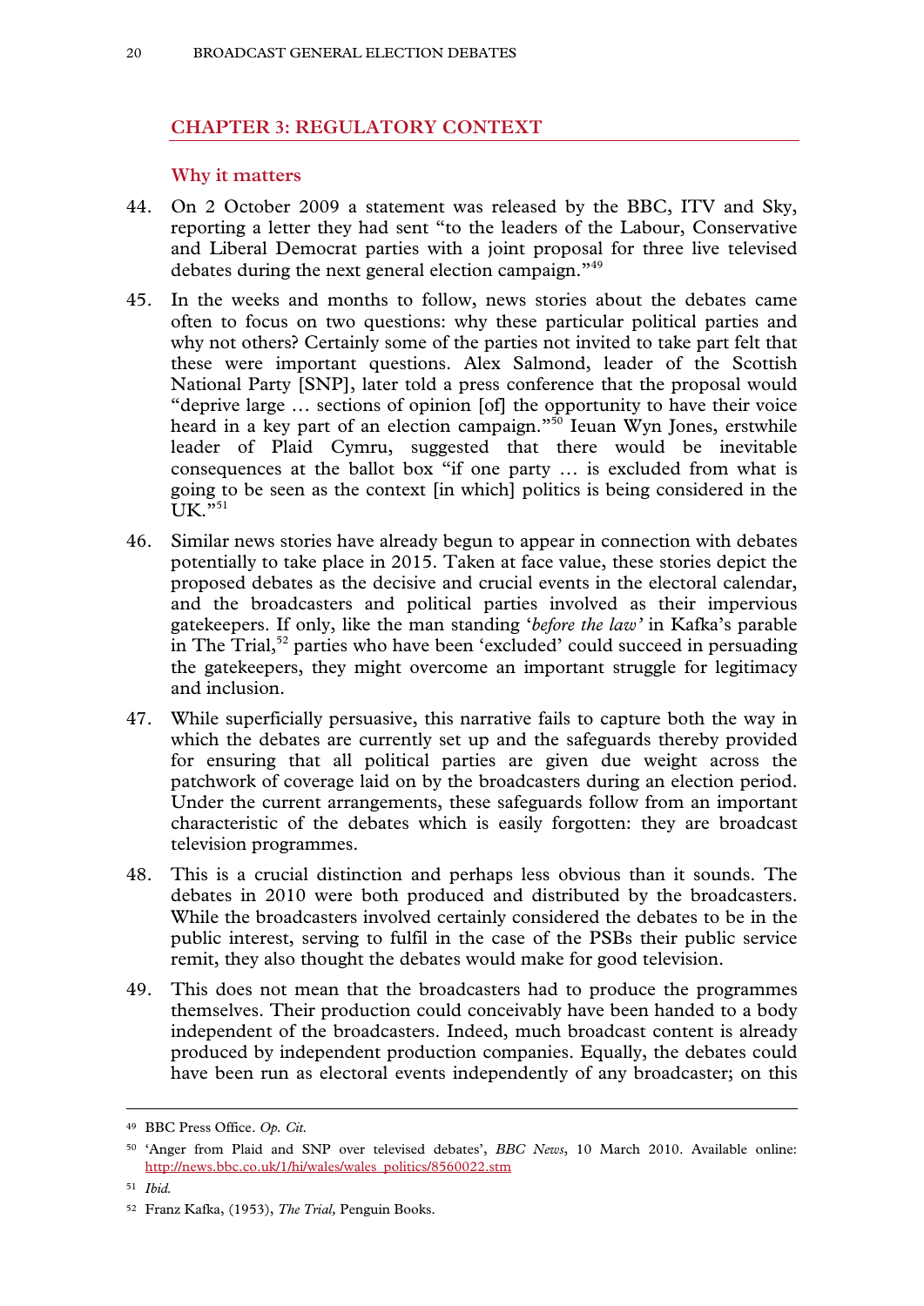## CHAPTER 3: REGULATORY CONTEXT

### Why it matters

44. On 2 October 2009 a statement was released by the BBC, ITV and Sky, reporting a letter they had sent "to the leaders of the Labour, Conservative and Liberal Democrat parties with a joint proposal for three live televised debates during the next general election campaign."[49]

45. In the weeks and months to follow, news stories about the debates came often to focus on two questions: why these particular political parties and why not others? Certainly some of the parties not invited to take part felt that these were important questions. Alex Salmond, leader of the Scottish National Party [SNP], later told a press conference that the proposal would "deprive large … sections of opinion [of] the opportunity to have their voice heard in a key part of an election campaign."[50] Ieuan Wyn Jones, erstwhile leader of Plaid Cymru, suggested that there would be inevitable consequences at the ballot box "if one party … is excluded from what is going to be seen as the context [in which] politics is being considered in the UK."[51]

46. Similar news stories have already begun to appear in connection with debates potentially to take place in 2015. Taken at face value, these stories depict the proposed debates as the decisive and crucial events in the electoral calendar, and the broadcasters and political parties involved as their impervious gatekeepers. If only, like the man standing '*before the law'* in Kafka's parable in The Trial,[52] parties who have been 'excluded' could succeed in persuading the gatekeepers, they might overcome an important struggle for legitimacy and inclusion.

47. While superficially persuasive, this narrative fails to capture both the way in which the debates are currently set up and the safeguards thereby provided for ensuring that all political parties are given due weight across the patchwork of coverage laid on by the broadcasters during an election period. Under the current arrangements, these safeguards follow from an important characteristic of the debates which is easily forgotten: they are broadcast television programmes.

48. This is a crucial distinction and perhaps less obvious than it sounds. The debates in 2010 were both produced and distributed by the broadcasters. While the broadcasters involved certainly considered the debates to be in the public interest, serving to fulfil in the case of the PSBs their public service remit, they also thought the debates would make for good television.

49. This does not mean that the broadcasters had to produce the programmes themselves. Their production could conceivably have been handed to a body independent of the broadcasters. Indeed, much broadcast content is already produced by independent production companies. Equally, the debates could have been run as electoral events independently of any broadcaster; on this

---

[49] BBC Press Office. *Op. Cit.*

[50] 'Anger from Plaid and SNP over televised debates', *BBC News*, 10 March 2010. Available online: http://news.bbc.co.uk/1/hi/wales/wales_politics/8560022.stm

[51] *Ibid.*

[52] Franz Kafka, (1953), *The Trial,* Penguin Books.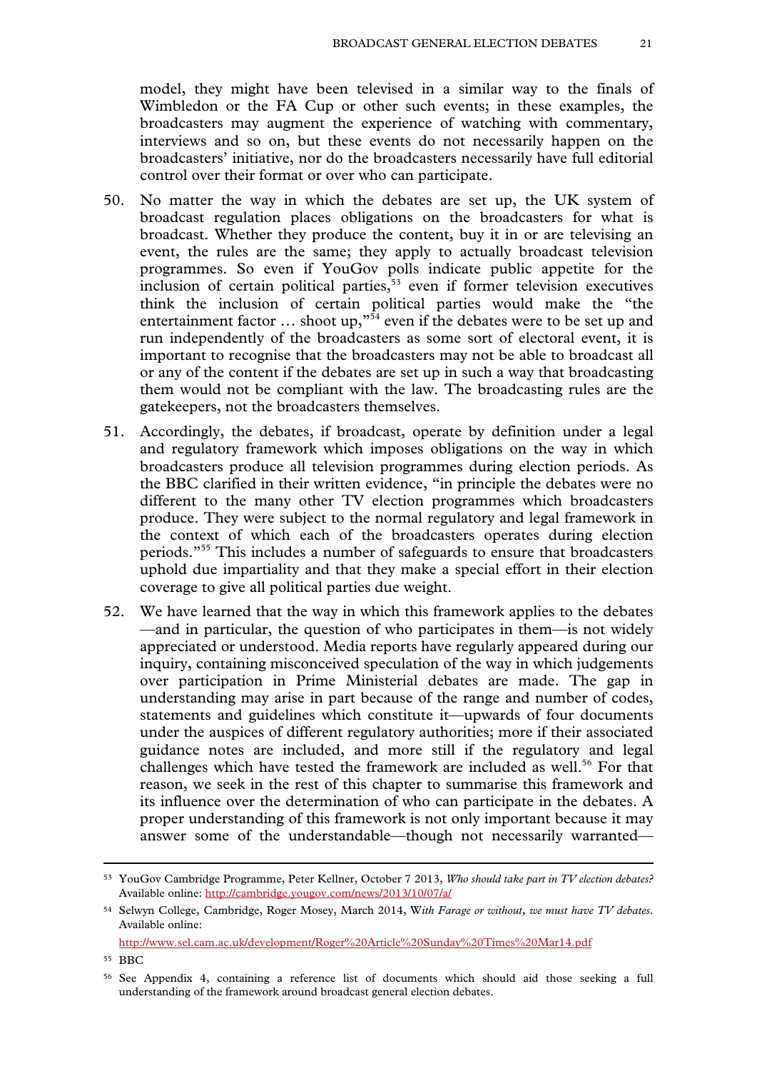model, they might have been televised in a similar way to the finals of Wimbledon or the FA Cup or other such events; in these examples, the broadcasters may augment the experience of watching with commentary, interviews and so on, but these events do not necessarily happen on the broadcasters' initiative, nor do the broadcasters necessarily have full editorial control over their format or over who can participate.

50. No matter the way in which the debates are set up, the UK system of broadcast regulation places obligations on the broadcasters for what is broadcast. Whether they produce the content, buy it in or are televising an event, the rules are the same; they apply to actually broadcast television programmes. So even if YouGov polls indicate public appetite for the inclusion of certain political parties,[53] even if former television executives think the inclusion of certain political parties would make the "the entertainment factor … shoot up,"[54] even if the debates were to be set up and run independently of the broadcasters as some sort of electoral event, it is important to recognise that the broadcasters may not be able to broadcast all or any of the content if the debates are set up in such a way that broadcasting them would not be compliant with the law. The broadcasting rules are the gatekeepers, not the broadcasters themselves.

51. Accordingly, the debates, if broadcast, operate by definition under a legal and regulatory framework which imposes obligations on the way in which broadcasters produce all television programmes during election periods. As the BBC clarified in their written evidence, "in principle the debates were no different to the many other TV election programmes which broadcasters produce. They were subject to the normal regulatory and legal framework in the context of which each of the broadcasters operates during election periods."[55] This includes a number of safeguards to ensure that broadcasters uphold due impartiality and that they make a special effort in their election coverage to give all political parties due weight.

52. We have learned that the way in which this framework applies to the debates —and in particular, the question of who participates in them—is not widely appreciated or understood. Media reports have regularly appeared during our inquiry, containing misconceived speculation of the way in which judgements over participation in Prime Ministerial debates are made. The gap in understanding may arise in part because of the range and number of codes, statements and guidelines which constitute it—upwards of four documents under the auspices of different regulatory authorities; more if their associated guidance notes are included, and more still if the regulatory and legal challenges which have tested the framework are included as well.[56] For that reason, we seek in the rest of this chapter to summarise this framework and its influence over the determination of who can participate in the debates. A proper understanding of this framework is not only important because it may answer some of the understandable—though not necessarily warranted—

---

[53] YouGov Cambridge Programme, Peter Kellner, October 7 2013, *Who should take part in TV election debates?* Available online: http://cambridge.yougov.com/news/2013/10/07/a/

[54] Selwyn College, Cambridge, Roger Mosey, March 2014, *With Farage or without, we must have TV debates*. Available online: http://www.sel.cam.ac.uk/development/Roger%20Article%20Sunday%20Times%20Mar14.pdf

[55] BBC

[56] See Appendix 4, containing a reference list of documents which should aid those seeking a full understanding of the framework around broadcast general election debates.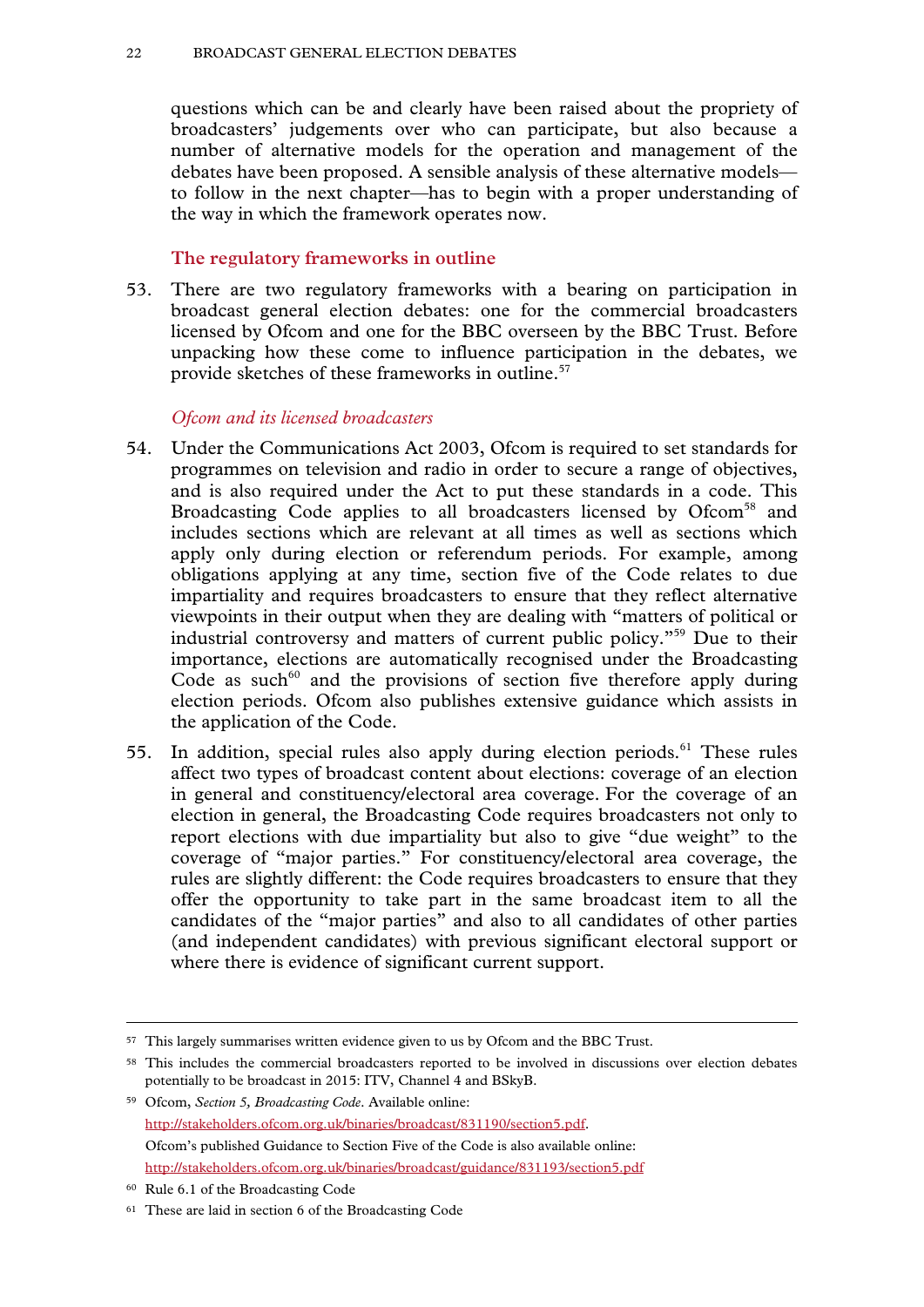questions which can be and clearly have been raised about the propriety of broadcasters' judgements over who can participate, but also because a number of alternative models for the operation and management of the debates have been proposed. A sensible analysis of these alternative models—to follow in the next chapter—has to begin with a proper understanding of the way in which the framework operates now.

## The regulatory frameworks in outline

53. There are two regulatory frameworks with a bearing on participation in broadcast general election debates: one for the commercial broadcasters licensed by Ofcom and one for the BBC overseen by the BBC Trust. Before unpacking how these come to influence participation in the debates, we provide sketches of these frameworks in outline.[57]

### *Ofcom and its licensed broadcasters*

54. Under the Communications Act 2003, Ofcom is required to set standards for programmes on television and radio in order to secure a range of objectives, and is also required under the Act to put these standards in a code. This Broadcasting Code applies to all broadcasters licensed by Ofcom[58] and includes sections which are relevant at all times as well as sections which apply only during election or referendum periods. For example, among obligations applying at any time, section five of the Code relates to due impartiality and requires broadcasters to ensure that they reflect alternative viewpoints in their output when they are dealing with "matters of political or industrial controversy and matters of current public policy."[59] Due to their importance, elections are automatically recognised under the Broadcasting Code as such[60] and the provisions of section five therefore apply during election periods. Ofcom also publishes extensive guidance which assists in the application of the Code.

55. In addition, special rules also apply during election periods.[61] These rules affect two types of broadcast content about elections: coverage of an election in general and constituency/electoral area coverage. For the coverage of an election in general, the Broadcasting Code requires broadcasters not only to report elections with due impartiality but also to give "due weight" to the coverage of "major parties." For constituency/electoral area coverage, the rules are slightly different: the Code requires broadcasters to ensure that they offer the opportunity to take part in the same broadcast item to all the candidates of the "major parties" and also to all candidates of other parties (and independent candidates) with previous significant electoral support or where there is evidence of significant current support.

---

[57] This largely summarises written evidence given to us by Ofcom and the BBC Trust.

[58] This includes the commercial broadcasters reported to be involved in discussions over election debates potentially to be broadcast in 2015: ITV, Channel 4 and BSkyB.

[59] Ofcom, *Section 5, Broadcasting Code*. Available online: http://stakeholders.ofcom.org.uk/binaries/broadcast/831190/section5.pdf.
Ofcom's published Guidance to Section Five of the Code is also available online: http://stakeholders.ofcom.org.uk/binaries/broadcast/guidance/831193/section5.pdf

[60] Rule 6.1 of the Broadcasting Code

[61] These are laid in section 6 of the Broadcasting Code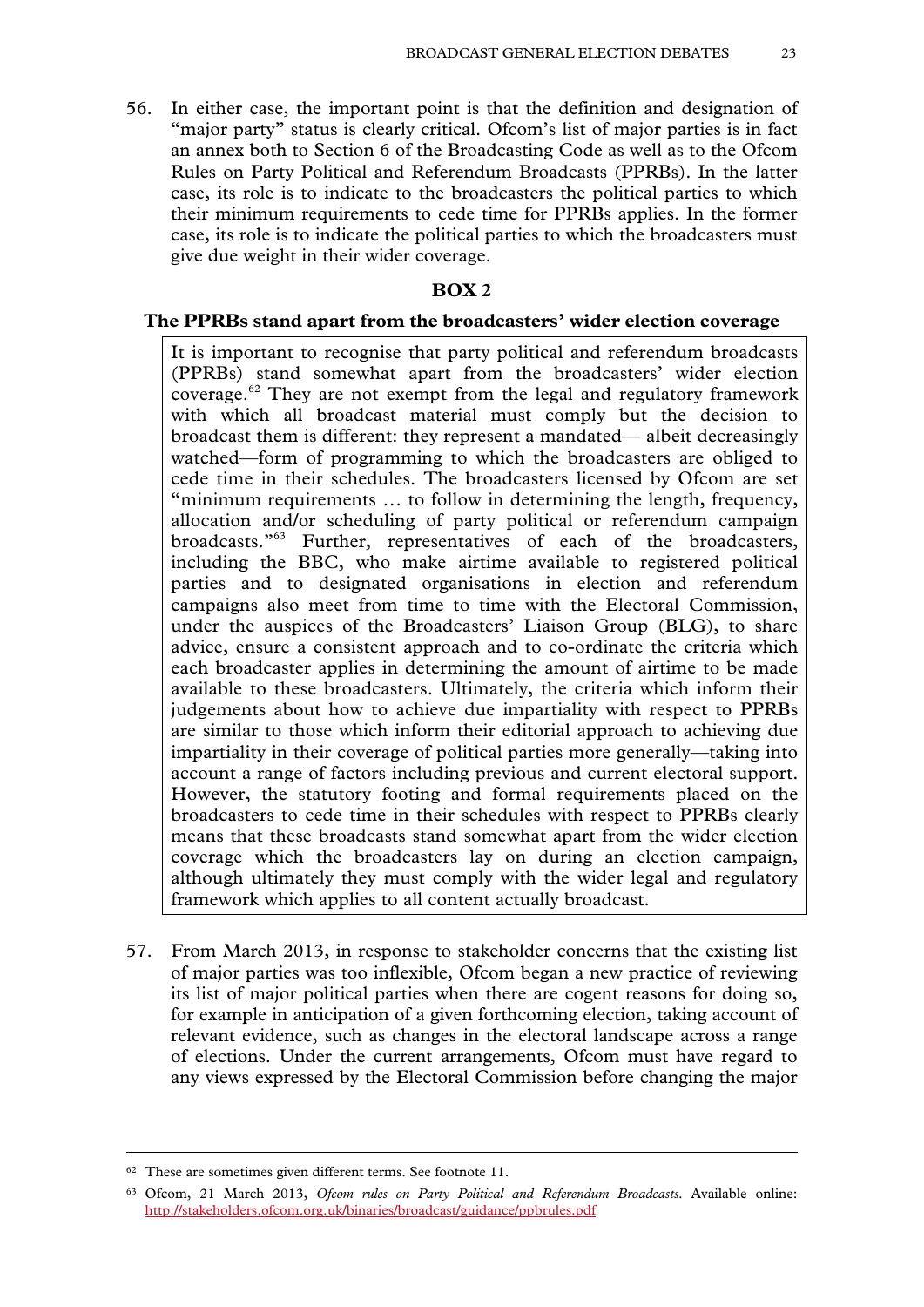56. In either case, the important point is that the definition and designation of "major party" status is clearly critical. Ofcom's list of major parties is in fact an annex both to Section 6 of the Broadcasting Code as well as to the Ofcom Rules on Party Political and Referendum Broadcasts (PPRBs). In the latter case, its role is to indicate to the broadcasters the political parties to which their minimum requirements to cede time for PPRBs applies. In the former case, its role is to indicate the political parties to which the broadcasters must give due weight in their wider coverage.

**BOX 2**

**The PPRBs stand apart from the broadcasters' wider election coverage**

It is important to recognise that party political and referendum broadcasts (PPRBs) stand somewhat apart from the broadcasters' wider election coverage.[62] They are not exempt from the legal and regulatory framework with which all broadcast material must comply but the decision to broadcast them is different: they represent a mandated— albeit decreasingly watched—form of programming to which the broadcasters are obliged to cede time in their schedules. The broadcasters licensed by Ofcom are set "minimum requirements … to follow in determining the length, frequency, allocation and/or scheduling of party political or referendum campaign broadcasts."[63] Further, representatives of each of the broadcasters, including the BBC, who make airtime available to registered political parties and to designated organisations in election and referendum campaigns also meet from time to time with the Electoral Commission, under the auspices of the Broadcasters' Liaison Group (BLG), to share advice, ensure a consistent approach and to co-ordinate the criteria which each broadcaster applies in determining the amount of airtime to be made available to these broadcasters. Ultimately, the criteria which inform their judgements about how to achieve due impartiality with respect to PPRBs are similar to those which inform their editorial approach to achieving due impartiality in their coverage of political parties more generally—taking into account a range of factors including previous and current electoral support. However, the statutory footing and formal requirements placed on the broadcasters to cede time in their schedules with respect to PPRBs clearly means that these broadcasts stand somewhat apart from the wider election coverage which the broadcasters lay on during an election campaign, although ultimately they must comply with the wider legal and regulatory framework which applies to all content actually broadcast.

57. From March 2013, in response to stakeholder concerns that the existing list of major parties was too inflexible, Ofcom began a new practice of reviewing its list of major political parties when there are cogent reasons for doing so, for example in anticipation of a given forthcoming election, taking account of relevant evidence, such as changes in the electoral landscape across a range of elections. Under the current arrangements, Ofcom must have regard to any views expressed by the Electoral Commission before changing the major

[62] These are sometimes given different terms. See footnote 11.

[63] Ofcom, 21 March 2013, *Ofcom rules on Party Political and Referendum Broadcasts*. Available online: http://stakeholders.ofcom.org.uk/binaries/broadcast/guidance/ppbrules.pdf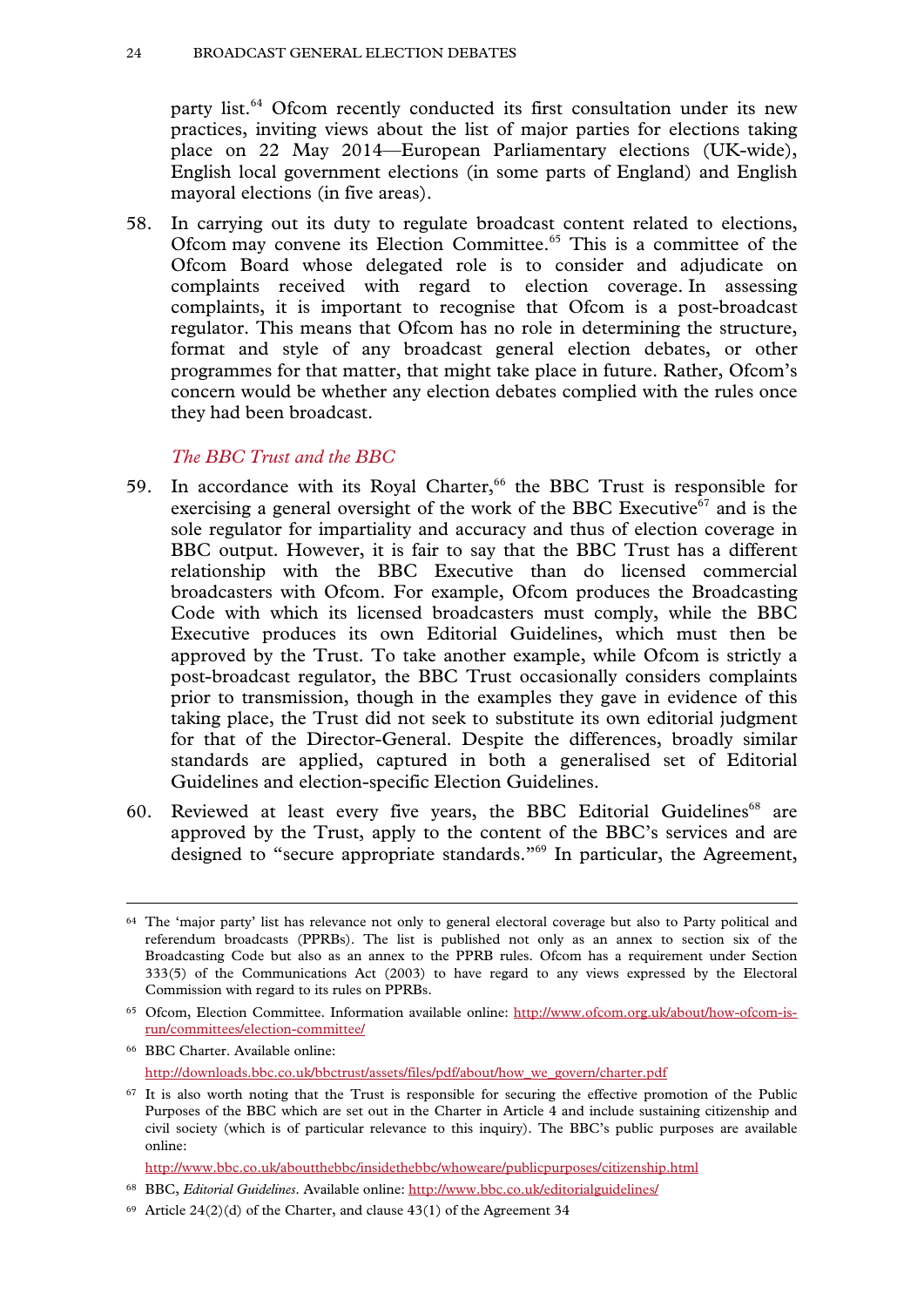party list.[64] Ofcom recently conducted its first consultation under its new practices, inviting views about the list of major parties for elections taking place on 22 May 2014—European Parliamentary elections (UK-wide), English local government elections (in some parts of England) and English mayoral elections (in five areas).

58. In carrying out its duty to regulate broadcast content related to elections, Ofcom may convene its Election Committee.[65] This is a committee of the Ofcom Board whose delegated role is to consider and adjudicate on complaints received with regard to election coverage. In assessing complaints, it is important to recognise that Ofcom is a post-broadcast regulator. This means that Ofcom has no role in determining the structure, format and style of any broadcast general election debates, or other programmes for that matter, that might take place in future. Rather, Ofcom's concern would be whether any election debates complied with the rules once they had been broadcast.

### *The BBC Trust and the BBC*

59. In accordance with its Royal Charter,[66] the BBC Trust is responsible for exercising a general oversight of the work of the BBC Executive[67] and is the sole regulator for impartiality and accuracy and thus of election coverage in BBC output. However, it is fair to say that the BBC Trust has a different relationship with the BBC Executive than do licensed commercial broadcasters with Ofcom. For example, Ofcom produces the Broadcasting Code with which its licensed broadcasters must comply, while the BBC Executive produces its own Editorial Guidelines, which must then be approved by the Trust. To take another example, while Ofcom is strictly a post-broadcast regulator, the BBC Trust occasionally considers complaints prior to transmission, though in the examples they gave in evidence of this taking place, the Trust did not seek to substitute its own editorial judgment for that of the Director-General. Despite the differences, broadly similar standards are applied, captured in both a generalised set of Editorial Guidelines and election-specific Election Guidelines.

60. Reviewed at least every five years, the BBC Editorial Guidelines[68] are approved by the Trust, apply to the content of the BBC's services and are designed to "secure appropriate standards."[69] In particular, the Agreement,

---

[64] The 'major party' list has relevance not only to general electoral coverage but also to Party political and referendum broadcasts (PPRBs). The list is published not only as an annex to section six of the Broadcasting Code but also as an annex to the PPRB rules. Ofcom has a requirement under Section 333(5) of the Communications Act (2003) to have regard to any views expressed by the Electoral Commission with regard to its rules on PPRBs.

[65] Ofcom, Election Committee. Information available online: http://www.ofcom.org.uk/about/how-ofcom-is-run/committees/election-committee/

[66] BBC Charter. Available online: http://downloads.bbc.co.uk/bbctrust/assets/files/pdf/about/how_we_govern/charter.pdf

[67] It is also worth noting that the Trust is responsible for securing the effective promotion of the Public Purposes of the BBC which are set out in the Charter in Article 4 and include sustaining citizenship and civil society (which is of particular relevance to this inquiry). The BBC's public purposes are available online: http://www.bbc.co.uk/aboutthebbc/insidethebbc/whoweare/publicpurposes/citizenship.html

[68] BBC, *Editorial Guidelines*. Available online: http://www.bbc.co.uk/editorialguidelines/

[69] Article 24(2)(d) of the Charter, and clause 43(1) of the Agreement 34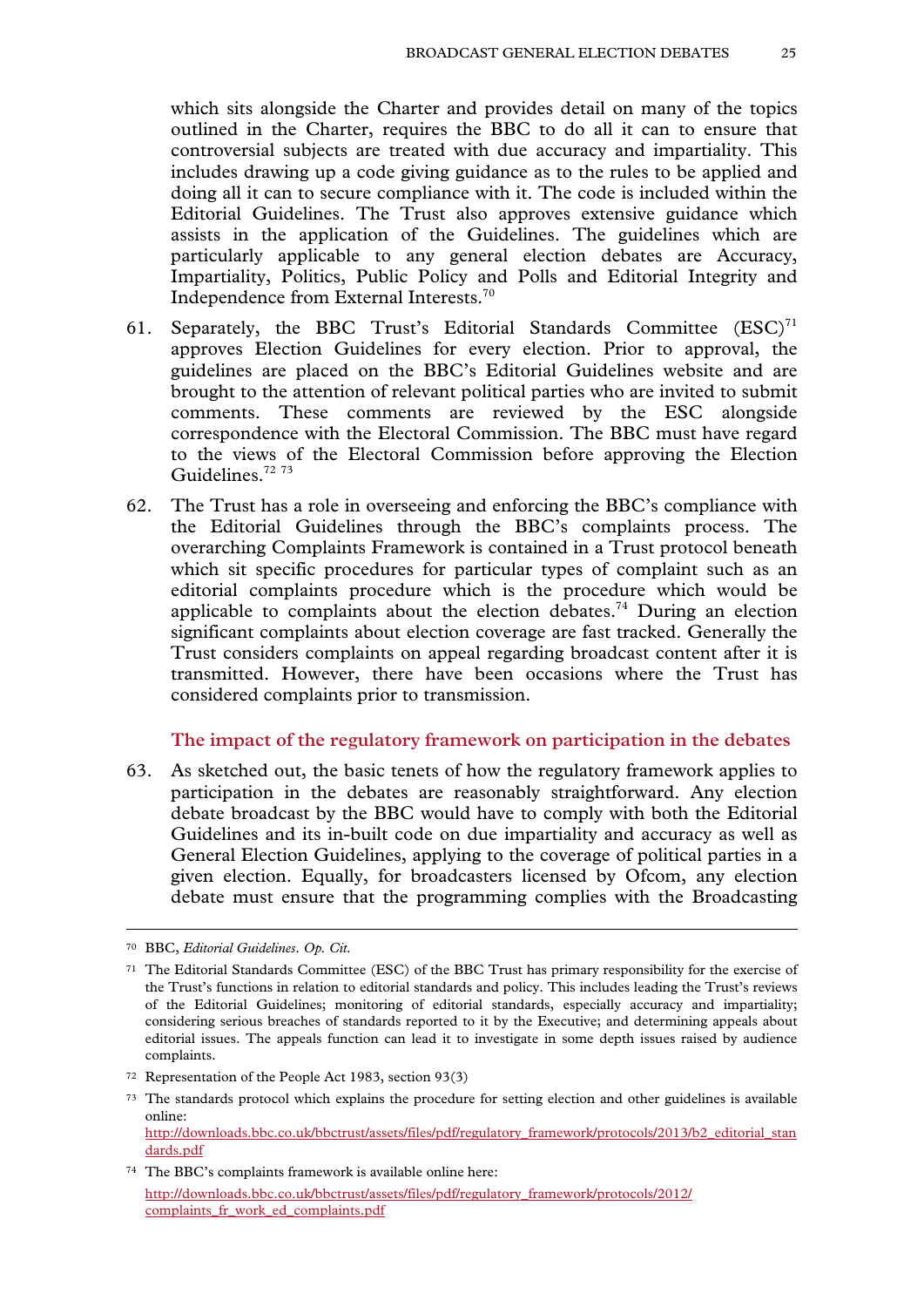which sits alongside the Charter and provides detail on many of the topics outlined in the Charter, requires the BBC to do all it can to ensure that controversial subjects are treated with due accuracy and impartiality. This includes drawing up a code giving guidance as to the rules to be applied and doing all it can to secure compliance with it. The code is included within the Editorial Guidelines. The Trust also approves extensive guidance which assists in the application of the Guidelines. The guidelines which are particularly applicable to any general election debates are Accuracy, Impartiality, Politics, Public Policy and Polls and Editorial Integrity and Independence from External Interests.[70]

61. Separately, the BBC Trust's Editorial Standards Committee (ESC)[71] approves Election Guidelines for every election. Prior to approval, the guidelines are placed on the BBC's Editorial Guidelines website and are brought to the attention of relevant political parties who are invited to submit comments. These comments are reviewed by the ESC alongside correspondence with the Electoral Commission. The BBC must have regard to the views of the Electoral Commission before approving the Election Guidelines.[72] [73]

62. The Trust has a role in overseeing and enforcing the BBC's compliance with the Editorial Guidelines through the BBC's complaints process. The overarching Complaints Framework is contained in a Trust protocol beneath which sit specific procedures for particular types of complaint such as an editorial complaints procedure which is the procedure which would be applicable to complaints about the election debates.[74] During an election significant complaints about election coverage are fast tracked. Generally the Trust considers complaints on appeal regarding broadcast content after it is transmitted. However, there have been occasions where the Trust has considered complaints prior to transmission.

### The impact of the regulatory framework on participation in the debates

63. As sketched out, the basic tenets of how the regulatory framework applies to participation in the debates are reasonably straightforward. Any election debate broadcast by the BBC would have to comply with both the Editorial Guidelines and its in-built code on due impartiality and accuracy as well as General Election Guidelines, applying to the coverage of political parties in a given election. Equally, for broadcasters licensed by Ofcom, any election debate must ensure that the programming complies with the Broadcasting

---

70 BBC, *Editorial Guidelines*. *Op. Cit.*

71 The Editorial Standards Committee (ESC) of the BBC Trust has primary responsibility for the exercise of the Trust's functions in relation to editorial standards and policy. This includes leading the Trust's reviews of the Editorial Guidelines; monitoring of editorial standards, especially accuracy and impartiality; considering serious breaches of standards reported to it by the Executive; and determining appeals about editorial issues. The appeals function can lead it to investigate in some depth issues raised by audience complaints.

72 Representation of the People Act 1983, section 93(3)

73 The standards protocol which explains the procedure for setting election and other guidelines is available online: http://downloads.bbc.co.uk/bbctrust/assets/files/pdf/regulatory_framework/protocols/2013/b2_editorial_standards.pdf

74 The BBC's complaints framework is available online here: http://downloads.bbc.co.uk/bbctrust/assets/files/pdf/regulatory_framework/protocols/2012/complaints_fr_work_ed_complaints.pdf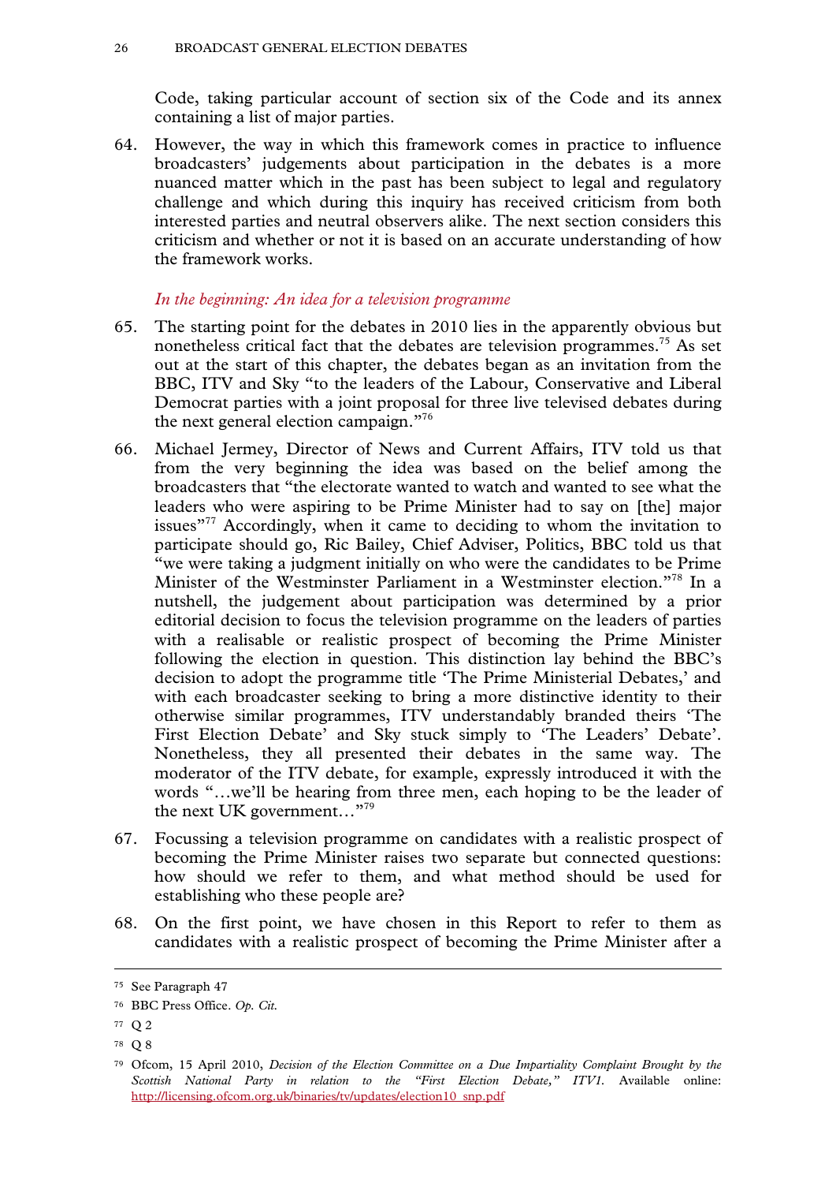Code, taking particular account of section six of the Code and its annex containing a list of major parties.

64. However, the way in which this framework comes in practice to influence broadcasters' judgements about participation in the debates is a more nuanced matter which in the past has been subject to legal and regulatory challenge and which during this inquiry has received criticism from both interested parties and neutral observers alike. The next section considers this criticism and whether or not it is based on an accurate understanding of how the framework works.

### *In the beginning: An idea for a television programme*

65. The starting point for the debates in 2010 lies in the apparently obvious but nonetheless critical fact that the debates are television programmes.[75] As set out at the start of this chapter, the debates began as an invitation from the BBC, ITV and Sky "to the leaders of the Labour, Conservative and Liberal Democrat parties with a joint proposal for three live televised debates during the next general election campaign."[76]

66. Michael Jermey, Director of News and Current Affairs, ITV told us that from the very beginning the idea was based on the belief among the broadcasters that "the electorate wanted to watch and wanted to see what the leaders who were aspiring to be Prime Minister had to say on [the] major issues"[77] Accordingly, when it came to deciding to whom the invitation to participate should go, Ric Bailey, Chief Adviser, Politics, BBC told us that "we were taking a judgment initially on who were the candidates to be Prime Minister of the Westminster Parliament in a Westminster election."[78] In a nutshell, the judgement about participation was determined by a prior editorial decision to focus the television programme on the leaders of parties with a realisable or realistic prospect of becoming the Prime Minister following the election in question. This distinction lay behind the BBC's decision to adopt the programme title 'The Prime Ministerial Debates,' and with each broadcaster seeking to bring a more distinctive identity to their otherwise similar programmes, ITV understandably branded theirs 'The First Election Debate' and Sky stuck simply to 'The Leaders' Debate'. Nonetheless, they all presented their debates in the same way. The moderator of the ITV debate, for example, expressly introduced it with the words "…we'll be hearing from three men, each hoping to be the leader of the next UK government…"[79]

67. Focussing a television programme on candidates with a realistic prospect of becoming the Prime Minister raises two separate but connected questions: how should we refer to them, and what method should be used for establishing who these people are?

68. On the first point, we have chosen in this Report to refer to them as candidates with a realistic prospect of becoming the Prime Minister after a

---

[75] See Paragraph 47

[76] BBC Press Office. *Op. Cit.*

[77] Q 2

[78] Q 8

[79] Ofcom, 15 April 2010, *Decision of the Election Committee on a Due Impartiality Complaint Brought by the Scottish National Party in relation to the "First Election Debate," ITV1.* Available online: http://licensing.ofcom.org.uk/binaries/tv/updates/election10_snp.pdf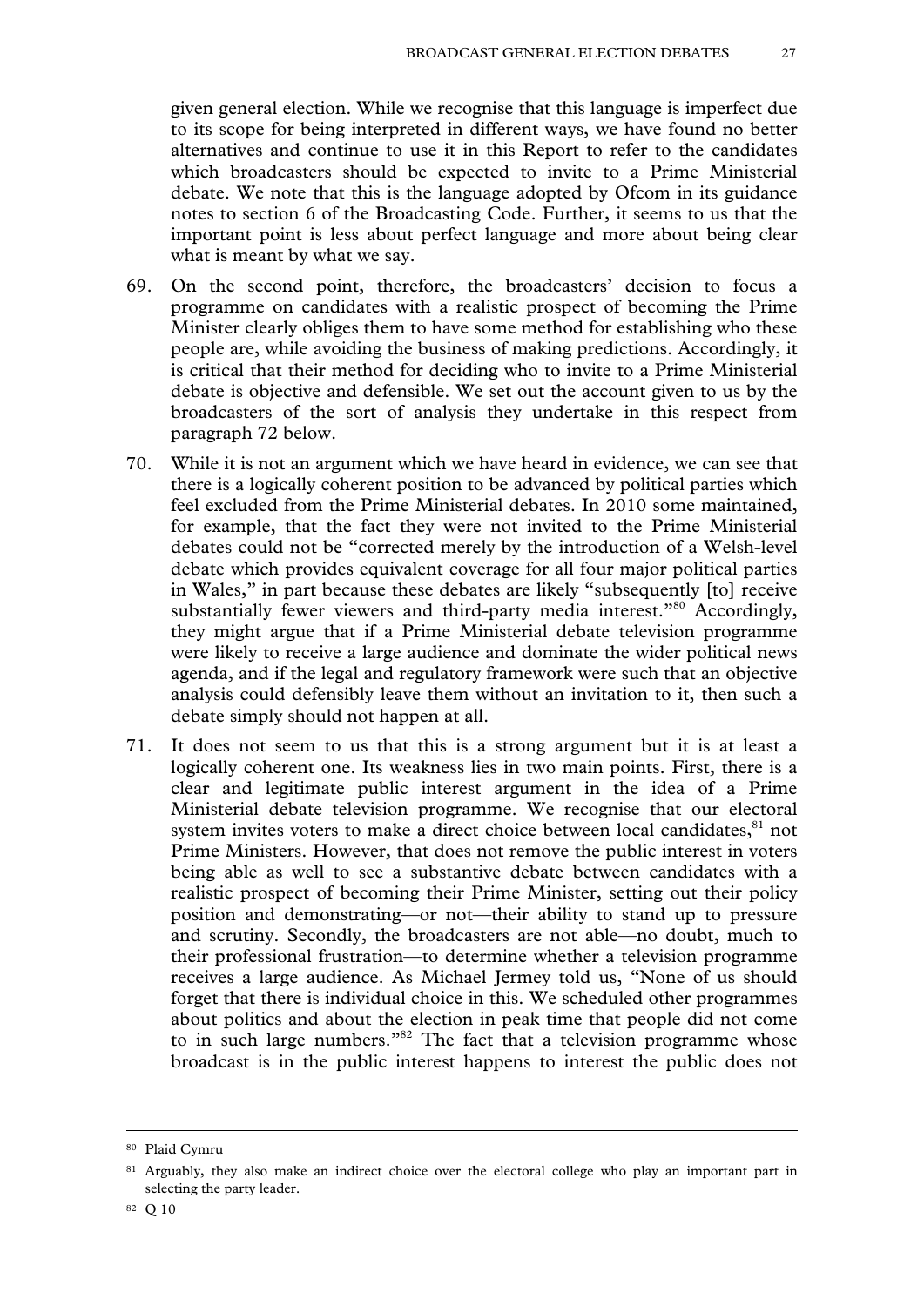given general election. While we recognise that this language is imperfect due to its scope for being interpreted in different ways, we have found no better alternatives and continue to use it in this Report to refer to the candidates which broadcasters should be expected to invite to a Prime Ministerial debate. We note that this is the language adopted by Ofcom in its guidance notes to section 6 of the Broadcasting Code. Further, it seems to us that the important point is less about perfect language and more about being clear what is meant by what we say.

69. On the second point, therefore, the broadcasters' decision to focus a programme on candidates with a realistic prospect of becoming the Prime Minister clearly obliges them to have some method for establishing who these people are, while avoiding the business of making predictions. Accordingly, it is critical that their method for deciding who to invite to a Prime Ministerial debate is objective and defensible. We set out the account given to us by the broadcasters of the sort of analysis they undertake in this respect from paragraph 72 below.

70. While it is not an argument which we have heard in evidence, we can see that there is a logically coherent position to be advanced by political parties which feel excluded from the Prime Ministerial debates. In 2010 some maintained, for example, that the fact they were not invited to the Prime Ministerial debates could not be "corrected merely by the introduction of a Welsh-level debate which provides equivalent coverage for all four major political parties in Wales," in part because these debates are likely "subsequently [to] receive substantially fewer viewers and third-party media interest."[80] Accordingly, they might argue that if a Prime Ministerial debate television programme were likely to receive a large audience and dominate the wider political news agenda, and if the legal and regulatory framework were such that an objective analysis could defensibly leave them without an invitation to it, then such a debate simply should not happen at all.

71. It does not seem to us that this is a strong argument but it is at least a logically coherent one. Its weakness lies in two main points. First, there is a clear and legitimate public interest argument in the idea of a Prime Ministerial debate television programme. We recognise that our electoral system invites voters to make a direct choice between local candidates,[81] not Prime Ministers. However, that does not remove the public interest in voters being able as well to see a substantive debate between candidates with a realistic prospect of becoming their Prime Minister, setting out their policy position and demonstrating—or not—their ability to stand up to pressure and scrutiny. Secondly, the broadcasters are not able—no doubt, much to their professional frustration—to determine whether a television programme receives a large audience. As Michael Jermey told us, "None of us should forget that there is individual choice in this. We scheduled other programmes about politics and about the election in peak time that people did not come to in such large numbers."[82] The fact that a television programme whose broadcast is in the public interest happens to interest the public does not

---

[80] Plaid Cymru

[81] Arguably, they also make an indirect choice over the electoral college who play an important part in selecting the party leader.

[82] Q 10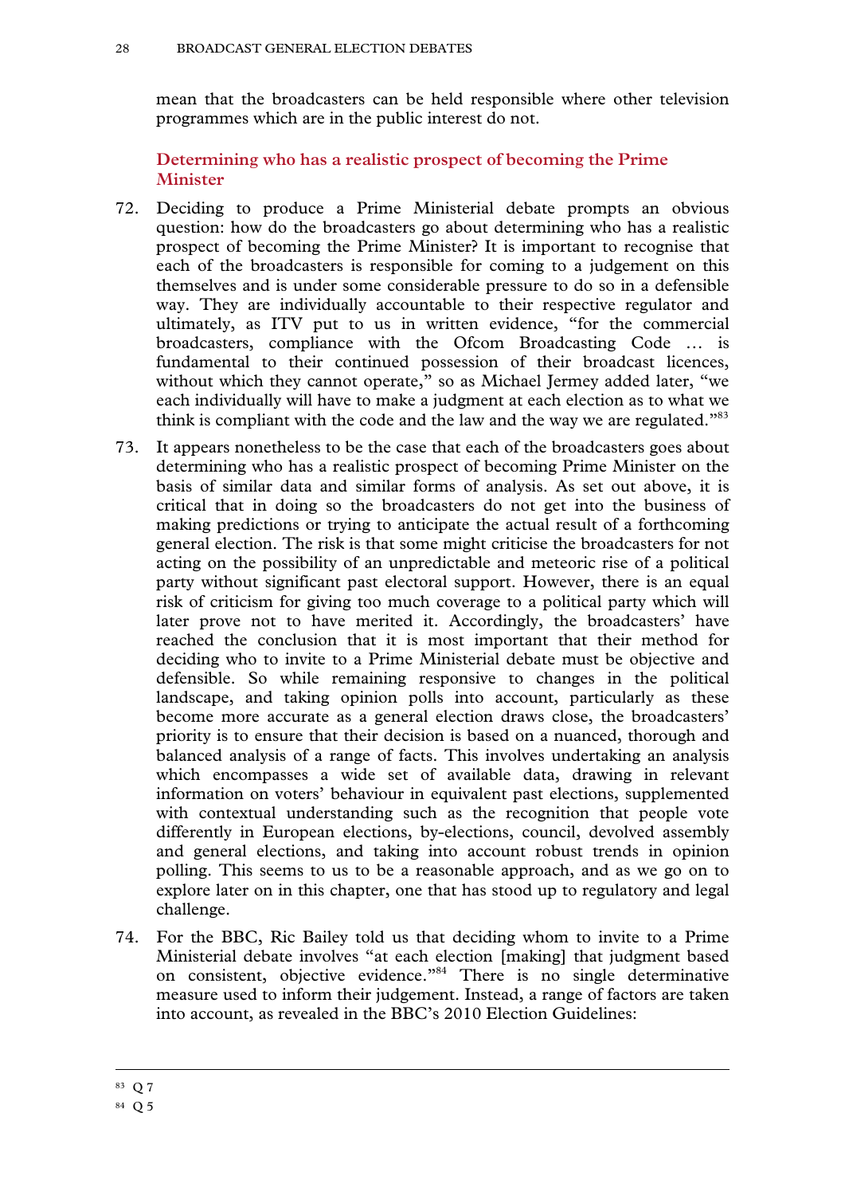mean that the broadcasters can be held responsible where other television programmes which are in the public interest do not.

### Determining who has a realistic prospect of becoming the Prime Minister

72. Deciding to produce a Prime Ministerial debate prompts an obvious question: how do the broadcasters go about determining who has a realistic prospect of becoming the Prime Minister? It is important to recognise that each of the broadcasters is responsible for coming to a judgement on this themselves and is under some considerable pressure to do so in a defensible way. They are individually accountable to their respective regulator and ultimately, as ITV put to us in written evidence, "for the commercial broadcasters, compliance with the Ofcom Broadcasting Code … is fundamental to their continued possession of their broadcast licences, without which they cannot operate," so as Michael Jermey added later, "we each individually will have to make a judgment at each election as to what we think is compliant with the code and the law and the way we are regulated."[83]

73. It appears nonetheless to be the case that each of the broadcasters goes about determining who has a realistic prospect of becoming Prime Minister on the basis of similar data and similar forms of analysis. As set out above, it is critical that in doing so the broadcasters do not get into the business of making predictions or trying to anticipate the actual result of a forthcoming general election. The risk is that some might criticise the broadcasters for not acting on the possibility of an unpredictable and meteoric rise of a political party without significant past electoral support. However, there is an equal risk of criticism for giving too much coverage to a political party which will later prove not to have merited it. Accordingly, the broadcasters' have reached the conclusion that it is most important that their method for deciding who to invite to a Prime Ministerial debate must be objective and defensible. So while remaining responsive to changes in the political landscape, and taking opinion polls into account, particularly as these become more accurate as a general election draws close, the broadcasters' priority is to ensure that their decision is based on a nuanced, thorough and balanced analysis of a range of facts. This involves undertaking an analysis which encompasses a wide set of available data, drawing in relevant information on voters' behaviour in equivalent past elections, supplemented with contextual understanding such as the recognition that people vote differently in European elections, by-elections, council, devolved assembly and general elections, and taking into account robust trends in opinion polling. This seems to us to be a reasonable approach, and as we go on to explore later on in this chapter, one that has stood up to regulatory and legal challenge.

74. For the BBC, Ric Bailey told us that deciding whom to invite to a Prime Ministerial debate involves "at each election [making] that judgment based on consistent, objective evidence."[84] There is no single determinative measure used to inform their judgement. Instead, a range of factors are taken into account, as revealed in the BBC's 2010 Election Guidelines:

---

[83] Q 7

[84] Q 5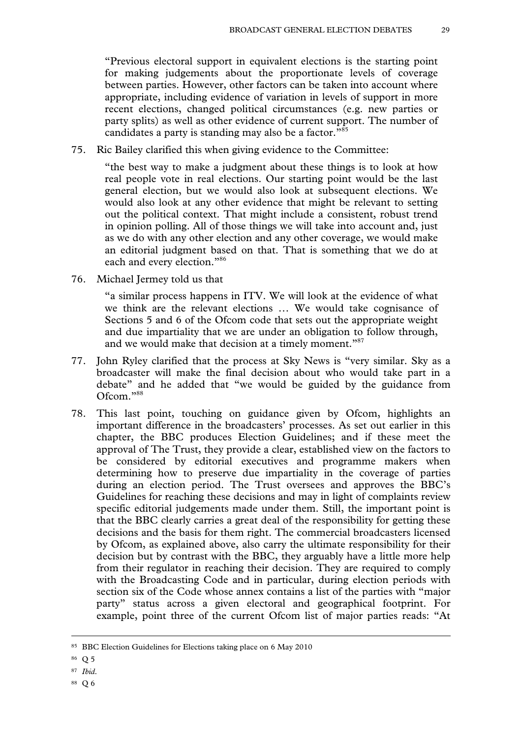"Previous electoral support in equivalent elections is the starting point for making judgements about the proportionate levels of coverage between parties. However, other factors can be taken into account where appropriate, including evidence of variation in levels of support in more recent elections, changed political circumstances (e.g. new parties or party splits) as well as other evidence of current support. The number of candidates a party is standing may also be a factor."[85]

75. Ric Bailey clarified this when giving evidence to the Committee:

> "the best way to make a judgment about these things is to look at how real people vote in real elections. Our starting point would be the last general election, but we would also look at subsequent elections. We would also look at any other evidence that might be relevant to setting out the political context. That might include a consistent, robust trend in opinion polling. All of those things we will take into account and, just as we do with any other election and any other coverage, we would make an editorial judgment based on that. That is something that we do at each and every election."[86]

76. Michael Jermey told us that

> "a similar process happens in ITV. We will look at the evidence of what we think are the relevant elections … We would take cognisance of Sections 5 and 6 of the Ofcom code that sets out the appropriate weight and due impartiality that we are under an obligation to follow through, and we would make that decision at a timely moment."[87]

77. John Ryley clarified that the process at Sky News is "very similar. Sky as a broadcaster will make the final decision about who would take part in a debate" and he added that "we would be guided by the guidance from Ofcom."[88]

78. This last point, touching on guidance given by Ofcom, highlights an important difference in the broadcasters' processes. As set out earlier in this chapter, the BBC produces Election Guidelines; and if these meet the approval of The Trust, they provide a clear, established view on the factors to be considered by editorial executives and programme makers when determining how to preserve due impartiality in the coverage of parties during an election period. The Trust oversees and approves the BBC's Guidelines for reaching these decisions and may in light of complaints review specific editorial judgements made under them. Still, the important point is that the BBC clearly carries a great deal of the responsibility for getting these decisions and the basis for them right. The commercial broadcasters licensed by Ofcom, as explained above, also carry the ultimate responsibility for their decision but by contrast with the BBC, they arguably have a little more help from their regulator in reaching their decision. They are required to comply with the Broadcasting Code and in particular, during election periods with section six of the Code whose annex contains a list of the parties with "major party" status across a given electoral and geographical footprint. For example, point three of the current Ofcom list of major parties reads: "At

---

[85] BBC Election Guidelines for Elections taking place on 6 May 2010

[86] Q 5

[87] *Ibid.*

[88] Q 6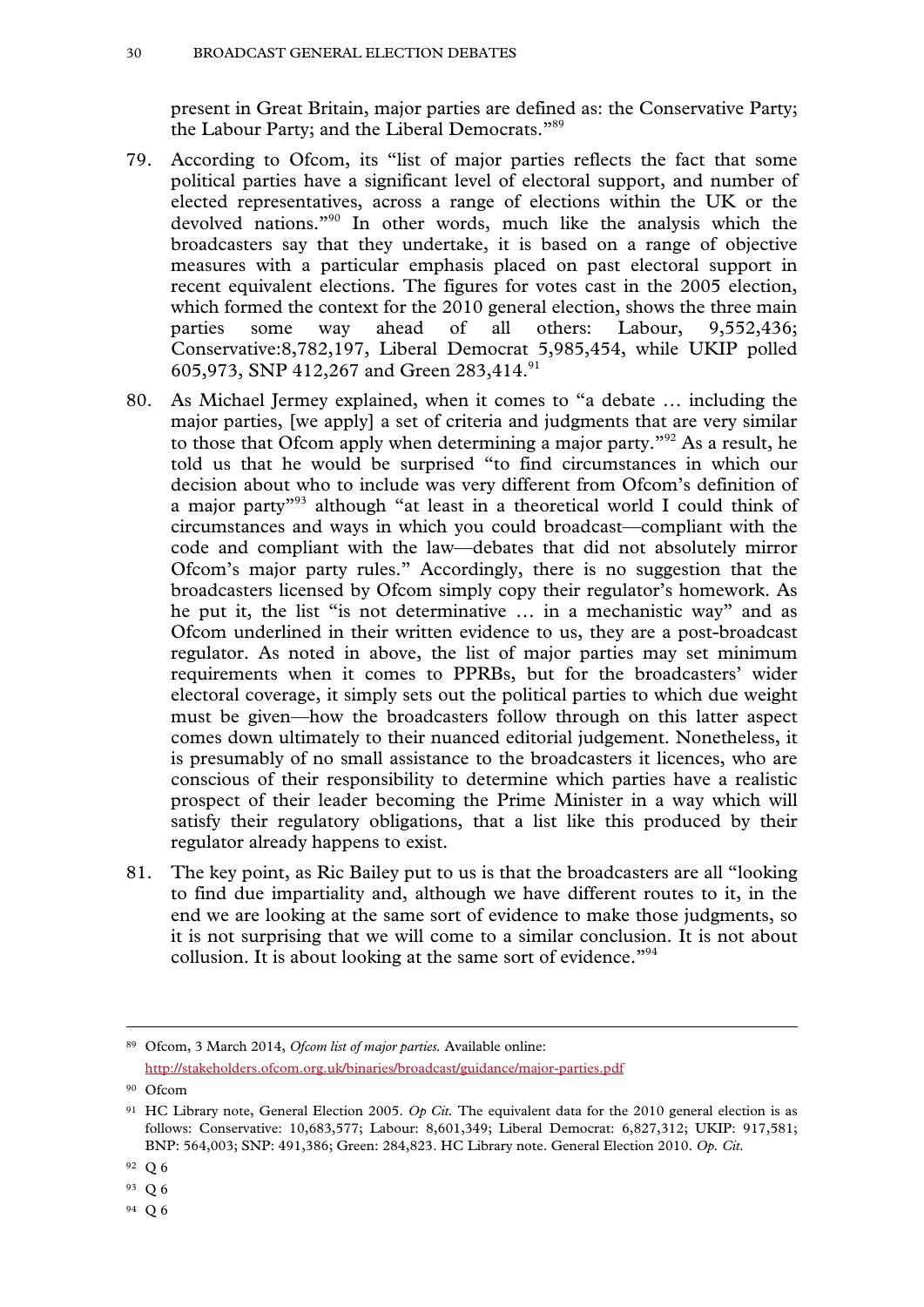present in Great Britain, major parties are defined as: the Conservative Party; the Labour Party; and the Liberal Democrats."[89]

79. According to Ofcom, its "list of major parties reflects the fact that some political parties have a significant level of electoral support, and number of elected representatives, across a range of elections within the UK or the devolved nations."[90] In other words, much like the analysis which the broadcasters say that they undertake, it is based on a range of objective measures with a particular emphasis placed on past electoral support in recent equivalent elections. The figures for votes cast in the 2005 election, which formed the context for the 2010 general election, shows the three main parties some way ahead of all others: Labour, 9,552,436; Conservative:8,782,197, Liberal Democrat 5,985,454, while UKIP polled 605,973, SNP 412,267 and Green 283,414.[91]

80. As Michael Jermey explained, when it comes to "a debate … including the major parties, [we apply] a set of criteria and judgments that are very similar to those that Ofcom apply when determining a major party."[92] As a result, he told us that he would be surprised "to find circumstances in which our decision about who to include was very different from Ofcom's definition of a major party"[93] although "at least in a theoretical world I could think of circumstances and ways in which you could broadcast—compliant with the code and compliant with the law—debates that did not absolutely mirror Ofcom's major party rules." Accordingly, there is no suggestion that the broadcasters licensed by Ofcom simply copy their regulator's homework. As he put it, the list "is not determinative … in a mechanistic way" and as Ofcom underlined in their written evidence to us, they are a post-broadcast regulator. As noted in above, the list of major parties may set minimum requirements when it comes to PPRBs, but for the broadcasters' wider electoral coverage, it simply sets out the political parties to which due weight must be given—how the broadcasters follow through on this latter aspect comes down ultimately to their nuanced editorial judgement. Nonetheless, it is presumably of no small assistance to the broadcasters it licences, who are conscious of their responsibility to determine which parties have a realistic prospect of their leader becoming the Prime Minister in a way which will satisfy their regulatory obligations, that a list like this produced by their regulator already happens to exist.

81. The key point, as Ric Bailey put to us is that the broadcasters are all "looking to find due impartiality and, although we have different routes to it, in the end we are looking at the same sort of evidence to make those judgments, so it is not surprising that we will come to a similar conclusion. It is not about collusion. It is about looking at the same sort of evidence."[94]

---

[89] Ofcom, 3 March 2014, *Ofcom list of major parties.* Available online: http://stakeholders.ofcom.org.uk/binaries/broadcast/guidance/major-parties.pdf

[90] Ofcom

[91] HC Library note, General Election 2005. *Op Cit.* The equivalent data for the 2010 general election is as follows: Conservative: 10,683,577; Labour: 8,601,349; Liberal Democrat: 6,827,312; UKIP: 917,581; BNP: 564,003; SNP: 491,386; Green: 284,823. HC Library note. General Election 2010. *Op. Cit.*

[92] Q 6

[93] Q 6

[94] Q 6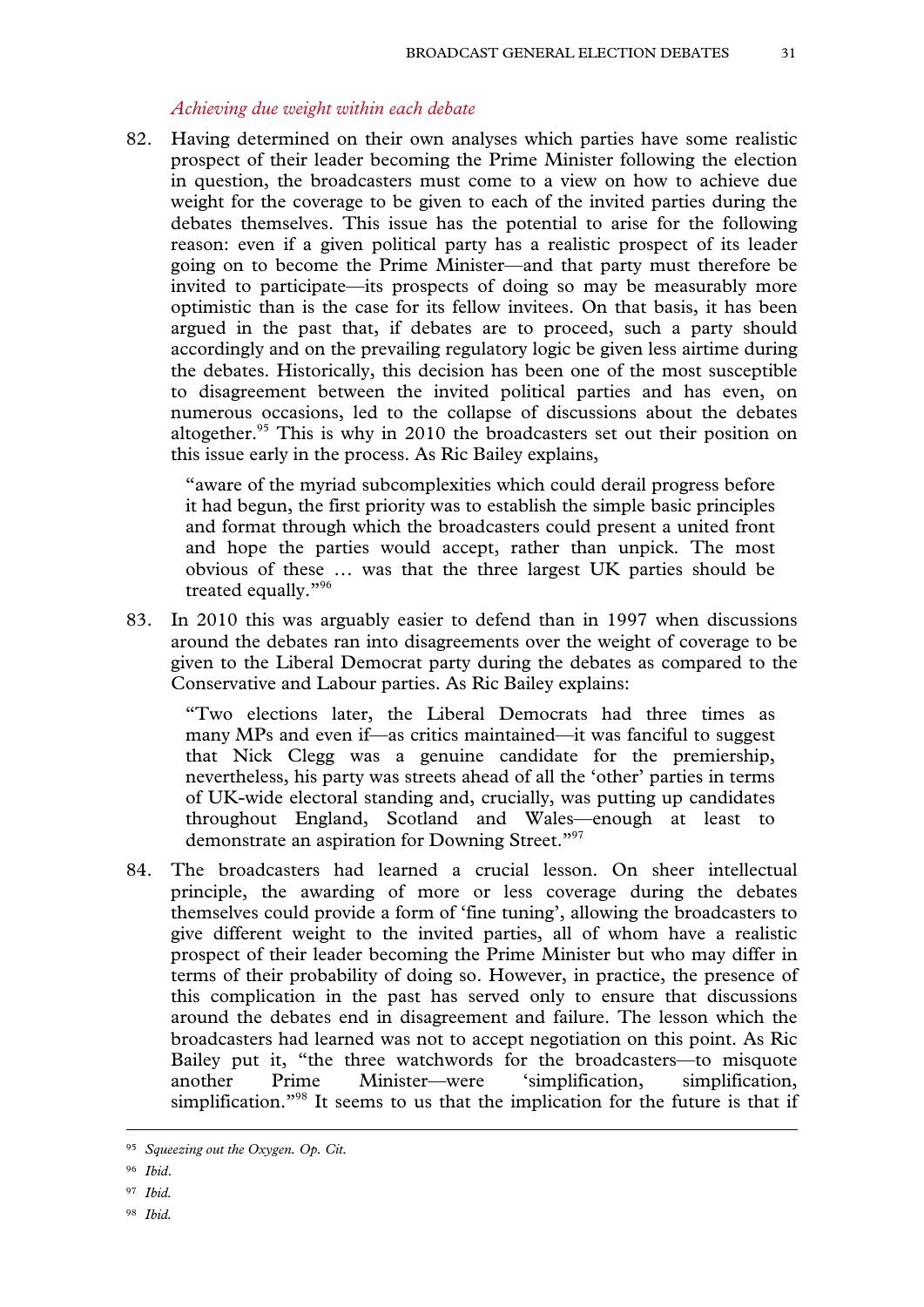*Achieving due weight within each debate*

82. Having determined on their own analyses which parties have some realistic prospect of their leader becoming the Prime Minister following the election in question, the broadcasters must come to a view on how to achieve due weight for the coverage to be given to each of the invited parties during the debates themselves. This issue has the potential to arise for the following reason: even if a given political party has a realistic prospect of its leader going on to become the Prime Minister—and that party must therefore be invited to participate—its prospects of doing so may be measurably more optimistic than is the case for its fellow invitees. On that basis, it has been argued in the past that, if debates are to proceed, such a party should accordingly and on the prevailing regulatory logic be given less airtime during the debates. Historically, this decision has been one of the most susceptible to disagreement between the invited political parties and has even, on numerous occasions, led to the collapse of discussions about the debates altogether.[95] This is why in 2010 the broadcasters set out their position on this issue early in the process. As Ric Bailey explains,

> "aware of the myriad subcomplexities which could derail progress before it had begun, the first priority was to establish the simple basic principles and format through which the broadcasters could present a united front and hope the parties would accept, rather than unpick. The most obvious of these … was that the three largest UK parties should be treated equally."[96]

83. In 2010 this was arguably easier to defend than in 1997 when discussions around the debates ran into disagreements over the weight of coverage to be given to the Liberal Democrat party during the debates as compared to the Conservative and Labour parties. As Ric Bailey explains:

> "Two elections later, the Liberal Democrats had three times as many MPs and even if—as critics maintained—it was fanciful to suggest that Nick Clegg was a genuine candidate for the premiership, nevertheless, his party was streets ahead of all the 'other' parties in terms of UK-wide electoral standing and, crucially, was putting up candidates throughout England, Scotland and Wales—enough at least to demonstrate an aspiration for Downing Street."[97]

84. The broadcasters had learned a crucial lesson. On sheer intellectual principle, the awarding of more or less coverage during the debates themselves could provide a form of 'fine tuning', allowing the broadcasters to give different weight to the invited parties, all of whom have a realistic prospect of their leader becoming the Prime Minister but who may differ in terms of their probability of doing so. However, in practice, the presence of this complication in the past has served only to ensure that discussions around the debates end in disagreement and failure. The lesson which the broadcasters had learned was not to accept negotiation on this point. As Ric Bailey put it, "the three watchwords for the broadcasters—to misquote another Prime Minister—were 'simplification, simplification, simplification.'"[98] It seems to us that the implication for the future is that if

---

[95] *Squeezing out the Oxygen. Op. Cit.*

[96] *Ibid.*

[97] *Ibid.*

[98] *Ibid.*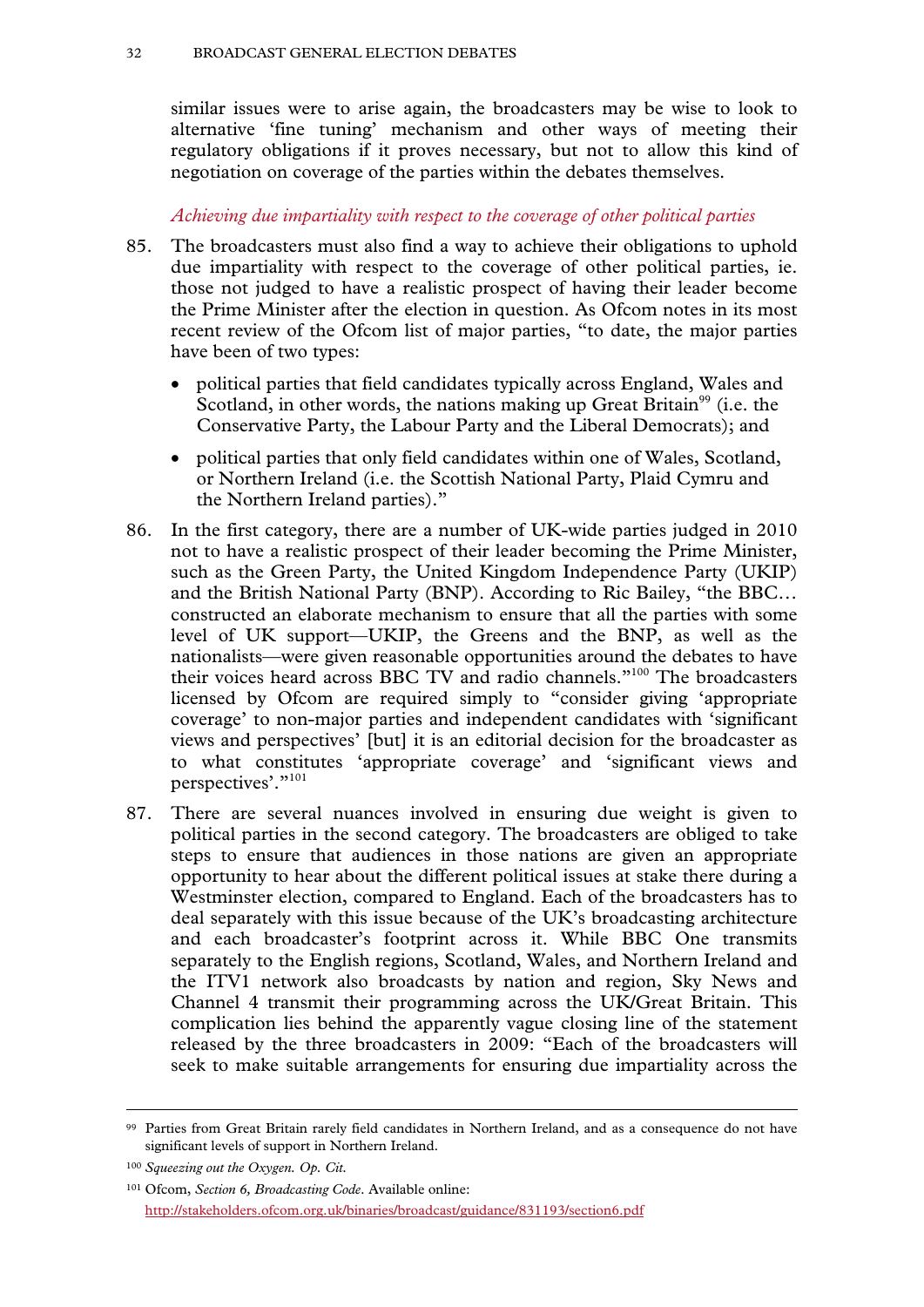similar issues were to arise again, the broadcasters may be wise to look to alternative 'fine tuning' mechanism and other ways of meeting their regulatory obligations if it proves necessary, but not to allow this kind of negotiation on coverage of the parties within the debates themselves.

*Achieving due impartiality with respect to the coverage of other political parties*

85. The broadcasters must also find a way to achieve their obligations to uphold due impartiality with respect to the coverage of other political parties, ie. those not judged to have a realistic prospect of having their leader become the Prime Minister after the election in question. As Ofcom notes in its most recent review of the Ofcom list of major parties, "to date, the major parties have been of two types:

   - political parties that field candidates typically across England, Wales and Scotland, in other words, the nations making up Great Britain[99] (i.e. the Conservative Party, the Labour Party and the Liberal Democrats); and
   - political parties that only field candidates within one of Wales, Scotland, or Northern Ireland (i.e. the Scottish National Party, Plaid Cymru and the Northern Ireland parties)."

86. In the first category, there are a number of UK-wide parties judged in 2010 not to have a realistic prospect of their leader becoming the Prime Minister, such as the Green Party, the United Kingdom Independence Party (UKIP) and the British National Party (BNP). According to Ric Bailey, "the BBC… constructed an elaborate mechanism to ensure that all the parties with some level of UK support—UKIP, the Greens and the BNP, as well as the nationalists—were given reasonable opportunities around the debates to have their voices heard across BBC TV and radio channels."[100] The broadcasters licensed by Ofcom are required simply to "consider giving 'appropriate coverage' to non-major parties and independent candidates with 'significant views and perspectives' [but] it is an editorial decision for the broadcaster as to what constitutes 'appropriate coverage' and 'significant views and perspectives'."[101]

87. There are several nuances involved in ensuring due weight is given to political parties in the second category. The broadcasters are obliged to take steps to ensure that audiences in those nations are given an appropriate opportunity to hear about the different political issues at stake there during a Westminster election, compared to England. Each of the broadcasters has to deal separately with this issue because of the UK's broadcasting architecture and each broadcaster's footprint across it. While BBC One transmits separately to the English regions, Scotland, Wales, and Northern Ireland and the ITV1 network also broadcasts by nation and region, Sky News and Channel 4 transmit their programming across the UK/Great Britain. This complication lies behind the apparently vague closing line of the statement released by the three broadcasters in 2009: "Each of the broadcasters will seek to make suitable arrangements for ensuring due impartiality across the

---

[99] Parties from Great Britain rarely field candidates in Northern Ireland, and as a consequence do not have significant levels of support in Northern Ireland.

[100] *Squeezing out the Oxygen. Op. Cit.*

[101] Ofcom, *Section 6, Broadcasting Code*. Available online: http://stakeholders.ofcom.org.uk/binaries/broadcast/guidance/831193/section6.pdf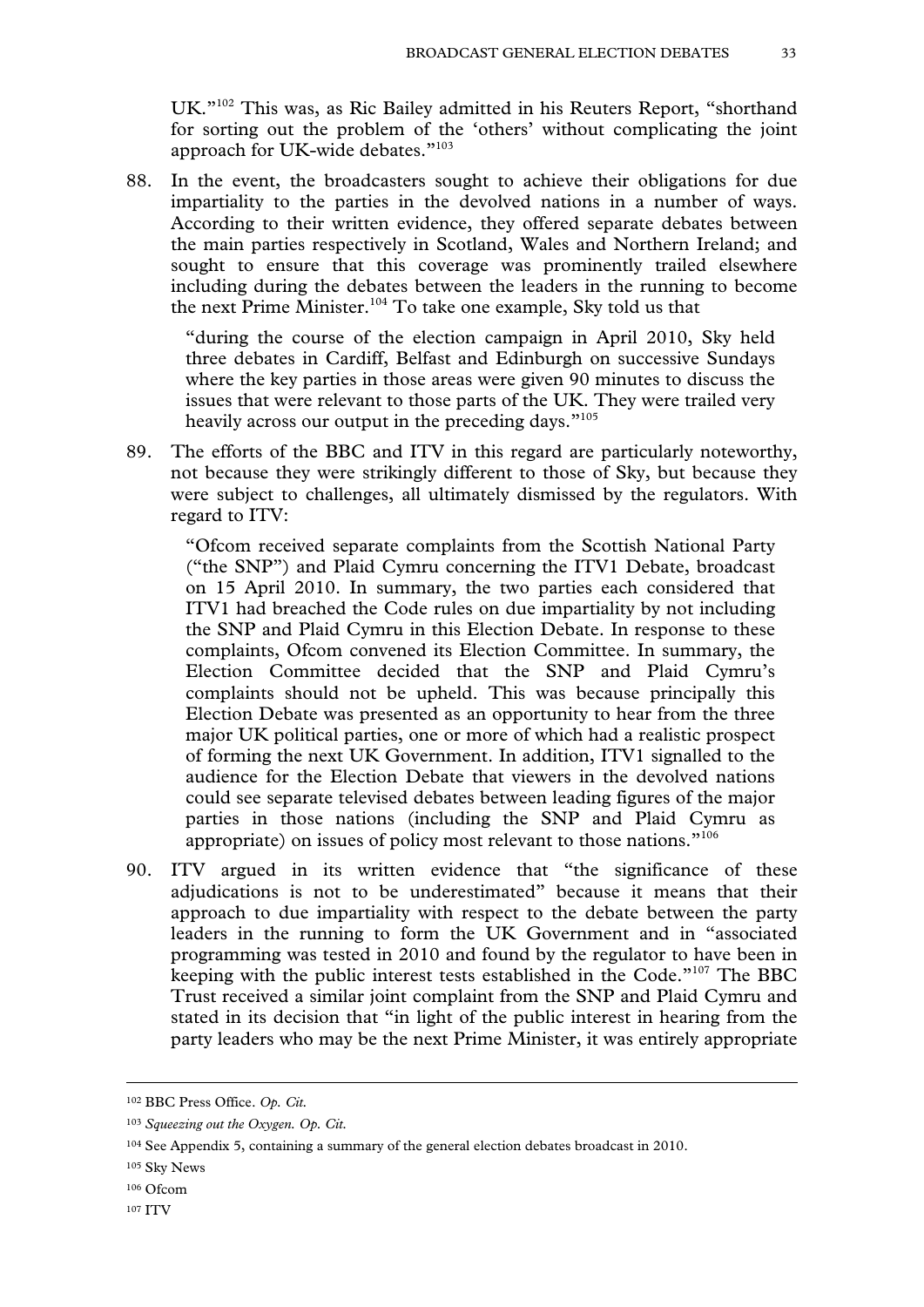UK."[102] This was, as Ric Bailey admitted in his Reuters Report, "shorthand for sorting out the problem of the 'others' without complicating the joint approach for UK-wide debates."[103]

88. In the event, the broadcasters sought to achieve their obligations for due impartiality to the parties in the devolved nations in a number of ways. According to their written evidence, they offered separate debates between the main parties respectively in Scotland, Wales and Northern Ireland; and sought to ensure that this coverage was prominently trailed elsewhere including during the debates between the leaders in the running to become the next Prime Minister.[104] To take one example, Sky told us that

> "during the course of the election campaign in April 2010, Sky held three debates in Cardiff, Belfast and Edinburgh on successive Sundays where the key parties in those areas were given 90 minutes to discuss the issues that were relevant to those parts of the UK. They were trailed very heavily across our output in the preceding days."[105]

89. The efforts of the BBC and ITV in this regard are particularly noteworthy, not because they were strikingly different to those of Sky, but because they were subject to challenges, all ultimately dismissed by the regulators. With regard to ITV:

> "Ofcom received separate complaints from the Scottish National Party ("the SNP") and Plaid Cymru concerning the ITV1 Debate, broadcast on 15 April 2010. In summary, the two parties each considered that ITV1 had breached the Code rules on due impartiality by not including the SNP and Plaid Cymru in this Election Debate. In response to these complaints, Ofcom convened its Election Committee. In summary, the Election Committee decided that the SNP and Plaid Cymru's complaints should not be upheld. This was because principally this Election Debate was presented as an opportunity to hear from the three major UK political parties, one or more of which had a realistic prospect of forming the next UK Government. In addition, ITV1 signalled to the audience for the Election Debate that viewers in the devolved nations could see separate televised debates between leading figures of the major parties in those nations (including the SNP and Plaid Cymru as appropriate) on issues of policy most relevant to those nations."[106]

90. ITV argued in its written evidence that "the significance of these adjudications is not to be underestimated" because it means that their approach to due impartiality with respect to the debate between the party leaders in the running to form the UK Government and in "associated programming was tested in 2010 and found by the regulator to have been in keeping with the public interest tests established in the Code."[107] The BBC Trust received a similar joint complaint from the SNP and Plaid Cymru and stated in its decision that "in light of the public interest in hearing from the party leaders who may be the next Prime Minister, it was entirely appropriate

---

[102] BBC Press Office. *Op. Cit.*

[103] *Squeezing out the Oxygen. Op. Cit.*

[104] See Appendix 5, containing a summary of the general election debates broadcast in 2010.

[105] Sky News

[106] Ofcom

[107] ITV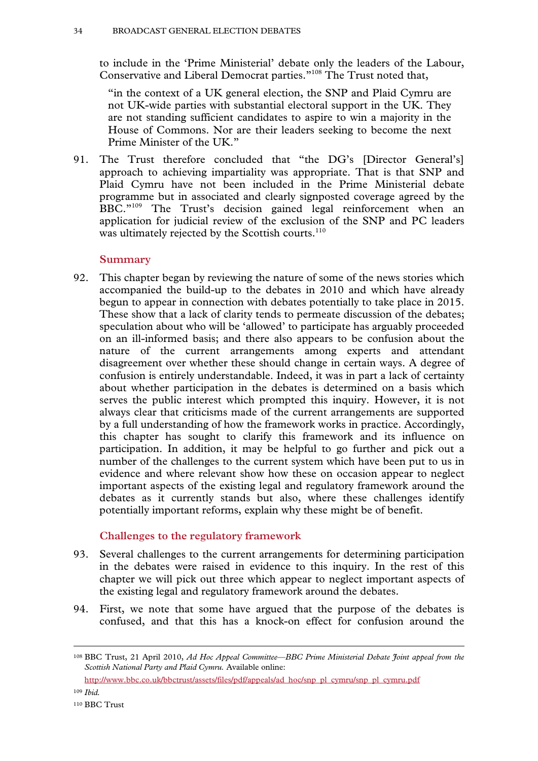to include in the 'Prime Ministerial' debate only the leaders of the Labour, Conservative and Liberal Democrat parties."[108] The Trust noted that,

> "in the context of a UK general election, the SNP and Plaid Cymru are not UK-wide parties with substantial electoral support in the UK. They are not standing sufficient candidates to aspire to win a majority in the House of Commons. Nor are their leaders seeking to become the next Prime Minister of the UK."

91. The Trust therefore concluded that "the DG's [Director General's] approach to achieving impartiality was appropriate. That is that SNP and Plaid Cymru have not been included in the Prime Ministerial debate programme but in associated and clearly signposted coverage agreed by the BBC."[109] The Trust's decision gained legal reinforcement when an application for judicial review of the exclusion of the SNP and PC leaders was ultimately rejected by the Scottish courts.[110]

## Summary

92. This chapter began by reviewing the nature of some of the news stories which accompanied the build-up to the debates in 2010 and which have already begun to appear in connection with debates potentially to take place in 2015. These show that a lack of clarity tends to permeate discussion of the debates; speculation about who will be 'allowed' to participate has arguably proceeded on an ill-informed basis; and there also appears to be confusion about the nature of the current arrangements among experts and attendant disagreement over whether these should change in certain ways. A degree of confusion is entirely understandable. Indeed, it was in part a lack of certainty about whether participation in the debates is determined on a basis which serves the public interest which prompted this inquiry. However, it is not always clear that criticisms made of the current arrangements are supported by a full understanding of how the framework works in practice. Accordingly, this chapter has sought to clarify this framework and its influence on participation. In addition, it may be helpful to go further and pick out a number of the challenges to the current system which have been put to us in evidence and where relevant show how these on occasion appear to neglect important aspects of the existing legal and regulatory framework around the debates as it currently stands but also, where these challenges identify potentially important reforms, explain why these might be of benefit.

## Challenges to the regulatory framework

93. Several challenges to the current arrangements for determining participation in the debates were raised in evidence to this inquiry. In the rest of this chapter we will pick out three which appear to neglect important aspects of the existing legal and regulatory framework around the debates.

94. First, we note that some have argued that the purpose of the debates is confused, and that this has a knock-on effect for confusion around the

---

[108] BBC Trust, 21 April 2010, *Ad Hoc Appeal Committee—BBC Prime Ministerial Debate Joint appeal from the Scottish National Party and Plaid Cymru.* Available online: http://www.bbc.co.uk/bbctrust/assets/files/pdf/appeals/ad_hoc/snp_pl_cymru/snp_pl_cymru.pdf

[109] *Ibid.*

[110] BBC Trust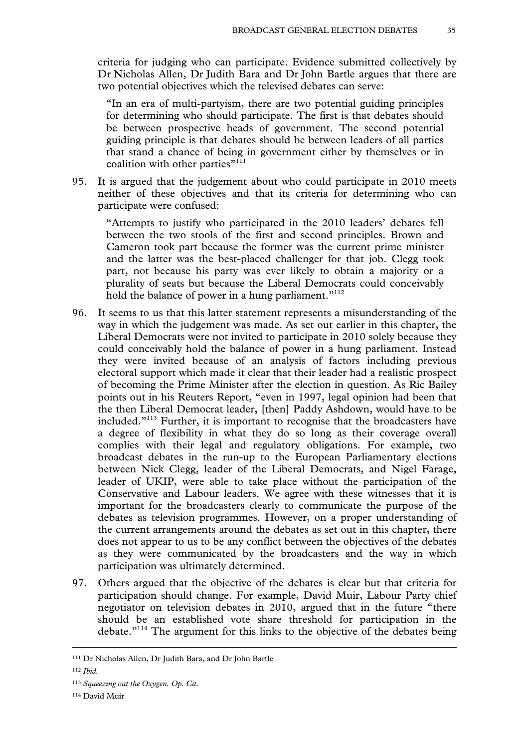criteria for judging who can participate. Evidence submitted collectively by Dr Nicholas Allen, Dr Judith Bara and Dr John Bartle argues that there are two potential objectives which the televised debates can serve:

> "In an era of multi-partyism, there are two potential guiding principles for determining who should participate. The first is that debates should be between prospective heads of government. The second potential guiding principle is that debates should be between leaders of all parties that stand a chance of being in government either by themselves or in coalition with other parties"[111]

95. It is argued that the judgement about who could participate in 2010 meets neither of these objectives and that its criteria for determining who can participate were confused:

> "Attempts to justify who participated in the 2010 leaders' debates fell between the two stools of the first and second principles. Brown and Cameron took part because the former was the current prime minister and the latter was the best-placed challenger for that job. Clegg took part, not because his party was ever likely to obtain a majority or a plurality of seats but because the Liberal Democrats could conceivably hold the balance of power in a hung parliament."[112]

96. It seems to us that this latter statement represents a misunderstanding of the way in which the judgement was made. As set out earlier in this chapter, the Liberal Democrats were not invited to participate in 2010 solely because they could conceivably hold the balance of power in a hung parliament. Instead they were invited because of an analysis of factors including previous electoral support which made it clear that their leader had a realistic prospect of becoming the Prime Minister after the election in question. As Ric Bailey points out in his Reuters Report, "even in 1997, legal opinion had been that the then Liberal Democrat leader, [then] Paddy Ashdown, would have to be included."[113] Further, it is important to recognise that the broadcasters have a degree of flexibility in what they do so long as their coverage overall complies with their legal and regulatory obligations. For example, two broadcast debates in the run-up to the European Parliamentary elections between Nick Clegg, leader of the Liberal Democrats, and Nigel Farage, leader of UKIP, were able to take place without the participation of the Conservative and Labour leaders. We agree with these witnesses that it is important for the broadcasters clearly to communicate the purpose of the debates as television programmes. However, on a proper understanding of the current arrangements around the debates as set out in this chapter, there does not appear to us to be any conflict between the objectives of the debates as they were communicated by the broadcasters and the way in which participation was ultimately determined.

97. Others argued that the objective of the debates is clear but that criteria for participation should change. For example, David Muir, Labour Party chief negotiator on television debates in 2010, argued that in the future "there should be an established vote share threshold for participation in the debate."[114] The argument for this links to the objective of the debates being

---

[111] Dr Nicholas Allen, Dr Judith Bara, and Dr John Bartle

[112] *Ibid.*

[113] *Squeezing out the Oxygen. Op. Cit.*

[114] David Muir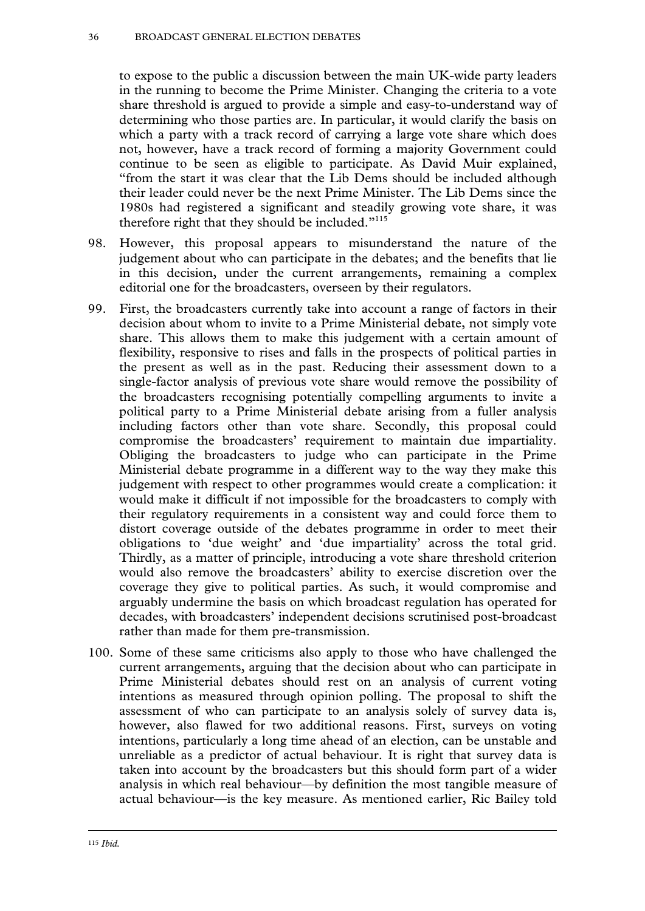to expose to the public a discussion between the main UK-wide party leaders in the running to become the Prime Minister. Changing the criteria to a vote share threshold is argued to provide a simple and easy-to-understand way of determining who those parties are. In particular, it would clarify the basis on which a party with a track record of carrying a large vote share which does not, however, have a track record of forming a majority Government could continue to be seen as eligible to participate. As David Muir explained, "from the start it was clear that the Lib Dems should be included although their leader could never be the next Prime Minister. The Lib Dems since the 1980s had registered a significant and steadily growing vote share, it was therefore right that they should be included."[115]

98. However, this proposal appears to misunderstand the nature of the judgement about who can participate in the debates; and the benefits that lie in this decision, under the current arrangements, remaining a complex editorial one for the broadcasters, overseen by their regulators.

99. First, the broadcasters currently take into account a range of factors in their decision about whom to invite to a Prime Ministerial debate, not simply vote share. This allows them to make this judgement with a certain amount of flexibility, responsive to rises and falls in the prospects of political parties in the present as well as in the past. Reducing their assessment down to a single-factor analysis of previous vote share would remove the possibility of the broadcasters recognising potentially compelling arguments to invite a political party to a Prime Ministerial debate arising from a fuller analysis including factors other than vote share. Secondly, this proposal could compromise the broadcasters' requirement to maintain due impartiality. Obliging the broadcasters to judge who can participate in the Prime Ministerial debate programme in a different way to the way they make this judgement with respect to other programmes would create a complication: it would make it difficult if not impossible for the broadcasters to comply with their regulatory requirements in a consistent way and could force them to distort coverage outside of the debates programme in order to meet their obligations to 'due weight' and 'due impartiality' across the total grid. Thirdly, as a matter of principle, introducing a vote share threshold criterion would also remove the broadcasters' ability to exercise discretion over the coverage they give to political parties. As such, it would compromise and arguably undermine the basis on which broadcast regulation has operated for decades, with broadcasters' independent decisions scrutinised post-broadcast rather than made for them pre-transmission.

100. Some of these same criticisms also apply to those who have challenged the current arrangements, arguing that the decision about who can participate in Prime Ministerial debates should rest on an analysis of current voting intentions as measured through opinion polling. The proposal to shift the assessment of who can participate to an analysis solely of survey data is, however, also flawed for two additional reasons. First, surveys on voting intentions, particularly a long time ahead of an election, can be unstable and unreliable as a predictor of actual behaviour. It is right that survey data is taken into account by the broadcasters but this should form part of a wider analysis in which real behaviour—by definition the most tangible measure of actual behaviour—is the key measure. As mentioned earlier, Ric Bailey told

---

[115] *Ibid.*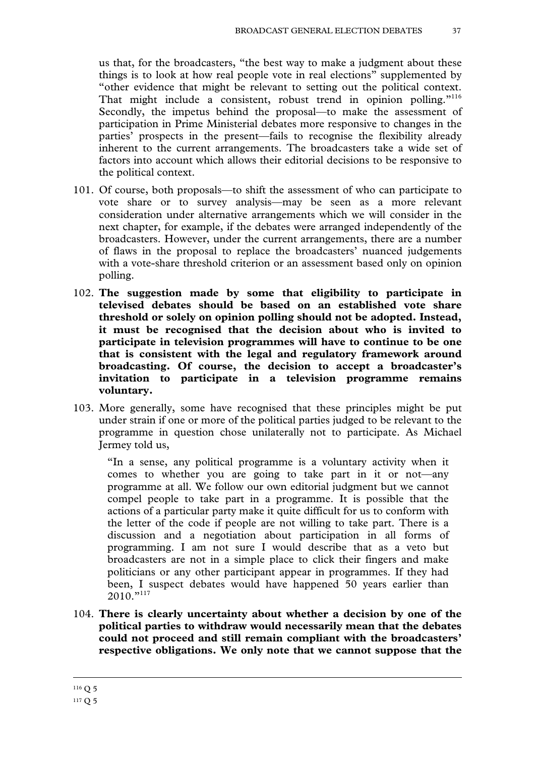us that, for the broadcasters, "the best way to make a judgment about these things is to look at how real people vote in real elections" supplemented by "other evidence that might be relevant to setting out the political context. That might include a consistent, robust trend in opinion polling."[116] Secondly, the impetus behind the proposal—to make the assessment of participation in Prime Ministerial debates more responsive to changes in the parties' prospects in the present—fails to recognise the flexibility already inherent to the current arrangements. The broadcasters take a wide set of factors into account which allows their editorial decisions to be responsive to the political context.

101. Of course, both proposals—to shift the assessment of who can participate to vote share or to survey analysis—may be seen as a more relevant consideration under alternative arrangements which we will consider in the next chapter, for example, if the debates were arranged independently of the broadcasters. However, under the current arrangements, there are a number of flaws in the proposal to replace the broadcasters' nuanced judgements with a vote-share threshold criterion or an assessment based only on opinion polling.

102. **The suggestion made by some that eligibility to participate in televised debates should be based on an established vote share threshold or solely on opinion polling should not be adopted. Instead, it must be recognised that the decision about who is invited to participate in television programmes will have to continue to be one that is consistent with the legal and regulatory framework around broadcasting. Of course, the decision to accept a broadcaster's invitation to participate in a television programme remains voluntary.**

103. More generally, some have recognised that these principles might be put under strain if one or more of the political parties judged to be relevant to the programme in question chose unilaterally not to participate. As Michael Jermey told us,

> "In a sense, any political programme is a voluntary activity when it comes to whether you are going to take part in it or not—any programme at all. We follow our own editorial judgment but we cannot compel people to take part in a programme. It is possible that the actions of a particular party make it quite difficult for us to conform with the letter of the code if people are not willing to take part. There is a discussion and a negotiation about participation in all forms of programming. I am not sure I would describe that as a veto but broadcasters are not in a simple place to click their fingers and make politicians or any other participant appear in programmes. If they had been, I suspect debates would have happened 50 years earlier than 2010."[117]

104. **There is clearly uncertainty about whether a decision by one of the political parties to withdraw would necessarily mean that the debates could not proceed and still remain compliant with the broadcasters' respective obligations. We only note that we cannot suppose that the**

---

[116] Q 5

[117] Q 5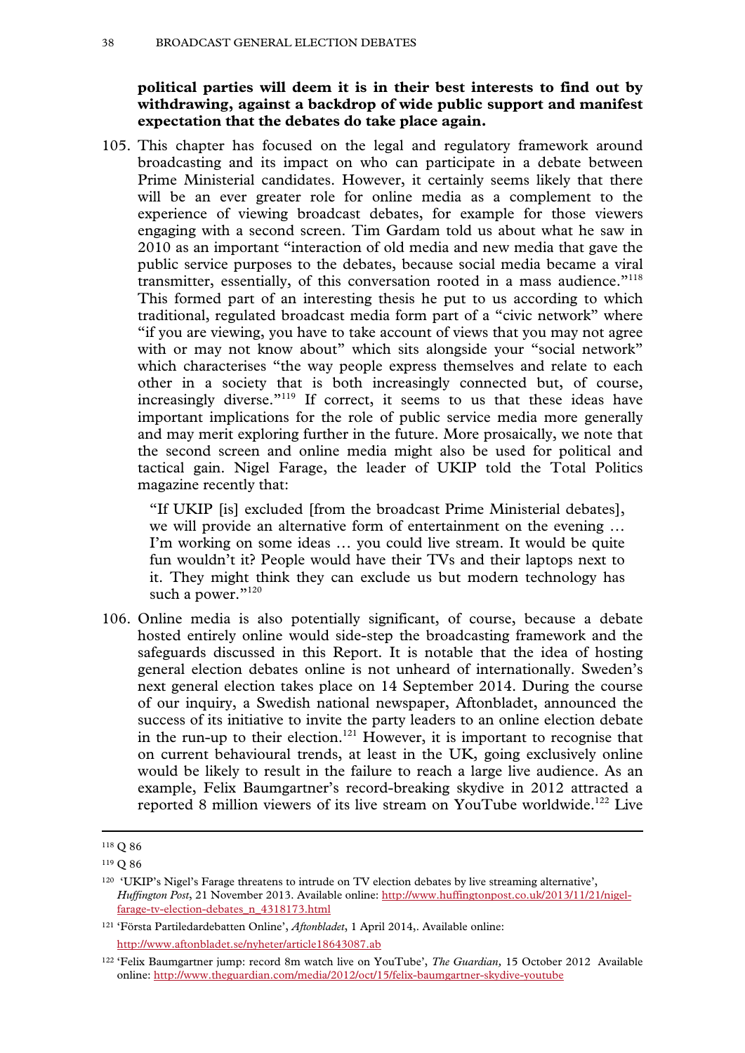**political parties will deem it is in their best interests to find out by withdrawing, against a backdrop of wide public support and manifest expectation that the debates do take place again.**

105. This chapter has focused on the legal and regulatory framework around broadcasting and its impact on who can participate in a debate between Prime Ministerial candidates. However, it certainly seems likely that there will be an ever greater role for online media as a complement to the experience of viewing broadcast debates, for example for those viewers engaging with a second screen. Tim Gardam told us about what he saw in 2010 as an important "interaction of old media and new media that gave the public service purposes to the debates, because social media became a viral transmitter, essentially, of this conversation rooted in a mass audience."[118] This formed part of an interesting thesis he put to us according to which traditional, regulated broadcast media form part of a "civic network" where "if you are viewing, you have to take account of views that you may not agree with or may not know about" which sits alongside your "social network" which characterises "the way people express themselves and relate to each other in a society that is both increasingly connected but, of course, increasingly diverse."[119] If correct, it seems to us that these ideas have important implications for the role of public service media more generally and may merit exploring further in the future. More prosaically, we note that the second screen and online media might also be used for political and tactical gain. Nigel Farage, the leader of UKIP told the Total Politics magazine recently that:

> "If UKIP [is] excluded [from the broadcast Prime Ministerial debates], we will provide an alternative form of entertainment on the evening … I'm working on some ideas … you could live stream. It would be quite fun wouldn't it? People would have their TVs and their laptops next to it. They might think they can exclude us but modern technology has such a power."[120]

106. Online media is also potentially significant, of course, because a debate hosted entirely online would side-step the broadcasting framework and the safeguards discussed in this Report. It is notable that the idea of hosting general election debates online is not unheard of internationally. Sweden's next general election takes place on 14 September 2014. During the course of our inquiry, a Swedish national newspaper, Aftonbladet, announced the success of its initiative to invite the party leaders to an online election debate in the run-up to their election.[121] However, it is important to recognise that on current behavioural trends, at least in the UK, going exclusively online would be likely to result in the failure to reach a large live audience. As an example, Felix Baumgartner's record-breaking skydive in 2012 attracted a reported 8 million viewers of its live stream on YouTube worldwide.[122] Live

---

[118] Q 86

[119] Q 86

[120] 'UKIP's Nigel's Farage threatens to intrude on TV election debates by live streaming alternative', *Huffington Post*, 21 November 2013. Available online: http://www.huffingtonpost.co.uk/2013/11/21/nigel-farage-tv-election-debates_n_4318173.html

[121] 'Första Partiledardebatten Online', *Aftonbladet*, 1 April 2014,. Available online: http://www.aftonbladet.se/nyheter/article18643087.ab

[122] 'Felix Baumgartner jump: record 8m watch live on YouTube', *The Guardian,* 15 October 2012 Available online: http://www.theguardian.com/media/2012/oct/15/felix-baumgartner-skydive-youtube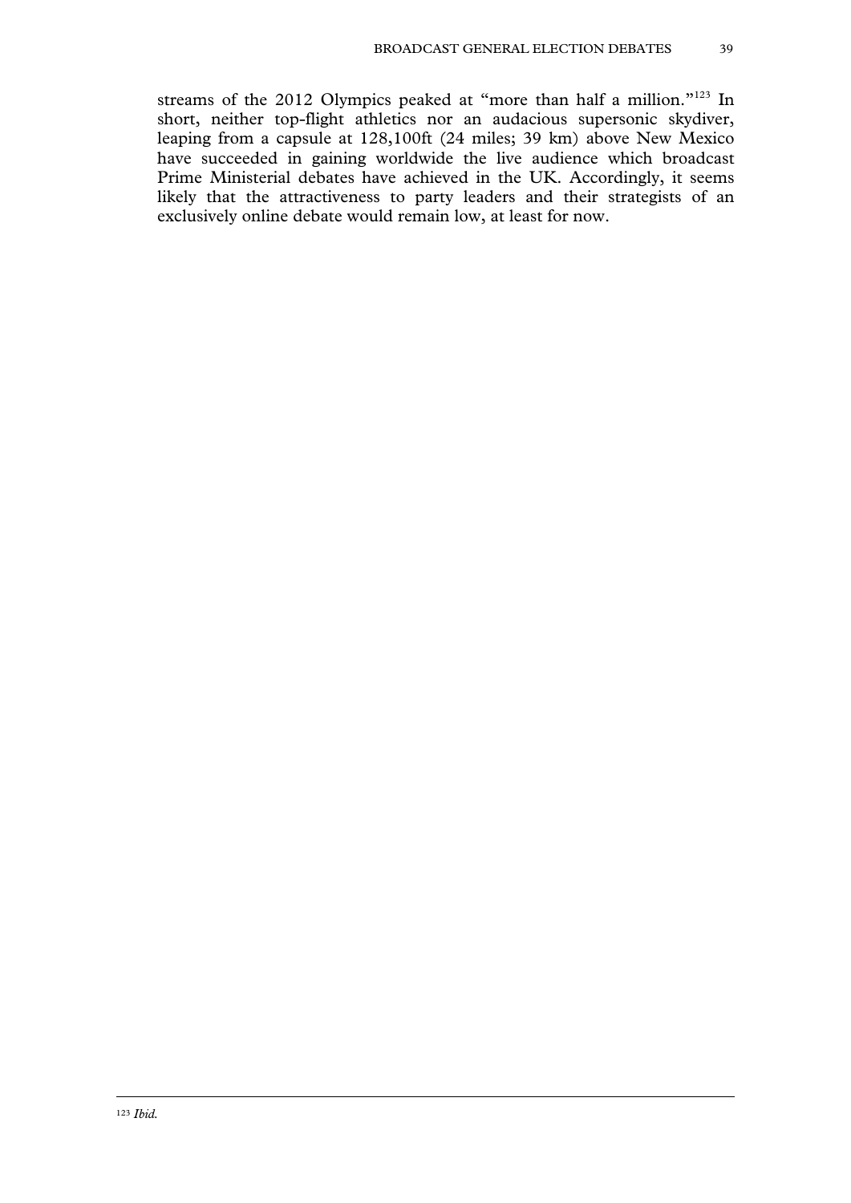streams of the 2012 Olympics peaked at "more than half a million."[123] In short, neither top-flight athletics nor an audacious supersonic skydiver, leaping from a capsule at 128,100ft (24 miles; 39 km) above New Mexico have succeeded in gaining worldwide the live audience which broadcast Prime Ministerial debates have achieved in the UK. Accordingly, it seems likely that the attractiveness to party leaders and their strategists of an exclusively online debate would remain low, at least for now.

---

[123] *Ibid.*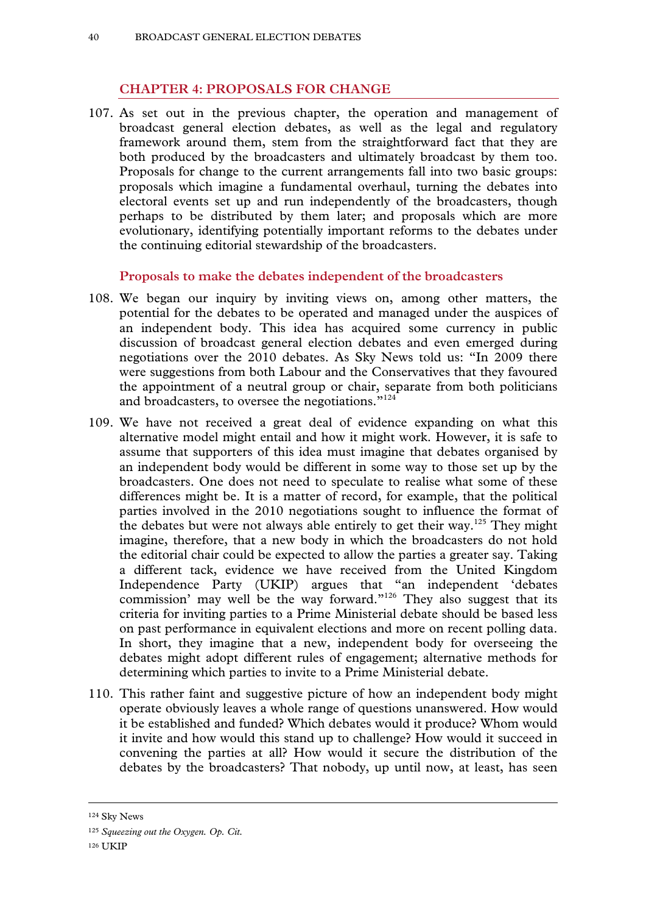## CHAPTER 4: PROPOSALS FOR CHANGE

107. As set out in the previous chapter, the operation and management of broadcast general election debates, as well as the legal and regulatory framework around them, stem from the straightforward fact that they are both produced by the broadcasters and ultimately broadcast by them too. Proposals for change to the current arrangements fall into two basic groups: proposals which imagine a fundamental overhaul, turning the debates into electoral events set up and run independently of the broadcasters, though perhaps to be distributed by them later; and proposals which are more evolutionary, identifying potentially important reforms to the debates under the continuing editorial stewardship of the broadcasters.

### Proposals to make the debates independent of the broadcasters

108. We began our inquiry by inviting views on, among other matters, the potential for the debates to be operated and managed under the auspices of an independent body. This idea has acquired some currency in public discussion of broadcast general election debates and even emerged during negotiations over the 2010 debates. As Sky News told us: "In 2009 there were suggestions from both Labour and the Conservatives that they favoured the appointment of a neutral group or chair, separate from both politicians and broadcasters, to oversee the negotiations."[124]

109. We have not received a great deal of evidence expanding on what this alternative model might entail and how it might work. However, it is safe to assume that supporters of this idea must imagine that debates organised by an independent body would be different in some way to those set up by the broadcasters. One does not need to speculate to realise what some of these differences might be. It is a matter of record, for example, that the political parties involved in the 2010 negotiations sought to influence the format of the debates but were not always able entirely to get their way.[125] They might imagine, therefore, that a new body in which the broadcasters do not hold the editorial chair could be expected to allow the parties a greater say. Taking a different tack, evidence we have received from the United Kingdom Independence Party (UKIP) argues that "an independent 'debates commission' may well be the way forward."[126] They also suggest that its criteria for inviting parties to a Prime Ministerial debate should be based less on past performance in equivalent elections and more on recent polling data. In short, they imagine that a new, independent body for overseeing the debates might adopt different rules of engagement; alternative methods for determining which parties to invite to a Prime Ministerial debate.

110. This rather faint and suggestive picture of how an independent body might operate obviously leaves a whole range of questions unanswered. How would it be established and funded? Which debates would it produce? Whom would it invite and how would this stand up to challenge? How would it succeed in convening the parties at all? How would it secure the distribution of the debates by the broadcasters? That nobody, up until now, at least, has seen

---

[124] Sky News

[125] *Squeezing out the Oxygen. Op. Cit.*

[126] UKIP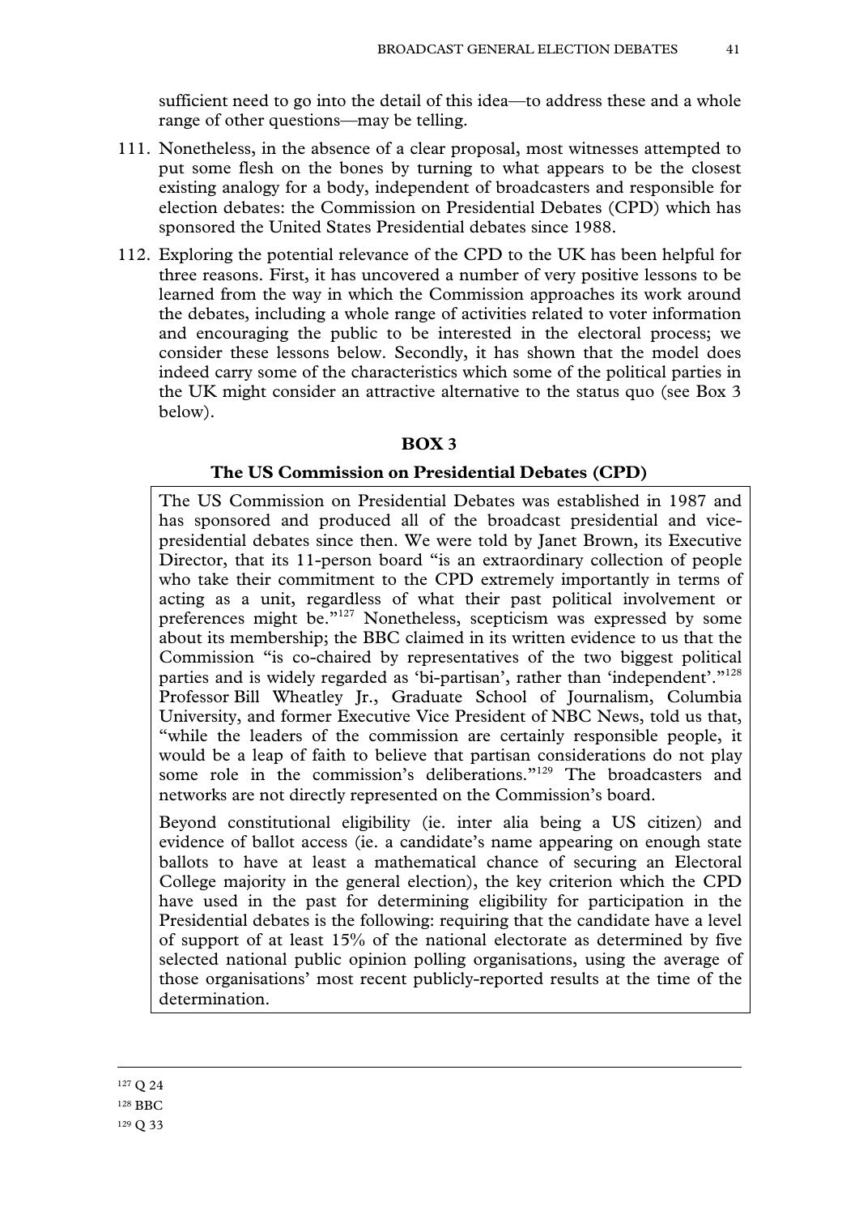sufficient need to go into the detail of this idea—to address these and a whole range of other questions—may be telling.

111. Nonetheless, in the absence of a clear proposal, most witnesses attempted to put some flesh on the bones by turning to what appears to be the closest existing analogy for a body, independent of broadcasters and responsible for election debates: the Commission on Presidential Debates (CPD) which has sponsored the United States Presidential debates since 1988.

112. Exploring the potential relevance of the CPD to the UK has been helpful for three reasons. First, it has uncovered a number of very positive lessons to be learned from the way in which the Commission approaches its work around the debates, including a whole range of activities related to voter information and encouraging the public to be interested in the electoral process; we consider these lessons below. Secondly, it has shown that the model does indeed carry some of the characteristics which some of the political parties in the UK might consider an attractive alternative to the status quo (see Box 3 below).

**BOX 3**

**The US Commission on Presidential Debates (CPD)**

The US Commission on Presidential Debates was established in 1987 and has sponsored and produced all of the broadcast presidential and vice-presidential debates since then. We were told by Janet Brown, its Executive Director, that its 11-person board "is an extraordinary collection of people who take their commitment to the CPD extremely importantly in terms of acting as a unit, regardless of what their past political involvement or preferences might be."[127] Nonetheless, scepticism was expressed by some about its membership; the BBC claimed in its written evidence to us that the Commission "is co-chaired by representatives of the two biggest political parties and is widely regarded as 'bi-partisan', rather than 'independent'."[128] Professor Bill Wheatley Jr., Graduate School of Journalism, Columbia University, and former Executive Vice President of NBC News, told us that, "while the leaders of the commission are certainly responsible people, it would be a leap of faith to believe that partisan considerations do not play some role in the commission's deliberations."[129] The broadcasters and networks are not directly represented on the Commission's board.

Beyond constitutional eligibility (ie. inter alia being a US citizen) and evidence of ballot access (ie. a candidate's name appearing on enough state ballots to have at least a mathematical chance of securing an Electoral College majority in the general election), the key criterion which the CPD have used in the past for determining eligibility for participation in the Presidential debates is the following: requiring that the candidate have a level of support of at least 15% of the national electorate as determined by five selected national public opinion polling organisations, using the average of those organisations' most recent publicly-reported results at the time of the determination.

---

[127] Q 24

[128] BBC

[129] Q 33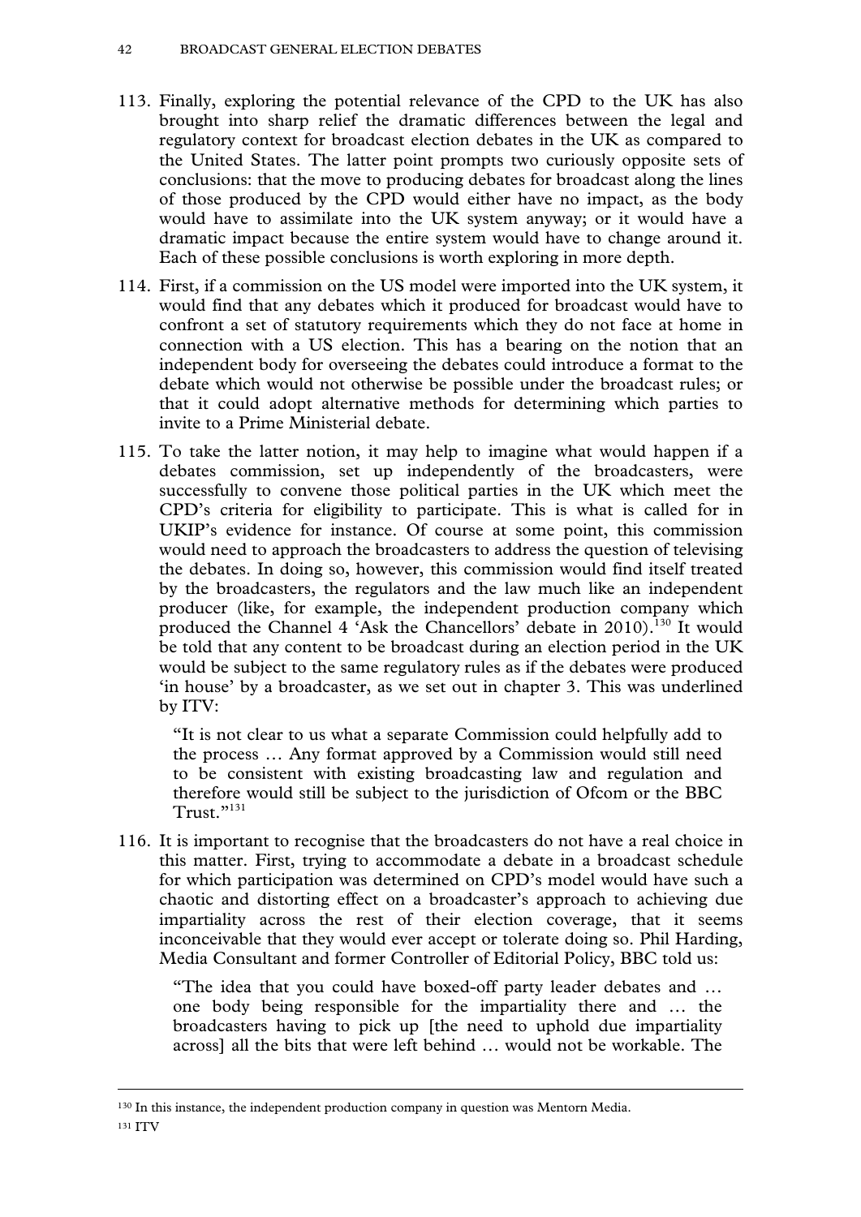113. Finally, exploring the potential relevance of the CPD to the UK has also brought into sharp relief the dramatic differences between the legal and regulatory context for broadcast election debates in the UK as compared to the United States. The latter point prompts two curiously opposite sets of conclusions: that the move to producing debates for broadcast along the lines of those produced by the CPD would either have no impact, as the body would have to assimilate into the UK system anyway; or it would have a dramatic impact because the entire system would have to change around it. Each of these possible conclusions is worth exploring in more depth.

114. First, if a commission on the US model were imported into the UK system, it would find that any debates which it produced for broadcast would have to confront a set of statutory requirements which they do not face at home in connection with a US election. This has a bearing on the notion that an independent body for overseeing the debates could introduce a format to the debate which would not otherwise be possible under the broadcast rules; or that it could adopt alternative methods for determining which parties to invite to a Prime Ministerial debate.

115. To take the latter notion, it may help to imagine what would happen if a debates commission, set up independently of the broadcasters, were successfully to convene those political parties in the UK which meet the CPD's criteria for eligibility to participate. This is what is called for in UKIP's evidence for instance. Of course at some point, this commission would need to approach the broadcasters to address the question of televising the debates. In doing so, however, this commission would find itself treated by the broadcasters, the regulators and the law much like an independent producer (like, for example, the independent production company which produced the Channel 4 'Ask the Chancellors' debate in 2010).[130] It would be told that any content to be broadcast during an election period in the UK would be subject to the same regulatory rules as if the debates were produced 'in house' by a broadcaster, as we set out in chapter 3. This was underlined by ITV:

> "It is not clear to us what a separate Commission could helpfully add to the process … Any format approved by a Commission would still need to be consistent with existing broadcasting law and regulation and therefore would still be subject to the jurisdiction of Ofcom or the BBC Trust."[131]

116. It is important to recognise that the broadcasters do not have a real choice in this matter. First, trying to accommodate a debate in a broadcast schedule for which participation was determined on CPD's model would have such a chaotic and distorting effect on a broadcaster's approach to achieving due impartiality across the rest of their election coverage, that it seems inconceivable that they would ever accept or tolerate doing so. Phil Harding, Media Consultant and former Controller of Editorial Policy, BBC told us:

> "The idea that you could have boxed-off party leader debates and … one body being responsible for the impartiality there and … the broadcasters having to pick up [the need to uphold due impartiality across] all the bits that were left behind … would not be workable. The

---

[130] In this instance, the independent production company in question was Mentorn Media.

[131] ITV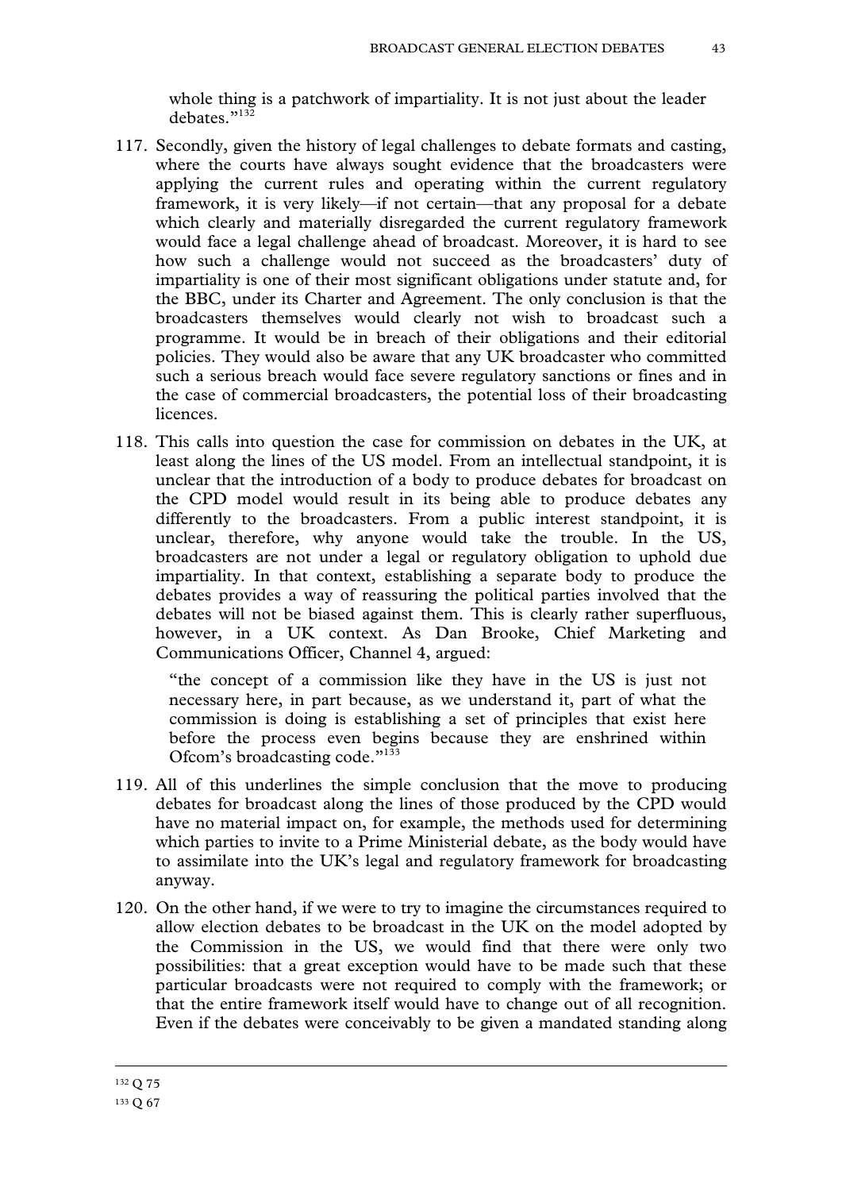whole thing is a patchwork of impartiality. It is not just about the leader debates."[132]

117. Secondly, given the history of legal challenges to debate formats and casting, where the courts have always sought evidence that the broadcasters were applying the current rules and operating within the current regulatory framework, it is very likely—if not certain—that any proposal for a debate which clearly and materially disregarded the current regulatory framework would face a legal challenge ahead of broadcast. Moreover, it is hard to see how such a challenge would not succeed as the broadcasters' duty of impartiality is one of their most significant obligations under statute and, for the BBC, under its Charter and Agreement. The only conclusion is that the broadcasters themselves would clearly not wish to broadcast such a programme. It would be in breach of their obligations and their editorial policies. They would also be aware that any UK broadcaster who committed such a serious breach would face severe regulatory sanctions or fines and in the case of commercial broadcasters, the potential loss of their broadcasting licences.

118. This calls into question the case for commission on debates in the UK, at least along the lines of the US model. From an intellectual standpoint, it is unclear that the introduction of a body to produce debates for broadcast on the CPD model would result in its being able to produce debates any differently to the broadcasters. From a public interest standpoint, it is unclear, therefore, why anyone would take the trouble. In the US, broadcasters are not under a legal or regulatory obligation to uphold due impartiality. In that context, establishing a separate body to produce the debates provides a way of reassuring the political parties involved that the debates will not be biased against them. This is clearly rather superfluous, however, in a UK context. As Dan Brooke, Chief Marketing and Communications Officer, Channel 4, argued:

   "the concept of a commission like they have in the US is just not necessary here, in part because, as we understand it, part of what the commission is doing is establishing a set of principles that exist here before the process even begins because they are enshrined within Ofcom's broadcasting code."[133]

119. All of this underlines the simple conclusion that the move to producing debates for broadcast along the lines of those produced by the CPD would have no material impact on, for example, the methods used for determining which parties to invite to a Prime Ministerial debate, as the body would have to assimilate into the UK's legal and regulatory framework for broadcasting anyway.

120. On the other hand, if we were to try to imagine the circumstances required to allow election debates to be broadcast in the UK on the model adopted by the Commission in the US, we would find that there were only two possibilities: that a great exception would have to be made such that these particular broadcasts were not required to comply with the framework; or that the entire framework itself would have to change out of all recognition. Even if the debates were conceivably to be given a mandated standing along

[132] Q 75

[133] Q 67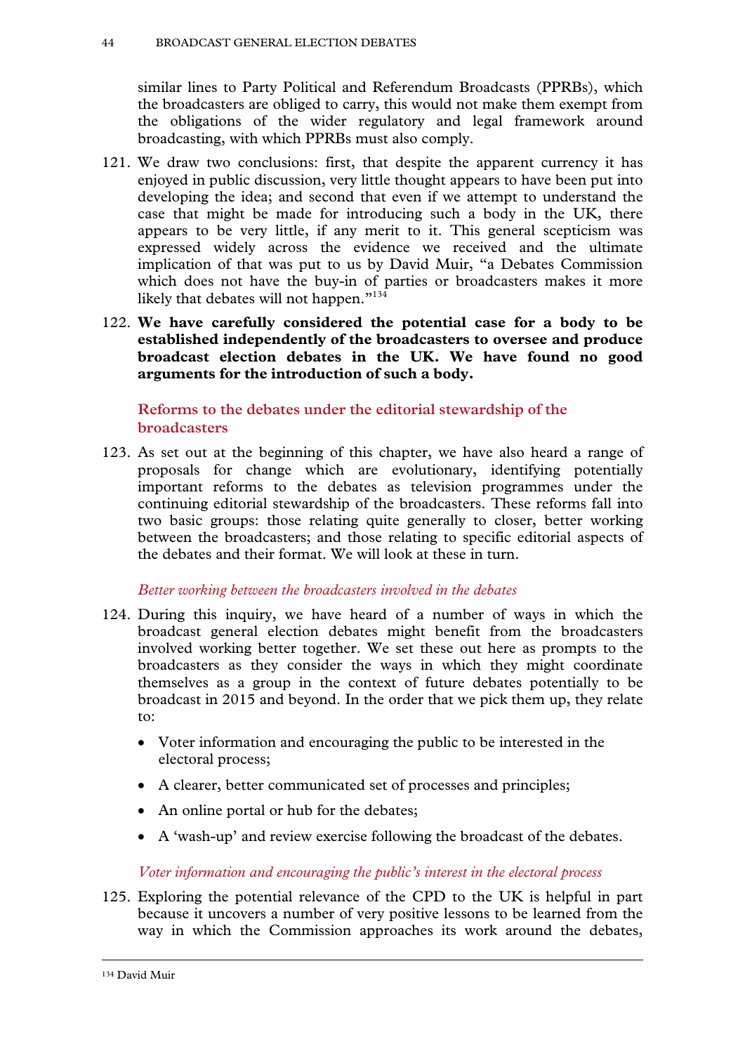similar lines to Party Political and Referendum Broadcasts (PPRBs), which the broadcasters are obliged to carry, this would not make them exempt from the obligations of the wider regulatory and legal framework around broadcasting, with which PPRBs must also comply.

121. We draw two conclusions: first, that despite the apparent currency it has enjoyed in public discussion, very little thought appears to have been put into developing the idea; and second that even if we attempt to understand the case that might be made for introducing such a body in the UK, there appears to be very little, if any merit to it. This general scepticism was expressed widely across the evidence we received and the ultimate implication of that was put to us by David Muir, "a Debates Commission which does not have the buy-in of parties or broadcasters makes it more likely that debates will not happen."[134]

122. **We have carefully considered the potential case for a body to be established independently of the broadcasters to oversee and produce broadcast election debates in the UK. We have found no good arguments for the introduction of such a body.**

### Reforms to the debates under the editorial stewardship of the broadcasters

123. As set out at the beginning of this chapter, we have also heard a range of proposals for change which are evolutionary, identifying potentially important reforms to the debates as television programmes under the continuing editorial stewardship of the broadcasters. These reforms fall into two basic groups: those relating quite generally to closer, better working between the broadcasters; and those relating to specific editorial aspects of the debates and their format. We will look at these in turn.

#### *Better working between the broadcasters involved in the debates*

124. During this inquiry, we have heard of a number of ways in which the broadcast general election debates might benefit from the broadcasters involved working better together. We set these out here as prompts to the broadcasters as they consider the ways in which they might coordinate themselves as a group in the context of future debates potentially to be broadcast in 2015 and beyond. In the order that we pick them up, they relate to:

- Voter information and encouraging the public to be interested in the electoral process;
- A clearer, better communicated set of processes and principles;
- An online portal or hub for the debates;
- A 'wash-up' and review exercise following the broadcast of the debates.

#### *Voter information and encouraging the public's interest in the electoral process*

125. Exploring the potential relevance of the CPD to the UK is helpful in part because it uncovers a number of very positive lessons to be learned from the way in which the Commission approaches its work around the debates,

---

[134] David Muir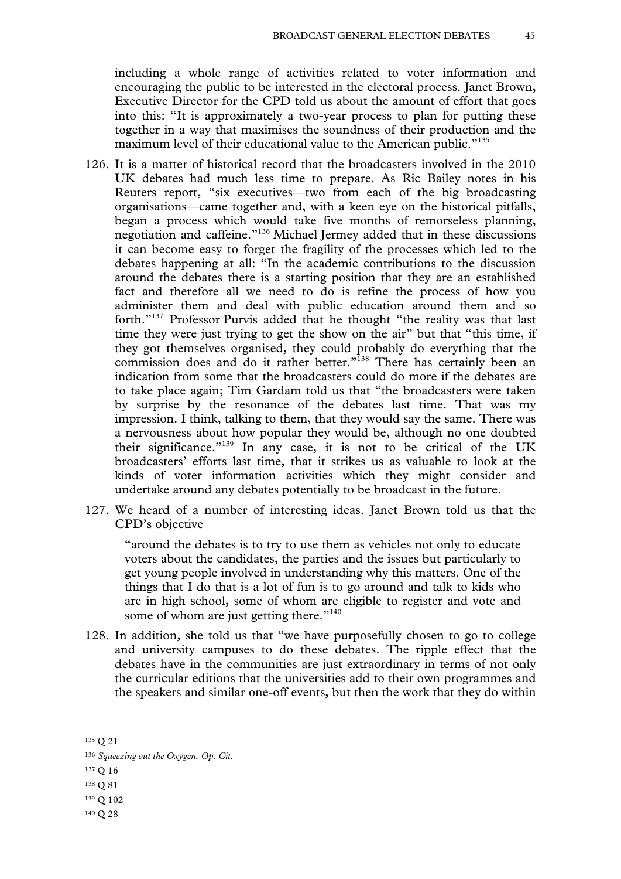including a whole range of activities related to voter information and encouraging the public to be interested in the electoral process. Janet Brown, Executive Director for the CPD told us about the amount of effort that goes into this: "It is approximately a two-year process to plan for putting these together in a way that maximises the soundness of their production and the maximum level of their educational value to the American public."[135]

126. It is a matter of historical record that the broadcasters involved in the 2010 UK debates had much less time to prepare. As Ric Bailey notes in his Reuters report, "six executives—two from each of the big broadcasting organisations—came together and, with a keen eye on the historical pitfalls, began a process which would take five months of remorseless planning, negotiation and caffeine."[136] Michael Jermey added that in these discussions it can become easy to forget the fragility of the processes which led to the debates happening at all: "In the academic contributions to the discussion around the debates there is a starting position that they are an established fact and therefore all we need to do is refine the process of how you administer them and deal with public education around them and so forth."[137] Professor Purvis added that he thought "the reality was that last time they were just trying to get the show on the air" but that "this time, if they got themselves organised, they could probably do everything that the commission does and do it rather better."[138] There has certainly been an indication from some that the broadcasters could do more if the debates are to take place again; Tim Gardam told us that "the broadcasters were taken by surprise by the resonance of the debates last time. That was my impression. I think, talking to them, that they would say the same. There was a nervousness about how popular they would be, although no one doubted their significance."[139] In any case, it is not to be critical of the UK broadcasters' efforts last time, that it strikes us as valuable to look at the kinds of voter information activities which they might consider and undertake around any debates potentially to be broadcast in the future.

127. We heard of a number of interesting ideas. Janet Brown told us that the CPD's objective

> "around the debates is to try to use them as vehicles not only to educate voters about the candidates, the parties and the issues but particularly to get young people involved in understanding why this matters. One of the things that I do that is a lot of fun is to go around and talk to kids who are in high school, some of whom are eligible to register and vote and some of whom are just getting there."[140]

128. In addition, she told us that "we have purposefully chosen to go to college and university campuses to do these debates. The ripple effect that the debates have in the communities are just extraordinary in terms of not only the curricular editions that the universities add to their own programmes and the speakers and similar one-off events, but then the work that they do within

---

[135] Q 21

[136] *Squeezing out the Oxygen. Op. Cit.*

[137] Q 16

[138] Q 81

[139] Q 102

[140] Q 28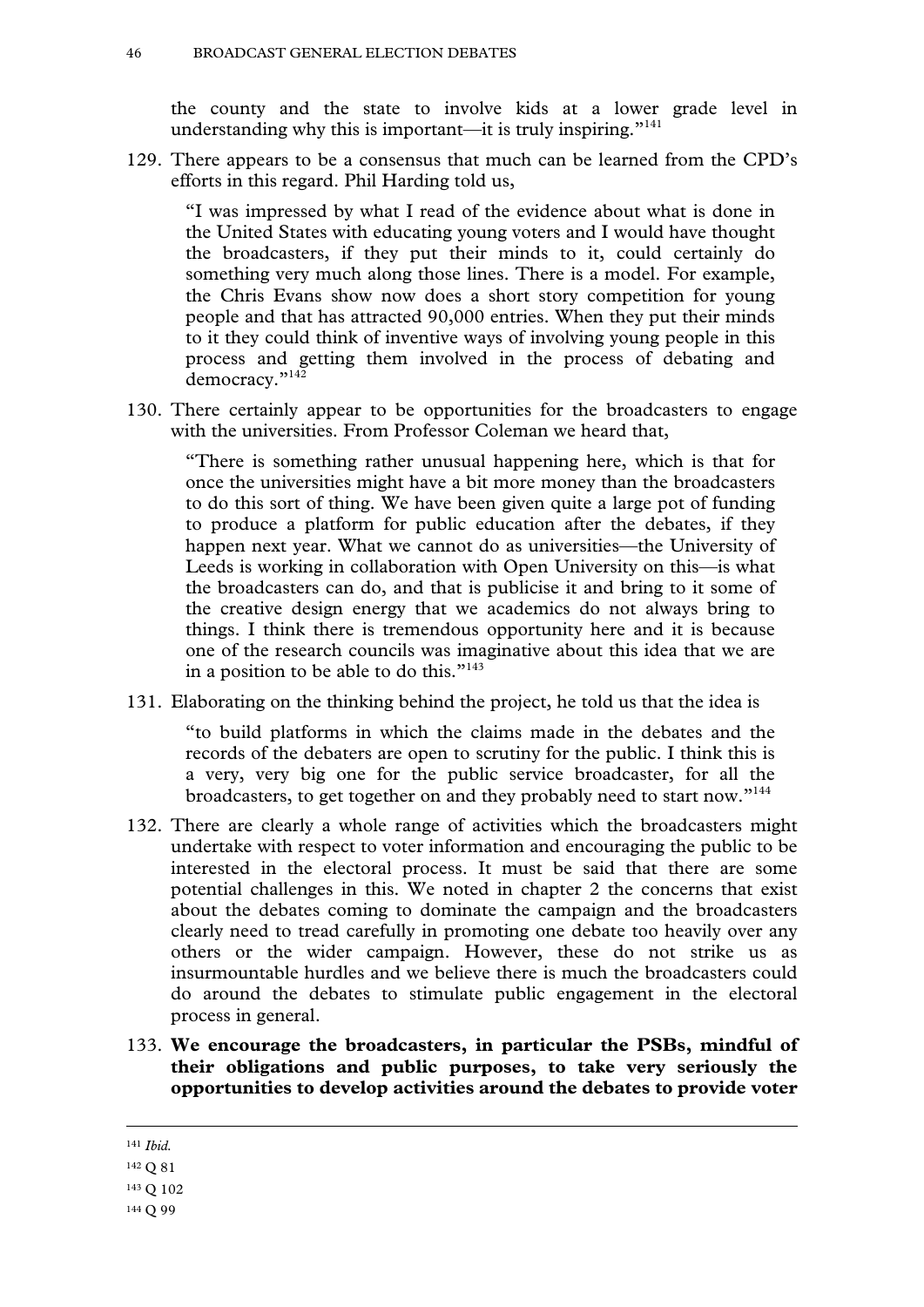the county and the state to involve kids at a lower grade level in understanding why this is important—it is truly inspiring."[141]

129. There appears to be a consensus that much can be learned from the CPD's efforts in this regard. Phil Harding told us,

> "I was impressed by what I read of the evidence about what is done in the United States with educating young voters and I would have thought the broadcasters, if they put their minds to it, could certainly do something very much along those lines. There is a model. For example, the Chris Evans show now does a short story competition for young people and that has attracted 90,000 entries. When they put their minds to it they could think of inventive ways of involving young people in this process and getting them involved in the process of debating and democracy."[142]

130. There certainly appear to be opportunities for the broadcasters to engage with the universities. From Professor Coleman we heard that,

> "There is something rather unusual happening here, which is that for once the universities might have a bit more money than the broadcasters to do this sort of thing. We have been given quite a large pot of funding to produce a platform for public education after the debates, if they happen next year. What we cannot do as universities—the University of Leeds is working in collaboration with Open University on this—is what the broadcasters can do, and that is publicise it and bring to it some of the creative design energy that we academics do not always bring to things. I think there is tremendous opportunity here and it is because one of the research councils was imaginative about this idea that we are in a position to be able to do this."[143]

131. Elaborating on the thinking behind the project, he told us that the idea is

> "to build platforms in which the claims made in the debates and the records of the debaters are open to scrutiny for the public. I think this is a very, very big one for the public service broadcaster, for all the broadcasters, to get together on and they probably need to start now."[144]

132. There are clearly a whole range of activities which the broadcasters might undertake with respect to voter information and encouraging the public to be interested in the electoral process. It must be said that there are some potential challenges in this. We noted in chapter 2 the concerns that exist about the debates coming to dominate the campaign and the broadcasters clearly need to tread carefully in promoting one debate too heavily over any others or the wider campaign. However, these do not strike us as insurmountable hurdles and we believe there is much the broadcasters could do around the debates to stimulate public engagement in the electoral process in general.

133. **We encourage the broadcasters, in particular the PSBs, mindful of their obligations and public purposes, to take very seriously the opportunities to develop activities around the debates to provide voter**

---

[141] *Ibid.*

[142] Q 81

[143] Q 102

[144] Q 99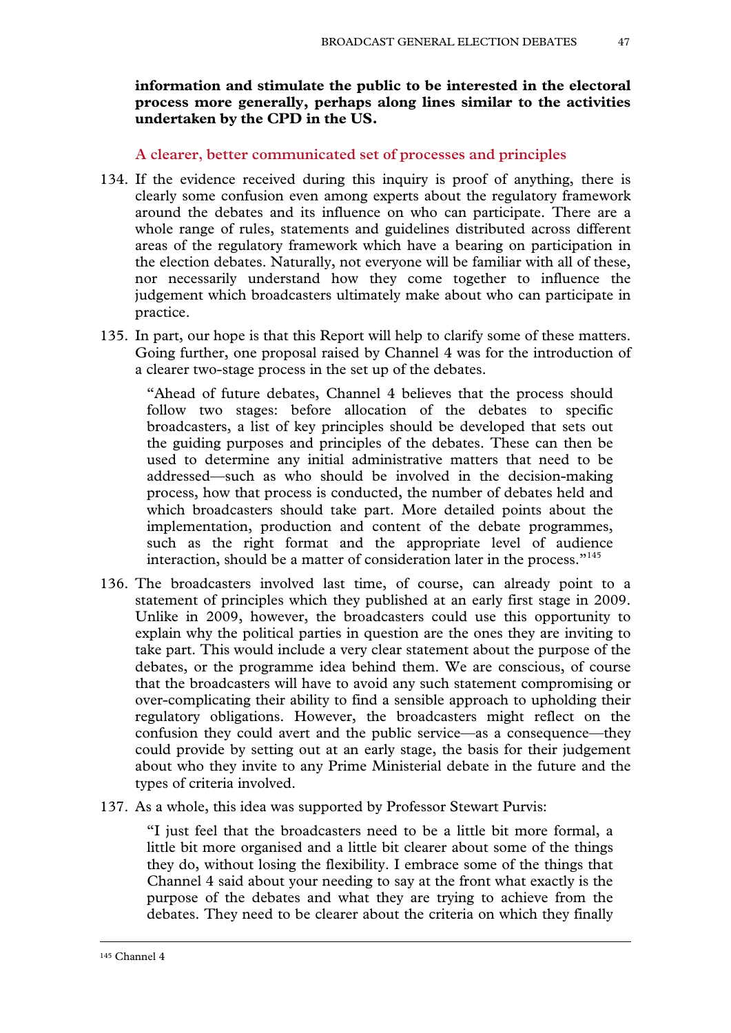**information and stimulate the public to be interested in the electoral process more generally, perhaps along lines similar to the activities undertaken by the CPD in the US.**

### A clearer, better communicated set of processes and principles

134. If the evidence received during this inquiry is proof of anything, there is clearly some confusion even among experts about the regulatory framework around the debates and its influence on who can participate. There are a whole range of rules, statements and guidelines distributed across different areas of the regulatory framework which have a bearing on participation in the election debates. Naturally, not everyone will be familiar with all of these, nor necessarily understand how they come together to influence the judgement which broadcasters ultimately make about who can participate in practice.

135. In part, our hope is that this Report will help to clarify some of these matters. Going further, one proposal raised by Channel 4 was for the introduction of a clearer two-stage process in the set up of the debates.

> "Ahead of future debates, Channel 4 believes that the process should follow two stages: before allocation of the debates to specific broadcasters, a list of key principles should be developed that sets out the guiding purposes and principles of the debates. These can then be used to determine any initial administrative matters that need to be addressed—such as who should be involved in the decision-making process, how that process is conducted, the number of debates held and which broadcasters should take part. More detailed points about the implementation, production and content of the debate programmes, such as the right format and the appropriate level of audience interaction, should be a matter of consideration later in the process."[145]

136. The broadcasters involved last time, of course, can already point to a statement of principles which they published at an early first stage in 2009. Unlike in 2009, however, the broadcasters could use this opportunity to explain why the political parties in question are the ones they are inviting to take part. This would include a very clear statement about the purpose of the debates, or the programme idea behind them. We are conscious, of course that the broadcasters will have to avoid any such statement compromising or over-complicating their ability to find a sensible approach to upholding their regulatory obligations. However, the broadcasters might reflect on the confusion they could avert and the public service—as a consequence—they could provide by setting out at an early stage, the basis for their judgement about who they invite to any Prime Ministerial debate in the future and the types of criteria involved.

137. As a whole, this idea was supported by Professor Stewart Purvis:

> "I just feel that the broadcasters need to be a little bit more formal, a little bit more organised and a little bit clearer about some of the things they do, without losing the flexibility. I embrace some of the things that Channel 4 said about your needing to say at the front what exactly is the purpose of the debates and what they are trying to achieve from the debates. They need to be clearer about the criteria on which they finally

---

[145] Channel 4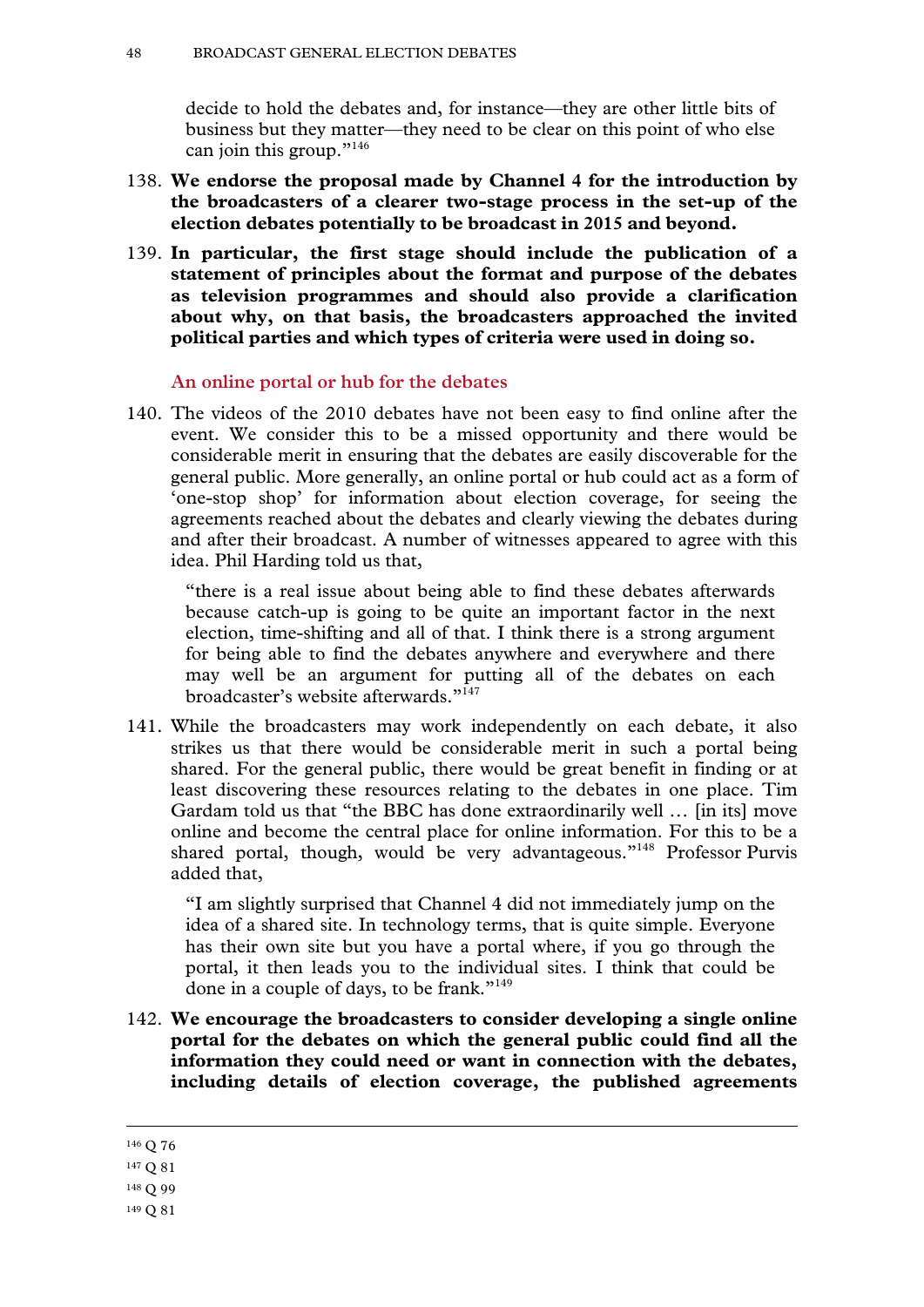decide to hold the debates and, for instance—they are other little bits of business but they matter—they need to be clear on this point of who else can join this group."[146]

138. **We endorse the proposal made by Channel 4 for the introduction by the broadcasters of a clearer two-stage process in the set-up of the election debates potentially to be broadcast in 2015 and beyond.**

139. **In particular, the first stage should include the publication of a statement of principles about the format and purpose of the debates as television programmes and should also provide a clarification about why, on that basis, the broadcasters approached the invited political parties and which types of criteria were used in doing so.**

### An online portal or hub for the debates

140. The videos of the 2010 debates have not been easy to find online after the event. We consider this to be a missed opportunity and there would be considerable merit in ensuring that the debates are easily discoverable for the general public. More generally, an online portal or hub could act as a form of 'one-stop shop' for information about election coverage, for seeing the agreements reached about the debates and clearly viewing the debates during and after their broadcast. A number of witnesses appeared to agree with this idea. Phil Harding told us that,

> "there is a real issue about being able to find these debates afterwards because catch-up is going to be quite an important factor in the next election, time-shifting and all of that. I think there is a strong argument for being able to find the debates anywhere and everywhere and there may well be an argument for putting all of the debates on each broadcaster's website afterwards."[147]

141. While the broadcasters may work independently on each debate, it also strikes us that there would be considerable merit in such a portal being shared. For the general public, there would be great benefit in finding or at least discovering these resources relating to the debates in one place. Tim Gardam told us that "the BBC has done extraordinarily well … [in its] move online and become the central place for online information. For this to be a shared portal, though, would be very advantageous."[148] Professor Purvis added that,

> "I am slightly surprised that Channel 4 did not immediately jump on the idea of a shared site. In technology terms, that is quite simple. Everyone has their own site but you have a portal where, if you go through the portal, it then leads you to the individual sites. I think that could be done in a couple of days, to be frank."[149]

142. **We encourage the broadcasters to consider developing a single online portal for the debates on which the general public could find all the information they could need or want in connection with the debates, including details of election coverage, the published agreements**

---

[146] Q 76

[147] Q 81

[148] Q 99

[149] Q 81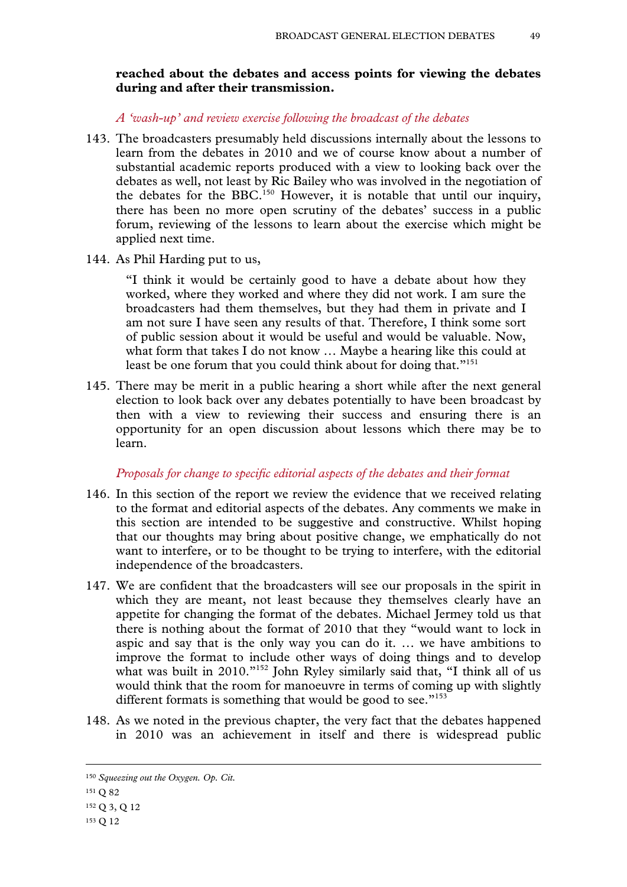**reached about the debates and access points for viewing the debates during and after their transmission.**

*A 'wash-up' and review exercise following the broadcast of the debates*

143. The broadcasters presumably held discussions internally about the lessons to learn from the debates in 2010 and we of course know about a number of substantial academic reports produced with a view to looking back over the debates as well, not least by Ric Bailey who was involved in the negotiation of the debates for the BBC.[150] However, it is notable that until our inquiry, there has been no more open scrutiny of the debates' success in a public forum, reviewing of the lessons to learn about the exercise which might be applied next time.

144. As Phil Harding put to us,

> "I think it would be certainly good to have a debate about how they worked, where they worked and where they did not work. I am sure the broadcasters had them themselves, but they had them in private and I am not sure I have seen any results of that. Therefore, I think some sort of public session about it would be useful and would be valuable. Now, what form that takes I do not know … Maybe a hearing like this could at least be one forum that you could think about for doing that."[151]

145. There may be merit in a public hearing a short while after the next general election to look back over any debates potentially to have been broadcast by then with a view to reviewing their success and ensuring there is an opportunity for an open discussion about lessons which there may be to learn.

*Proposals for change to specific editorial aspects of the debates and their format*

146. In this section of the report we review the evidence that we received relating to the format and editorial aspects of the debates. Any comments we make in this section are intended to be suggestive and constructive. Whilst hoping that our thoughts may bring about positive change, we emphatically do not want to interfere, or to be thought to be trying to interfere, with the editorial independence of the broadcasters.

147. We are confident that the broadcasters will see our proposals in the spirit in which they are meant, not least because they themselves clearly have an appetite for changing the format of the debates. Michael Jermey told us that there is nothing about the format of 2010 that they "would want to lock in aspic and say that is the only way you can do it. … we have ambitions to improve the format to include other ways of doing things and to develop what was built in 2010."[152] John Ryley similarly said that, "I think all of us would think that the room for manoeuvre in terms of coming up with slightly different formats is something that would be good to see."[153]

148. As we noted in the previous chapter, the very fact that the debates happened in 2010 was an achievement in itself and there is widespread public

---

[150] *Squeezing out the Oxygen. Op. Cit.*

[151] Q 82

[152] Q 3, Q 12

[153] Q 12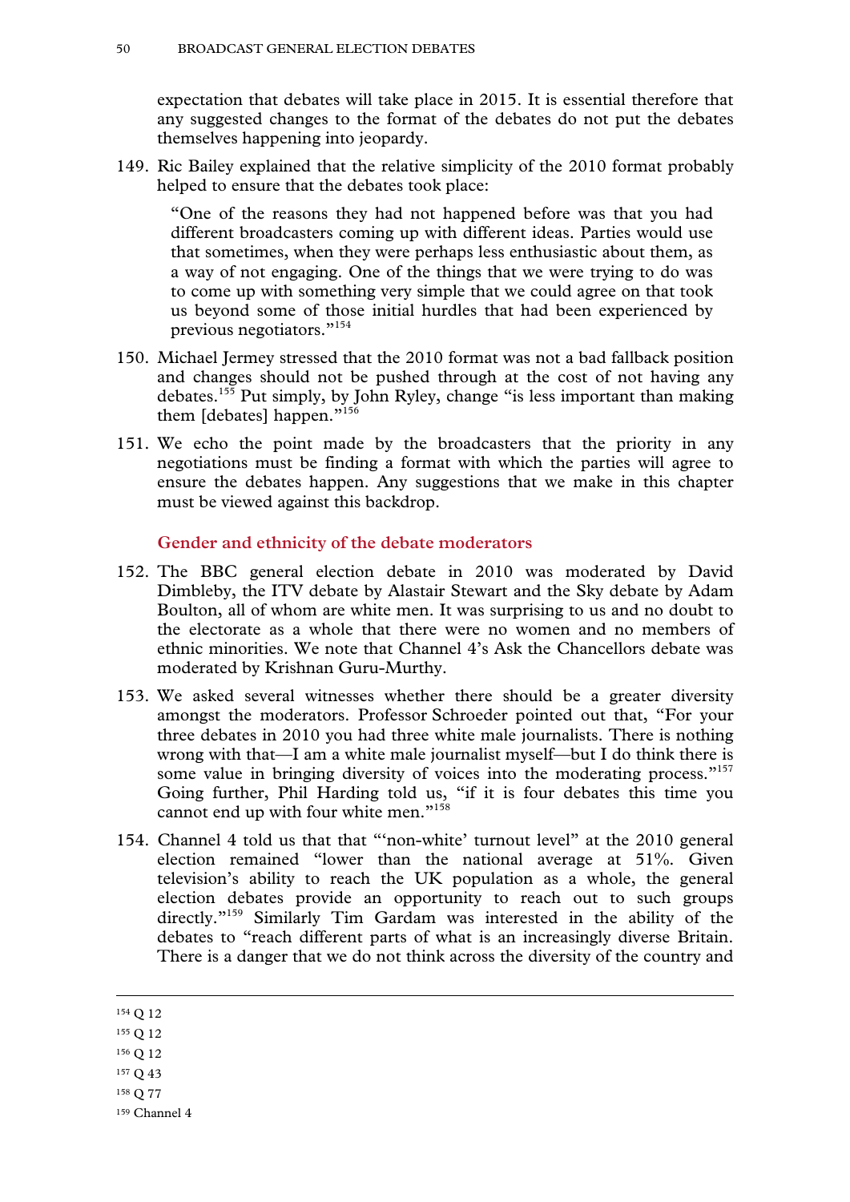expectation that debates will take place in 2015. It is essential therefore that any suggested changes to the format of the debates do not put the debates themselves happening into jeopardy.

149. Ric Bailey explained that the relative simplicity of the 2010 format probably helped to ensure that the debates took place:

> "One of the reasons they had not happened before was that you had different broadcasters coming up with different ideas. Parties would use that sometimes, when they were perhaps less enthusiastic about them, as a way of not engaging. One of the things that we were trying to do was to come up with something very simple that we could agree on that took us beyond some of those initial hurdles that had been experienced by previous negotiators."[154]

150. Michael Jermey stressed that the 2010 format was not a bad fallback position and changes should not be pushed through at the cost of not having any debates.[155] Put simply, by John Ryley, change "is less important than making them [debates] happen."[156]

151. We echo the point made by the broadcasters that the priority in any negotiations must be finding a format with which the parties will agree to ensure the debates happen. Any suggestions that we make in this chapter must be viewed against this backdrop.

### Gender and ethnicity of the debate moderators

152. The BBC general election debate in 2010 was moderated by David Dimbleby, the ITV debate by Alastair Stewart and the Sky debate by Adam Boulton, all of whom are white men. It was surprising to us and no doubt to the electorate as a whole that there were no women and no members of ethnic minorities. We note that Channel 4's Ask the Chancellors debate was moderated by Krishnan Guru-Murthy.

153. We asked several witnesses whether there should be a greater diversity amongst the moderators. Professor Schroeder pointed out that, "For your three debates in 2010 you had three white male journalists. There is nothing wrong with that—I am a white male journalist myself—but I do think there is some value in bringing diversity of voices into the moderating process."[157] Going further, Phil Harding told us, "if it is four debates this time you cannot end up with four white men."[158]

154. Channel 4 told us that that "'non-white' turnout level" at the 2010 general election remained "lower than the national average at 51%. Given television's ability to reach the UK population as a whole, the general election debates provide an opportunity to reach out to such groups directly."[159] Similarly Tim Gardam was interested in the ability of the debates to "reach different parts of what is an increasingly diverse Britain. There is a danger that we do not think across the diversity of the country and

---

[154] Q 12
[155] Q 12
[156] Q 12
[157] Q 43
[158] Q 77
[159] Channel 4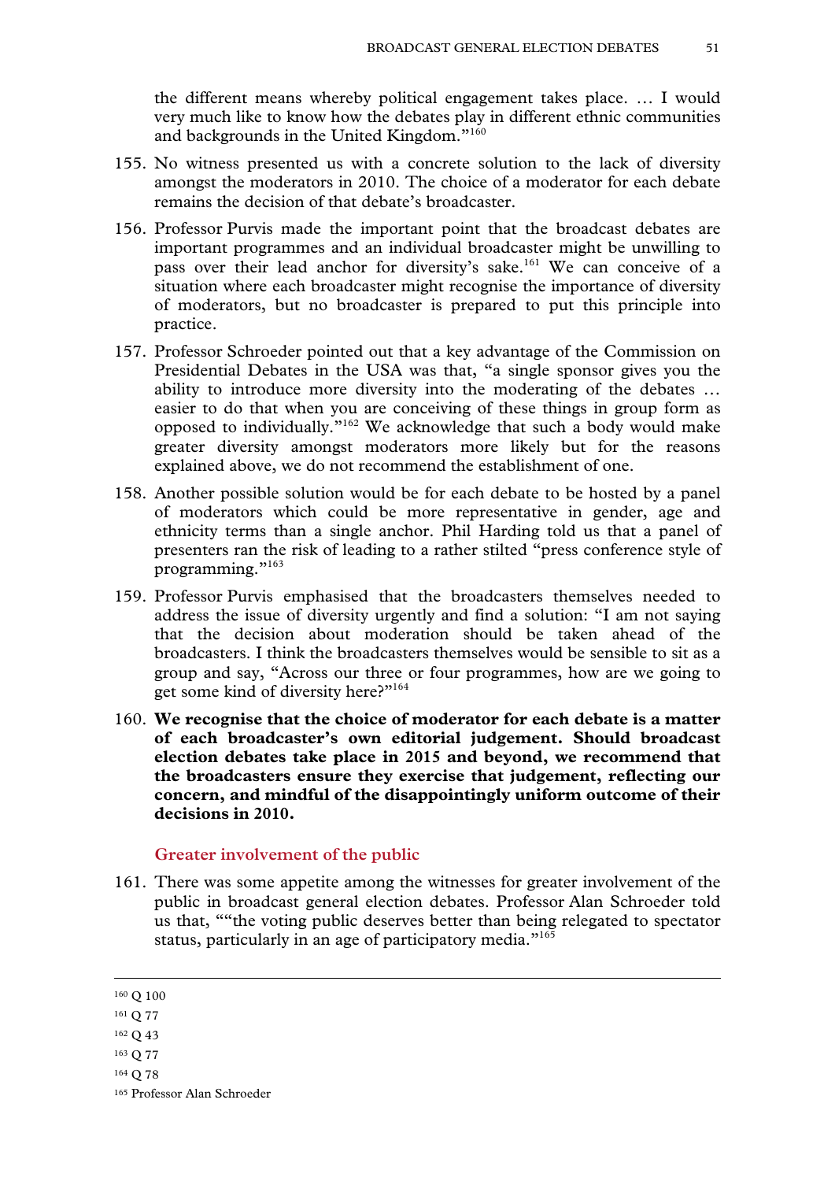the different means whereby political engagement takes place. … I would very much like to know how the debates play in different ethnic communities and backgrounds in the United Kingdom."[160]

155. No witness presented us with a concrete solution to the lack of diversity amongst the moderators in 2010. The choice of a moderator for each debate remains the decision of that debate's broadcaster.

156. Professor Purvis made the important point that the broadcast debates are important programmes and an individual broadcaster might be unwilling to pass over their lead anchor for diversity's sake.[161] We can conceive of a situation where each broadcaster might recognise the importance of diversity of moderators, but no broadcaster is prepared to put this principle into practice.

157. Professor Schroeder pointed out that a key advantage of the Commission on Presidential Debates in the USA was that, "a single sponsor gives you the ability to introduce more diversity into the moderating of the debates … easier to do that when you are conceiving of these things in group form as opposed to individually."[162] We acknowledge that such a body would make greater diversity amongst moderators more likely but for the reasons explained above, we do not recommend the establishment of one.

158. Another possible solution would be for each debate to be hosted by a panel of moderators which could be more representative in gender, age and ethnicity terms than a single anchor. Phil Harding told us that a panel of presenters ran the risk of leading to a rather stilted "press conference style of programming."[163]

159. Professor Purvis emphasised that the broadcasters themselves needed to address the issue of diversity urgently and find a solution: "I am not saying that the decision about moderation should be taken ahead of the broadcasters. I think the broadcasters themselves would be sensible to sit as a group and say, "Across our three or four programmes, how are we going to get some kind of diversity here?"[164]

160. **We recognise that the choice of moderator for each debate is a matter of each broadcaster's own editorial judgement. Should broadcast election debates take place in 2015 and beyond, we recommend that the broadcasters ensure they exercise that judgement, reflecting our concern, and mindful of the disappointingly uniform outcome of their decisions in 2010.**

### Greater involvement of the public

161. There was some appetite among the witnesses for greater involvement of the public in broadcast general election debates. Professor Alan Schroeder told us that, ""the voting public deserves better than being relegated to spectator status, particularly in an age of participatory media."[165]

---

[160] Q 100

[161] Q 77

[162] Q 43

[163] Q 77

[164] Q 78

[165] Professor Alan Schroeder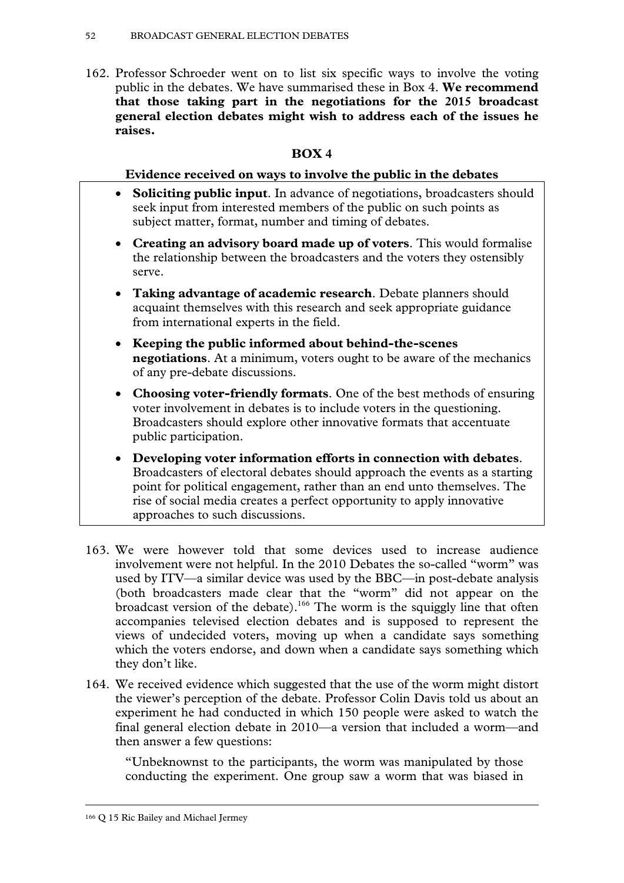162. Professor Schroeder went on to list six specific ways to involve the voting public in the debates. We have summarised these in Box 4. **We recommend that those taking part in the negotiations for the 2015 broadcast general election debates might wish to address each of the issues he raises.**

**BOX 4**

**Evidence received on ways to involve the public in the debates**

- **Soliciting public input**. In advance of negotiations, broadcasters should seek input from interested members of the public on such points as subject matter, format, number and timing of debates.
- **Creating an advisory board made up of voters**. This would formalise the relationship between the broadcasters and the voters they ostensibly serve.
- **Taking advantage of academic research**. Debate planners should acquaint themselves with this research and seek appropriate guidance from international experts in the field.
- **Keeping the public informed about behind-the-scenes negotiations**. At a minimum, voters ought to be aware of the mechanics of any pre-debate discussions.
- **Choosing voter-friendly formats**. One of the best methods of ensuring voter involvement in debates is to include voters in the questioning. Broadcasters should explore other innovative formats that accentuate public participation.
- **Developing voter information efforts in connection with debates**. Broadcasters of electoral debates should approach the events as a starting point for political engagement, rather than an end unto themselves. The rise of social media creates a perfect opportunity to apply innovative approaches to such discussions.

163. We were however told that some devices used to increase audience involvement were not helpful. In the 2010 Debates the so-called "worm" was used by ITV—a similar device was used by the BBC—in post-debate analysis (both broadcasters made clear that the "worm" did not appear on the broadcast version of the debate).[166] The worm is the squiggly line that often accompanies televised election debates and is supposed to represent the views of undecided voters, moving up when a candidate says something which the voters endorse, and down when a candidate says something which they don't like.

164. We received evidence which suggested that the use of the worm might distort the viewer's perception of the debate. Professor Colin Davis told us about an experiment he had conducted in which 150 people were asked to watch the final general election debate in 2010—a version that included a worm—and then answer a few questions:

> "Unbeknownst to the participants, the worm was manipulated by those conducting the experiment. One group saw a worm that was biased in

[166] Q 15 Ric Bailey and Michael Jermey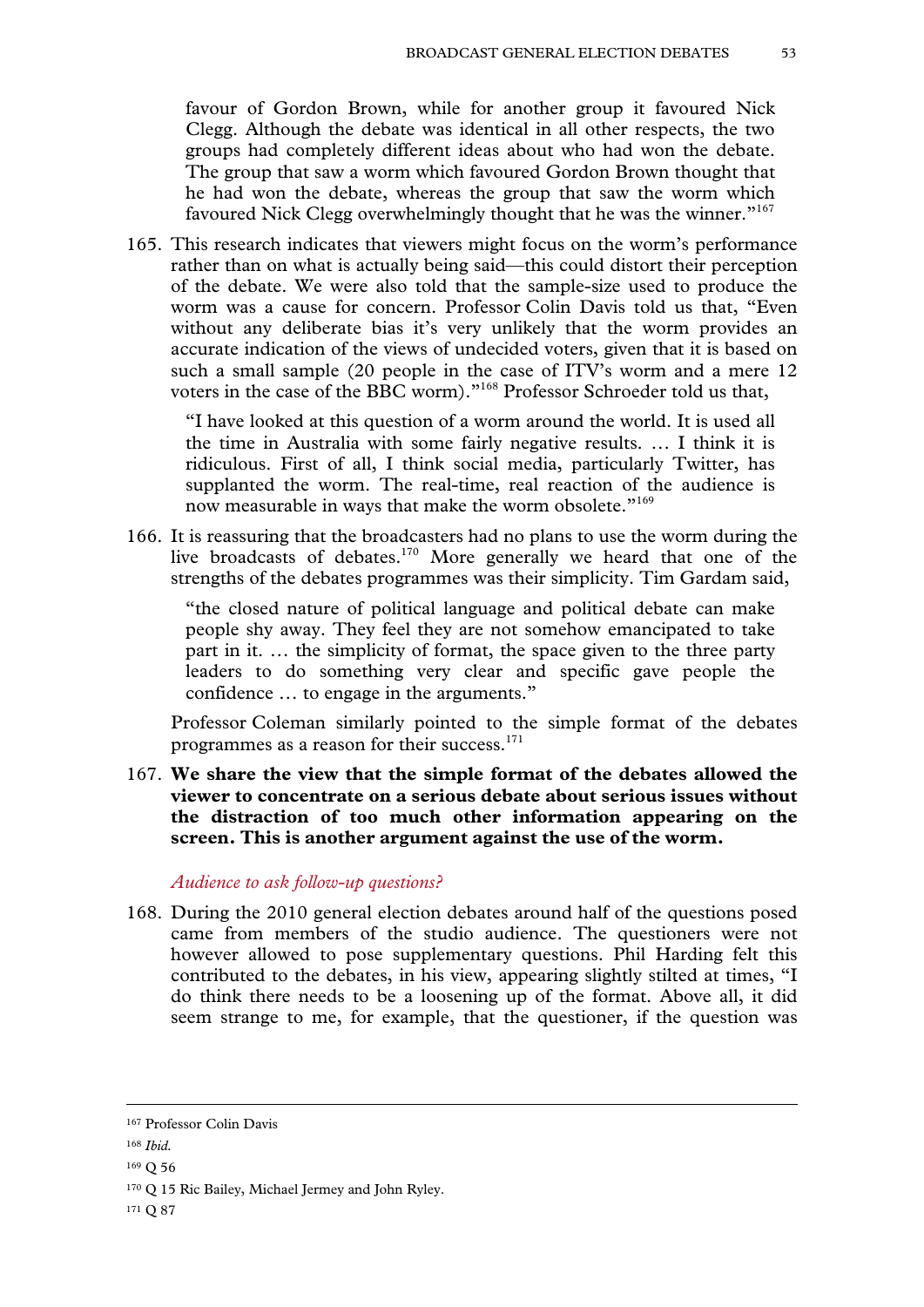favour of Gordon Brown, while for another group it favoured Nick Clegg. Although the debate was identical in all other respects, the two groups had completely different ideas about who had won the debate. The group that saw a worm which favoured Gordon Brown thought that he had won the debate, whereas the group that saw the worm which favoured Nick Clegg overwhelmingly thought that he was the winner."[167]

165. This research indicates that viewers might focus on the worm's performance rather than on what is actually being said—this could distort their perception of the debate. We were also told that the sample-size used to produce the worm was a cause for concern. Professor Colin Davis told us that, "Even without any deliberate bias it's very unlikely that the worm provides an accurate indication of the views of undecided voters, given that it is based on such a small sample (20 people in the case of ITV's worm and a mere 12 voters in the case of the BBC worm)."[168] Professor Schroeder told us that,

> "I have looked at this question of a worm around the world. It is used all the time in Australia with some fairly negative results. … I think it is ridiculous. First of all, I think social media, particularly Twitter, has supplanted the worm. The real-time, real reaction of the audience is now measurable in ways that make the worm obsolete."[169]

166. It is reassuring that the broadcasters had no plans to use the worm during the live broadcasts of debates.[170] More generally we heard that one of the strengths of the debates programmes was their simplicity. Tim Gardam said,

> "the closed nature of political language and political debate can make people shy away. They feel they are not somehow emancipated to take part in it. … the simplicity of format, the space given to the three party leaders to do something very clear and specific gave people the confidence … to engage in the arguments."

Professor Coleman similarly pointed to the simple format of the debates programmes as a reason for their success.[171]

167. **We share the view that the simple format of the debates allowed the viewer to concentrate on a serious debate about serious issues without the distraction of too much other information appearing on the screen. This is another argument against the use of the worm.**

*Audience to ask follow-up questions?*

168. During the 2010 general election debates around half of the questions posed came from members of the studio audience. The questioners were not however allowed to pose supplementary questions. Phil Harding felt this contributed to the debates, in his view, appearing slightly stilted at times, "I do think there needs to be a loosening up of the format. Above all, it did seem strange to me, for example, that the questioner, if the question was

---

[167] Professor Colin Davis

[168] *Ibid.*

[169] Q 56

[170] Q 15 Ric Bailey, Michael Jermey and John Ryley.

[171] Q 87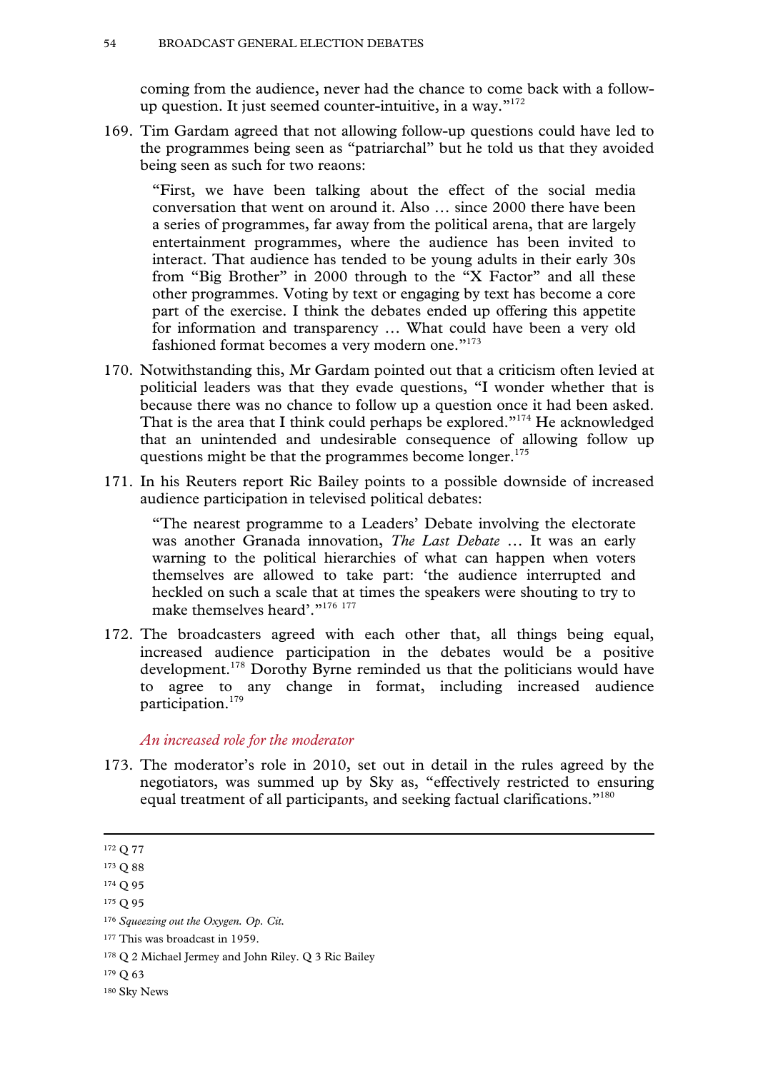coming from the audience, never had the chance to come back with a follow-up question. It just seemed counter-intuitive, in a way."[172]

169. Tim Gardam agreed that not allowing follow-up questions could have led to the programmes being seen as "patriarchal" but he told us that they avoided being seen as such for two reasons:

> "First, we have been talking about the effect of the social media conversation that went on around it. Also … since 2000 there have been a series of programmes, far away from the political arena, that are largely entertainment programmes, where the audience has been invited to interact. That audience has tended to be young adults in their early 30s from "Big Brother" in 2000 through to the "X Factor" and all these other programmes. Voting by text or engaging by text has become a core part of the exercise. I think the debates ended up offering this appetite for information and transparency … What could have been a very old fashioned format becomes a very modern one."[173]

170. Notwithstanding this, Mr Gardam pointed out that a criticism often levied at politicial leaders was that they evade questions, "I wonder whether that is because there was no chance to follow up a question once it had been asked. That is the area that I think could perhaps be explored."[174] He acknowledged that an unintended and undesirable consequence of allowing follow up questions might be that the programmes become longer.[175]

171. In his Reuters report Ric Bailey points to a possible downside of increased audience participation in televised political debates:

> "The nearest programme to a Leaders' Debate involving the electorate was another Granada innovation, *The Last Debate* … It was an early warning to the political hierarchies of what can happen when voters themselves are allowed to take part: 'the audience interrupted and heckled on such a scale that at times the speakers were shouting to try to make themselves heard'."[176] [177]

172. The broadcasters agreed with each other that, all things being equal, increased audience participation in the debates would be a positive development.[178] Dorothy Byrne reminded us that the politicians would have to agree to any change in format, including increased audience participation.[179]

### *An increased role for the moderator*

173. The moderator's role in 2010, set out in detail in the rules agreed by the negotiators, was summed up by Sky as, "effectively restricted to ensuring equal treatment of all participants, and seeking factual clarifications."[180]

---

[172] Q 77

[173] Q 88

[174] Q 95

[175] Q 95

[176] *Squeezing out the Oxygen. Op. Cit.*

[177] This was broadcast in 1959.

[178] Q 2 Michael Jermey and John Riley. Q 3 Ric Bailey

[179] Q 63

[180] Sky News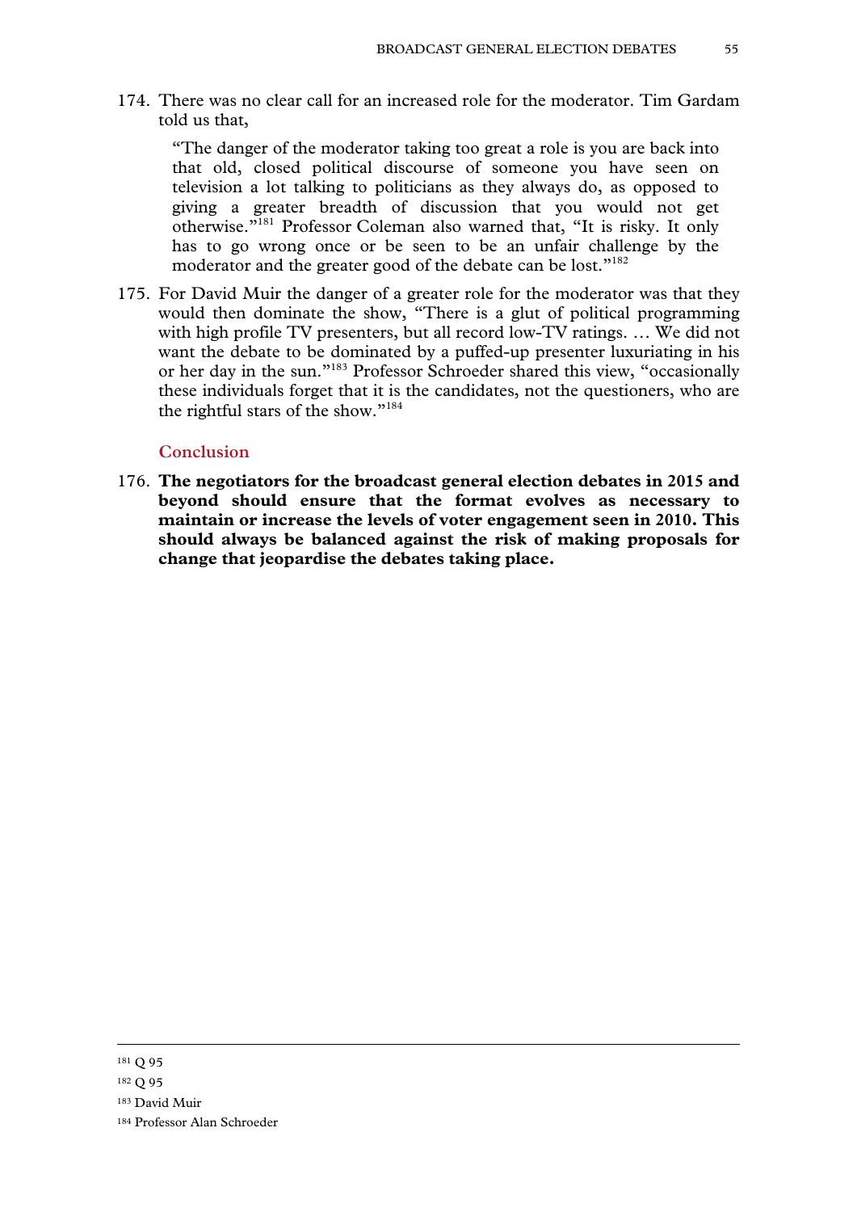174. There was no clear call for an increased role for the moderator. Tim Gardam told us that,

> "The danger of the moderator taking too great a role is you are back into that old, closed political discourse of someone you have seen on television a lot talking to politicians as they always do, as opposed to giving a greater breadth of discussion that you would not get otherwise."[181] Professor Coleman also warned that, "It is risky. It only has to go wrong once or be seen to be an unfair challenge by the moderator and the greater good of the debate can be lost."[182]

175. For David Muir the danger of a greater role for the moderator was that they would then dominate the show, "There is a glut of political programming with high profile TV presenters, but all record low-TV ratings. … We did not want the debate to be dominated by a puffed-up presenter luxuriating in his or her day in the sun."[183] Professor Schroeder shared this view, "occasionally these individuals forget that it is the candidates, not the questioners, who are the rightful stars of the show."[184]

### Conclusion

176. **The negotiators for the broadcast general election debates in 2015 and beyond should ensure that the format evolves as necessary to maintain or increase the levels of voter engagement seen in 2010. This should always be balanced against the risk of making proposals for change that jeopardise the debates taking place.**

---

[181] Q 95

[182] Q 95

[183] David Muir

[184] Professor Alan Schroeder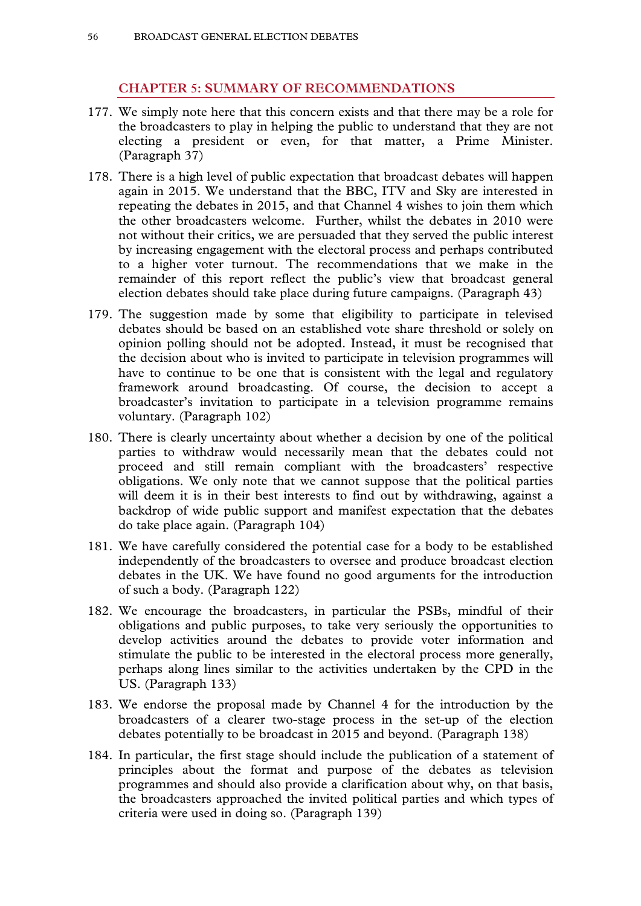## CHAPTER 5: SUMMARY OF RECOMMENDATIONS

177. We simply note here that this concern exists and that there may be a role for the broadcasters to play in helping the public to understand that they are not electing a president or even, for that matter, a Prime Minister. (Paragraph 37)

178. There is a high level of public expectation that broadcast debates will happen again in 2015. We understand that the BBC, ITV and Sky are interested in repeating the debates in 2015, and that Channel 4 wishes to join them which the other broadcasters welcome. Further, whilst the debates in 2010 were not without their critics, we are persuaded that they served the public interest by increasing engagement with the electoral process and perhaps contributed to a higher voter turnout. The recommendations that we make in the remainder of this report reflect the public's view that broadcast general election debates should take place during future campaigns. (Paragraph 43)

179. The suggestion made by some that eligibility to participate in televised debates should be based on an established vote share threshold or solely on opinion polling should not be adopted. Instead, it must be recognised that the decision about who is invited to participate in television programmes will have to continue to be one that is consistent with the legal and regulatory framework around broadcasting. Of course, the decision to accept a broadcaster's invitation to participate in a television programme remains voluntary. (Paragraph 102)

180. There is clearly uncertainty about whether a decision by one of the political parties to withdraw would necessarily mean that the debates could not proceed and still remain compliant with the broadcasters' respective obligations. We only note that we cannot suppose that the political parties will deem it is in their best interests to find out by withdrawing, against a backdrop of wide public support and manifest expectation that the debates do take place again. (Paragraph 104)

181. We have carefully considered the potential case for a body to be established independently of the broadcasters to oversee and produce broadcast election debates in the UK. We have found no good arguments for the introduction of such a body. (Paragraph 122)

182. We encourage the broadcasters, in particular the PSBs, mindful of their obligations and public purposes, to take very seriously the opportunities to develop activities around the debates to provide voter information and stimulate the public to be interested in the electoral process more generally, perhaps along lines similar to the activities undertaken by the CPD in the US. (Paragraph 133)

183. We endorse the proposal made by Channel 4 for the introduction by the broadcasters of a clearer two-stage process in the set-up of the election debates potentially to be broadcast in 2015 and beyond. (Paragraph 138)

184. In particular, the first stage should include the publication of a statement of principles about the format and purpose of the debates as television programmes and should also provide a clarification about why, on that basis, the broadcasters approached the invited political parties and which types of criteria were used in doing so. (Paragraph 139)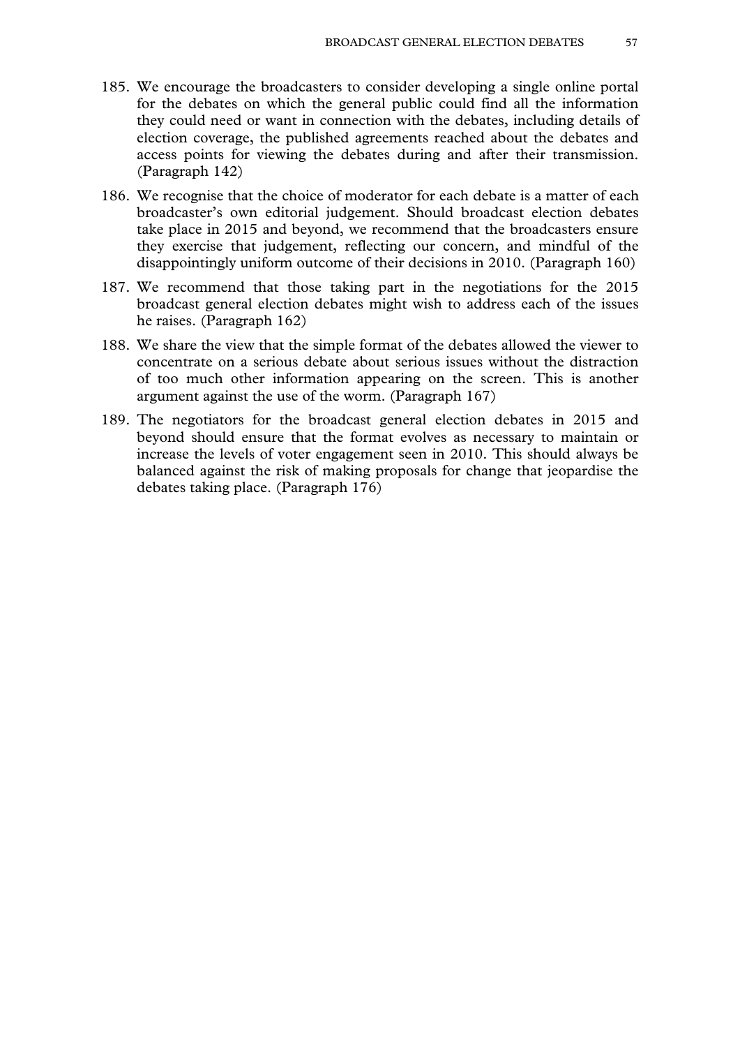185. We encourage the broadcasters to consider developing a single online portal for the debates on which the general public could find all the information they could need or want in connection with the debates, including details of election coverage, the published agreements reached about the debates and access points for viewing the debates during and after their transmission. (Paragraph 142)

186. We recognise that the choice of moderator for each debate is a matter of each broadcaster's own editorial judgement. Should broadcast election debates take place in 2015 and beyond, we recommend that the broadcasters ensure they exercise that judgement, reflecting our concern, and mindful of the disappointingly uniform outcome of their decisions in 2010. (Paragraph 160)

187. We recommend that those taking part in the negotiations for the 2015 broadcast general election debates might wish to address each of the issues he raises. (Paragraph 162)

188. We share the view that the simple format of the debates allowed the viewer to concentrate on a serious debate about serious issues without the distraction of too much other information appearing on the screen. This is another argument against the use of the worm. (Paragraph 167)

189. The negotiators for the broadcast general election debates in 2015 and beyond should ensure that the format evolves as necessary to maintain or increase the levels of voter engagement seen in 2010. This should always be balanced against the risk of making proposals for change that jeopardise the debates taking place. (Paragraph 176)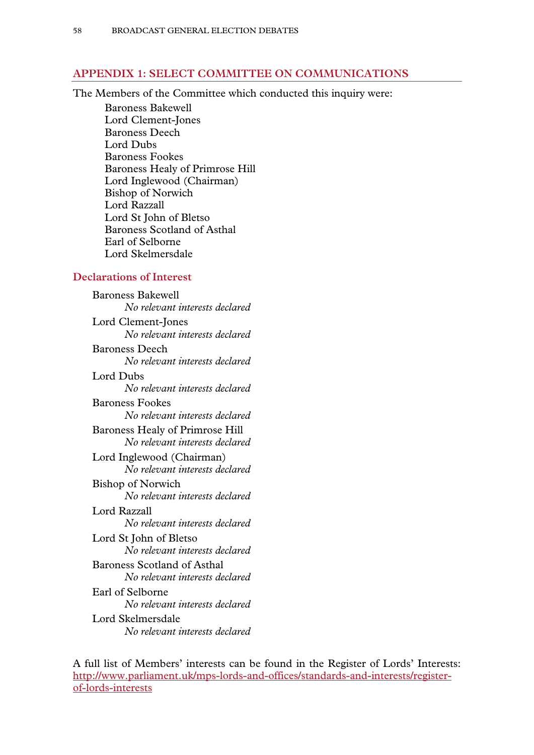## APPENDIX 1: SELECT COMMITTEE ON COMMUNICATIONS

The Members of the Committee which conducted this inquiry were:

Baroness Bakewell
Lord Clement-Jones
Baroness Deech
Lord Dubs
Baroness Fookes
Baroness Healy of Primrose Hill
Lord Inglewood (Chairman)
Bishop of Norwich
Lord Razzall
Lord St John of Bletso
Baroness Scotland of Asthal
Earl of Selborne
Lord Skelmersdale

### Declarations of Interest

Baroness Bakewell
*No relevant interests declared*

Lord Clement-Jones
*No relevant interests declared*

Baroness Deech
*No relevant interests declared*

Lord Dubs
*No relevant interests declared*

Baroness Fookes
*No relevant interests declared*

Baroness Healy of Primrose Hill
*No relevant interests declared*

Lord Inglewood (Chairman)
*No relevant interests declared*

Bishop of Norwich
*No relevant interests declared*

Lord Razzall
*No relevant interests declared*

Lord St John of Bletso
*No relevant interests declared*

Baroness Scotland of Asthal
*No relevant interests declared*

Earl of Selborne
*No relevant interests declared*

Lord Skelmersdale
*No relevant interests declared*

A full list of Members' interests can be found in the Register of Lords' Interests: http://www.parliament.uk/mps-lords-and-offices/standards-and-interests/register-of-lords-interests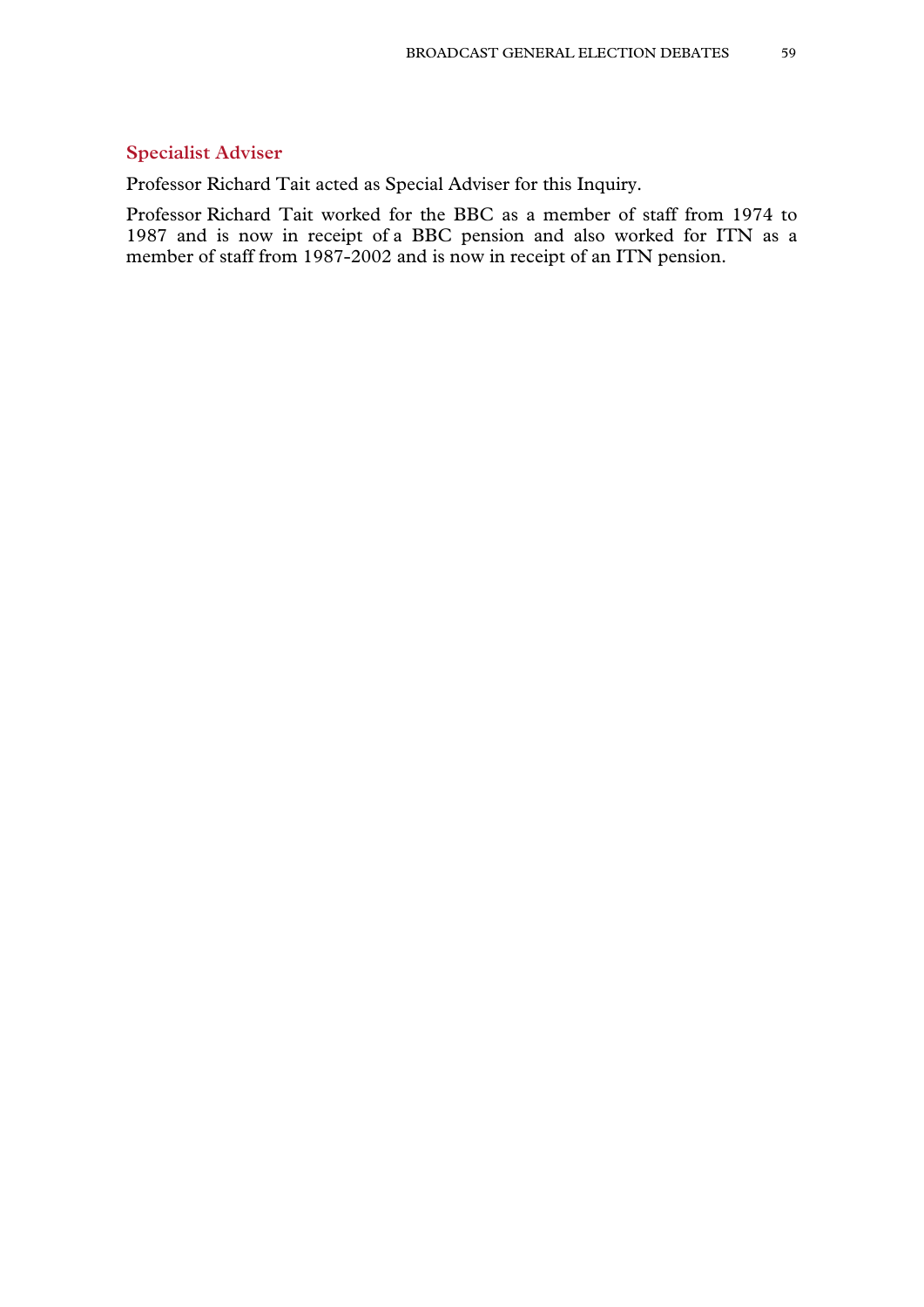## Specialist Adviser

Professor Richard Tait acted as Special Adviser for this Inquiry.

Professor Richard Tait worked for the BBC as a member of staff from 1974 to 1987 and is now in receipt of a BBC pension and also worked for ITN as a member of staff from 1987-2002 and is now in receipt of an ITN pension.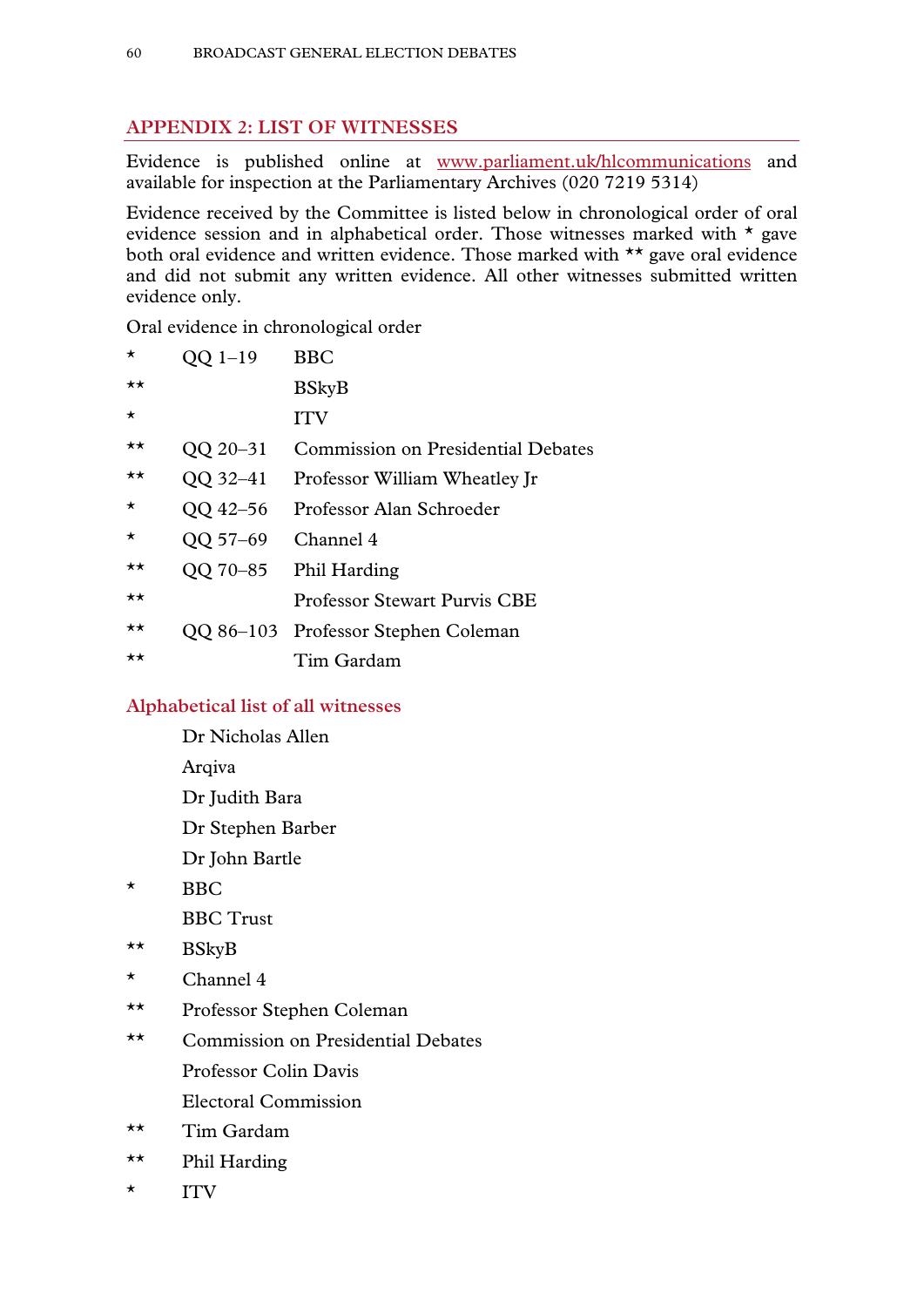## APPENDIX 2: LIST OF WITNESSES

Evidence is published online at www.parliament.uk/hlcommunications and available for inspection at the Parliamentary Archives (020 7219 5314)

Evidence received by the Committee is listed below in chronological order of oral evidence session and in alphabetical order. Those witnesses marked with * gave both oral evidence and written evidence. Those marked with ** gave oral evidence and did not submit any written evidence. All other witnesses submitted written evidence only.

Oral evidence in chronological order

| | | |
|---|---|---|
| * | QQ 1–19 | BBC |
| ** | | BSkyB |
| * | | ITV |
| ** | QQ 20–31 | Commission on Presidential Debates |
| ** | QQ 32–41 | Professor William Wheatley Jr |
| * | QQ 42–56 | Professor Alan Schroeder |
| * | QQ 57–69 | Channel 4 |
| ** | QQ 70–85 | Phil Harding |
| ** | | Professor Stewart Purvis CBE |
| ** | QQ 86–103 | Professor Stephen Coleman |
| ** | | Tim Gardam |

### Alphabetical list of all witnesses

| | |
|---|---|
| | Dr Nicholas Allen |
| | Arqiva |
| | Dr Judith Bara |
| | Dr Stephen Barber |
| | Dr John Bartle |
| * | BBC |
| | BBC Trust |
| ** | BSkyB |
| * | Channel 4 |
| ** | Professor Stephen Coleman |
| ** | Commission on Presidential Debates |
| | Professor Colin Davis |
| | Electoral Commission |
| ** | Tim Gardam |
| ** | Phil Harding |
| * | ITV |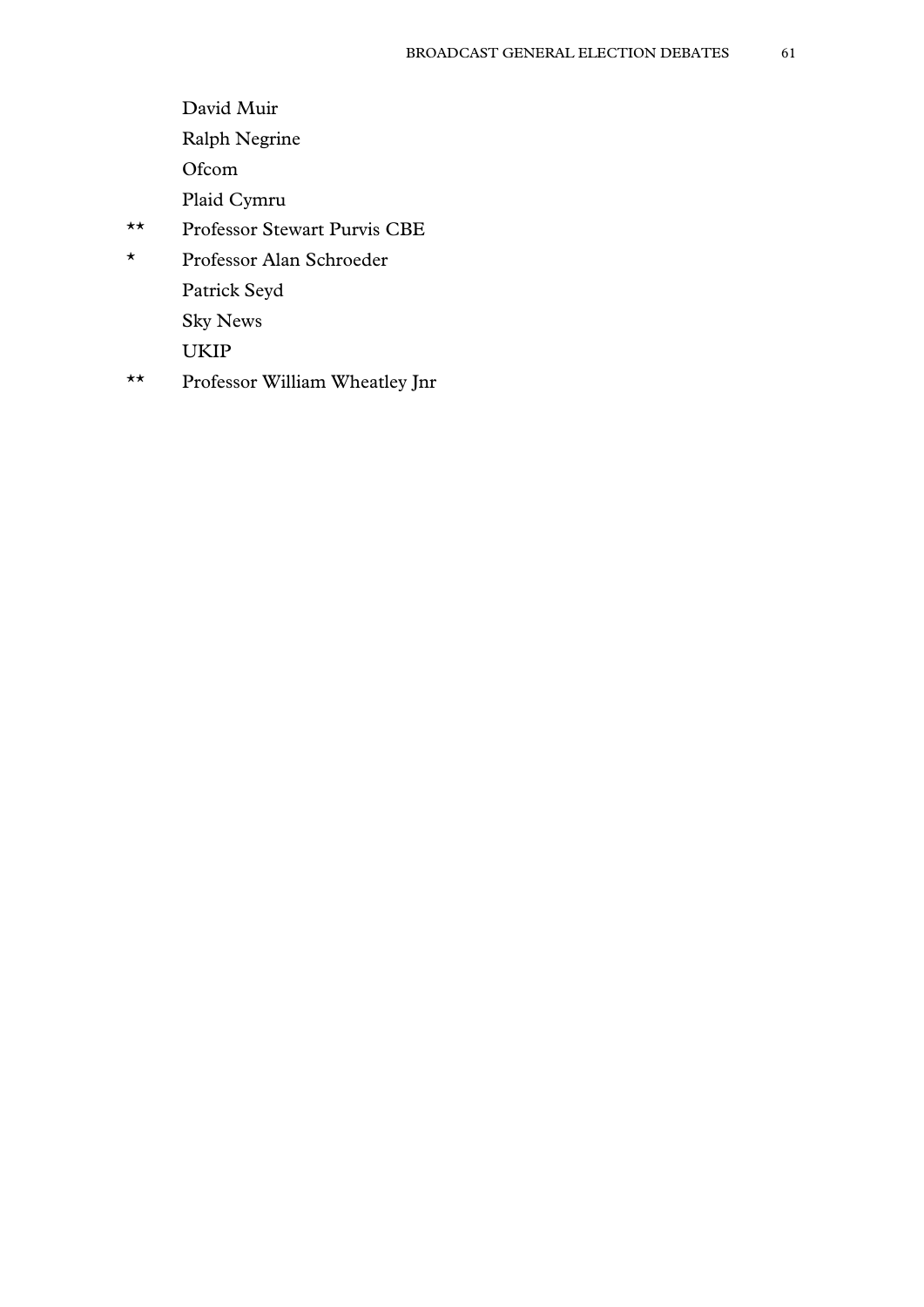David Muir

Ralph Negrine

Ofcom

Plaid Cymru

** Professor Stewart Purvis CBE

* Professor Alan Schroeder

Patrick Seyd

Sky News

UKIP

** Professor William Wheatley Jnr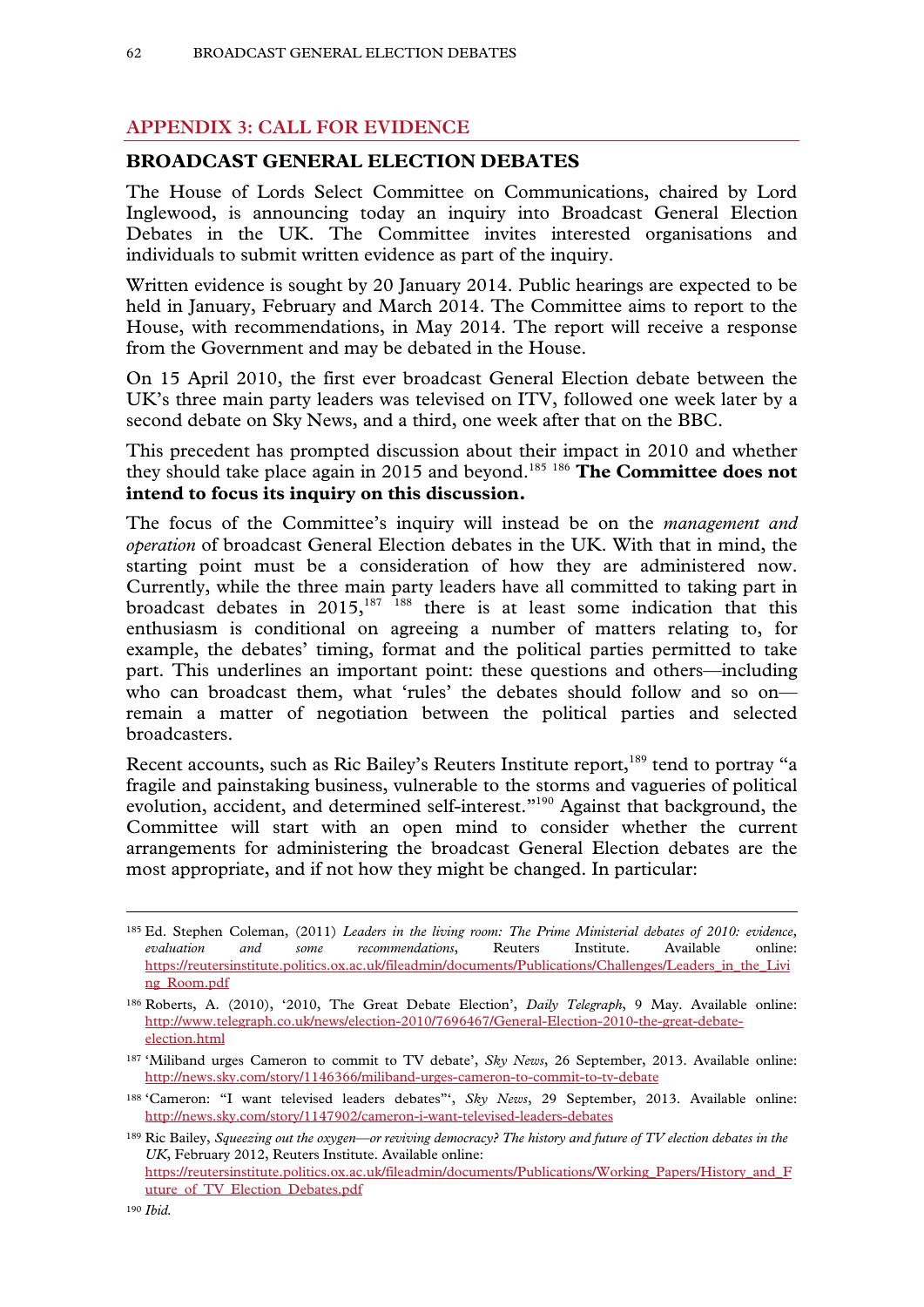## APPENDIX 3: CALL FOR EVIDENCE

### BROADCAST GENERAL ELECTION DEBATES

The House of Lords Select Committee on Communications, chaired by Lord Inglewood, is announcing today an inquiry into Broadcast General Election Debates in the UK. The Committee invites interested organisations and individuals to submit written evidence as part of the inquiry.

Written evidence is sought by 20 January 2014. Public hearings are expected to be held in January, February and March 2014. The Committee aims to report to the House, with recommendations, in May 2014. The report will receive a response from the Government and may be debated in the House.

On 15 April 2010, the first ever broadcast General Election debate between the UK's three main party leaders was televised on ITV, followed one week later by a second debate on Sky News, and a third, one week after that on the BBC.

This precedent has prompted discussion about their impact in 2010 and whether they should take place again in 2015 and beyond.[185] [186] **The Committee does not intend to focus its inquiry on this discussion.**

The focus of the Committee's inquiry will instead be on the *management and operation* of broadcast General Election debates in the UK. With that in mind, the starting point must be a consideration of how they are administered now. Currently, while the three main party leaders have all committed to taking part in broadcast debates in 2015,[187] [188] there is at least some indication that this enthusiasm is conditional on agreeing a number of matters relating to, for example, the debates' timing, format and the political parties permitted to take part. This underlines an important point: these questions and others—including who can broadcast them, what 'rules' the debates should follow and so on—remain a matter of negotiation between the political parties and selected broadcasters.

Recent accounts, such as Ric Bailey's Reuters Institute report,[189] tend to portray "a fragile and painstaking business, vulnerable to the storms and vagueries of political evolution, accident, and determined self-interest."[190] Against that background, the Committee will start with an open mind to consider whether the current arrangements for administering the broadcast General Election debates are the most appropriate, and if not how they might be changed. In particular:

---

[185] Ed. Stephen Coleman, (2011) *Leaders in the living room: The Prime Ministerial debates of 2010: evidence, evaluation and some recommendations*, Reuters Institute. Available online: https://reutersinstitute.politics.ox.ac.uk/fileadmin/documents/Publications/Challenges/Leaders_in_the_Living_Room.pdf

[186] Roberts, A. (2010), '2010, The Great Debate Election', *Daily Telegraph*, 9 May. Available online: http://www.telegraph.co.uk/news/election-2010/7696467/General-Election-2010-the-great-debate-election.html

[187] 'Miliband urges Cameron to commit to TV debate', *Sky News*, 26 September, 2013. Available online: http://news.sky.com/story/1146366/miliband-urges-cameron-to-commit-to-tv-debate

[188] 'Cameron: "I want televised leaders debates"', *Sky News*, 29 September, 2013. Available online: http://news.sky.com/story/1147902/cameron-i-want-televised-leaders-debates

[189] Ric Bailey, *Squeezing out the oxygen—or reviving democracy? The history and future of TV election debates in the UK*, February 2012, Reuters Institute. Available online: https://reutersinstitute.politics.ox.ac.uk/fileadmin/documents/Publications/Working_Papers/History_and_Future_of_TV_Election_Debates.pdf

[190] *Ibid.*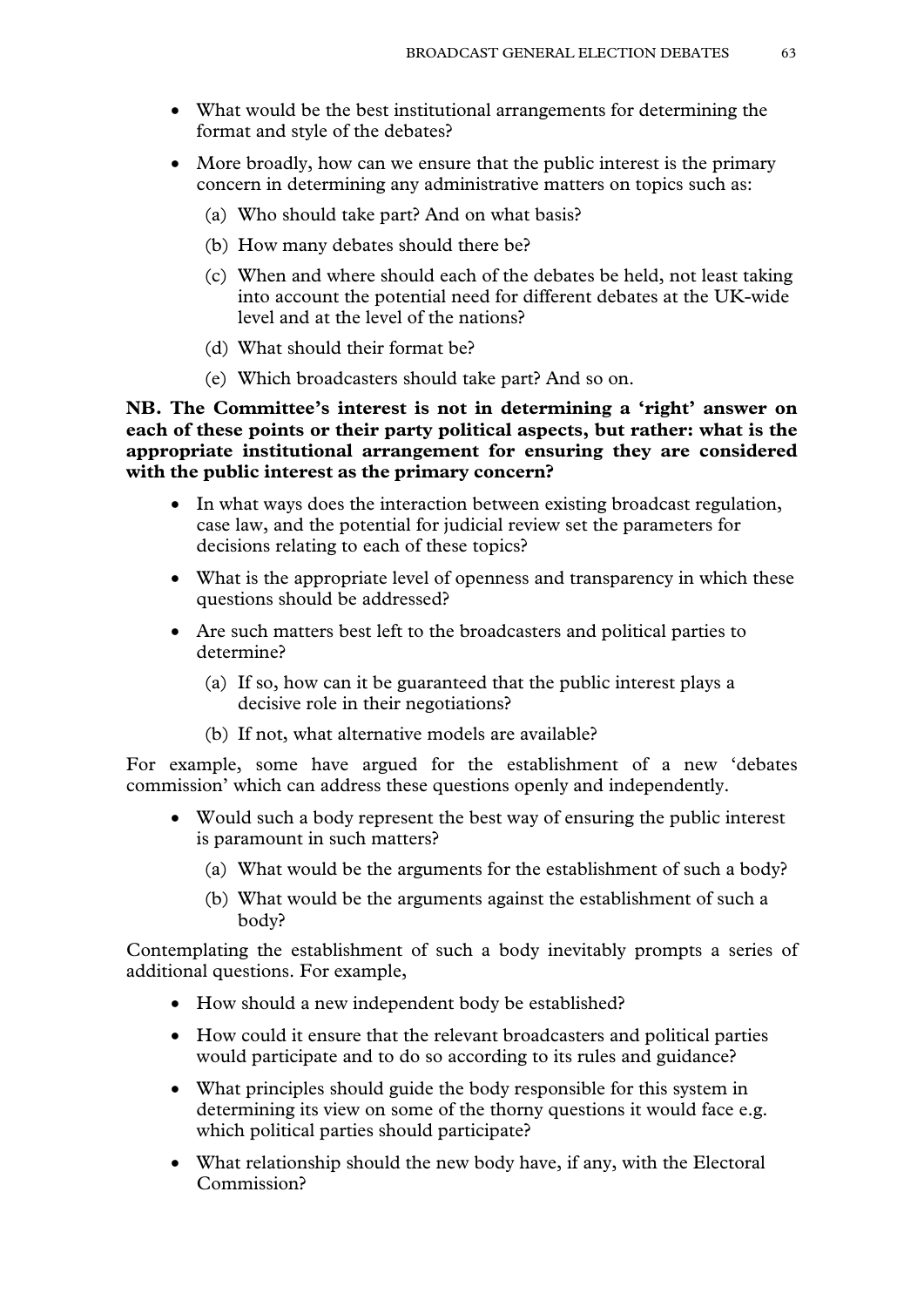- What would be the best institutional arrangements for determining the format and style of the debates?
- More broadly, how can we ensure that the public interest is the primary concern in determining any administrative matters on topics such as:
  - (a) Who should take part? And on what basis?
  - (b) How many debates should there be?
  - (c) When and where should each of the debates be held, not least taking into account the potential need for different debates at the UK-wide level and at the level of the nations?
  - (d) What should their format be?
  - (e) Which broadcasters should take part? And so on.

**NB. The Committee's interest is not in determining a 'right' answer on each of these points or their party political aspects, but rather: what is the appropriate institutional arrangement for ensuring they are considered with the public interest as the primary concern?**

- In what ways does the interaction between existing broadcast regulation, case law, and the potential for judicial review set the parameters for decisions relating to each of these topics?
- What is the appropriate level of openness and transparency in which these questions should be addressed?
- Are such matters best left to the broadcasters and political parties to determine?
  - (a) If so, how can it be guaranteed that the public interest plays a decisive role in their negotiations?
  - (b) If not, what alternative models are available?

For example, some have argued for the establishment of a new 'debates commission' which can address these questions openly and independently.

- Would such a body represent the best way of ensuring the public interest is paramount in such matters?
  - (a) What would be the arguments for the establishment of such a body?
  - (b) What would be the arguments against the establishment of such a body?

Contemplating the establishment of such a body inevitably prompts a series of additional questions. For example,

- How should a new independent body be established?
- How could it ensure that the relevant broadcasters and political parties would participate and to do so according to its rules and guidance?
- What principles should guide the body responsible for this system in determining its view on some of the thorny questions it would face e.g. which political parties should participate?
- What relationship should the new body have, if any, with the Electoral Commission?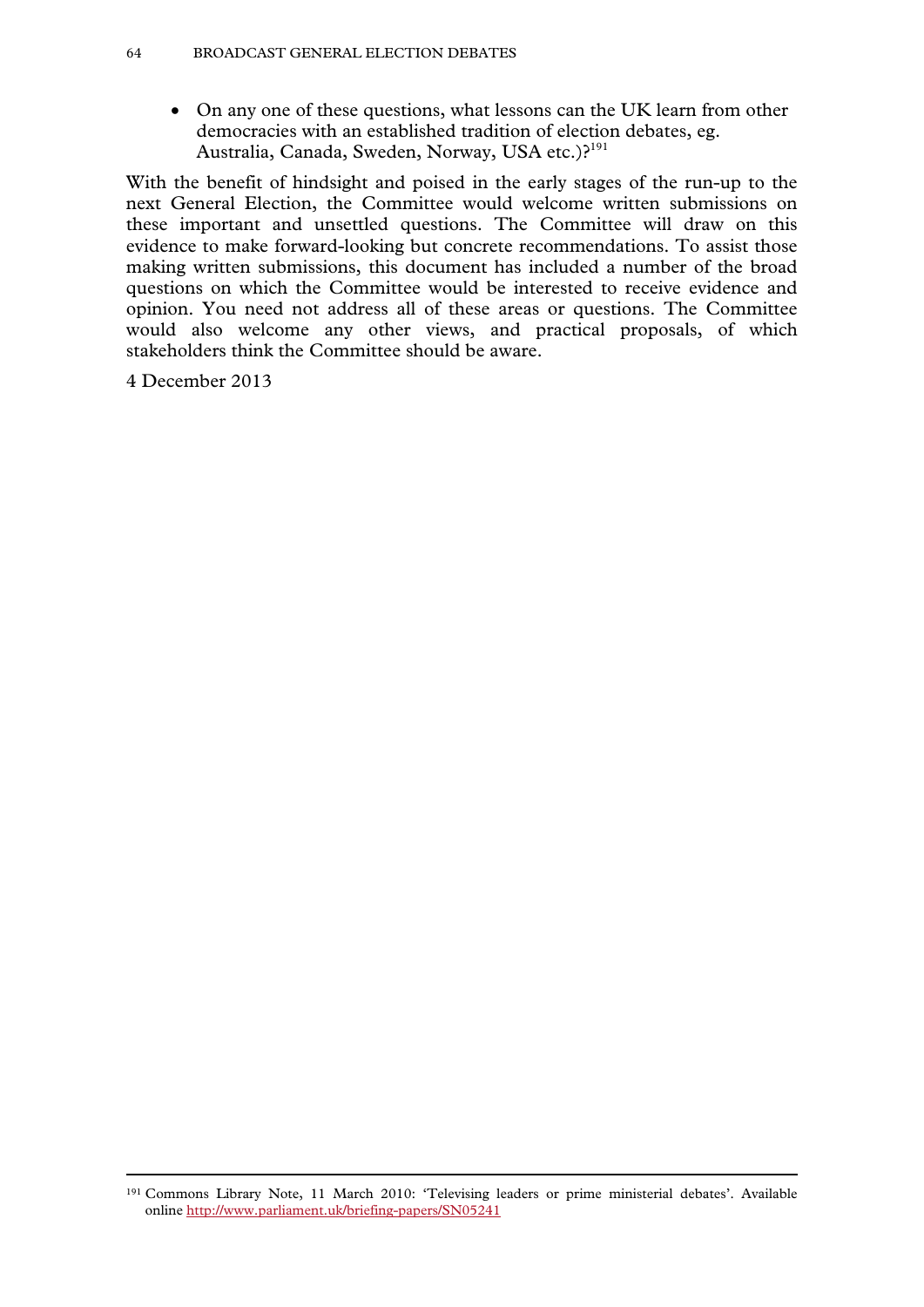- On any one of these questions, what lessons can the UK learn from other democracies with an established tradition of election debates, eg. Australia, Canada, Sweden, Norway, USA etc.)?[191]

With the benefit of hindsight and poised in the early stages of the run-up to the next General Election, the Committee would welcome written submissions on these important and unsettled questions. The Committee will draw on this evidence to make forward-looking but concrete recommendations. To assist those making written submissions, this document has included a number of the broad questions on which the Committee would be interested to receive evidence and opinion. You need not address all of these areas or questions. The Committee would also welcome any other views, and practical proposals, of which stakeholders think the Committee should be aware.

4 December 2013

---

[191] Commons Library Note, 11 March 2010: 'Televising leaders or prime ministerial debates'. Available online http://www.parliament.uk/briefing-papers/SN05241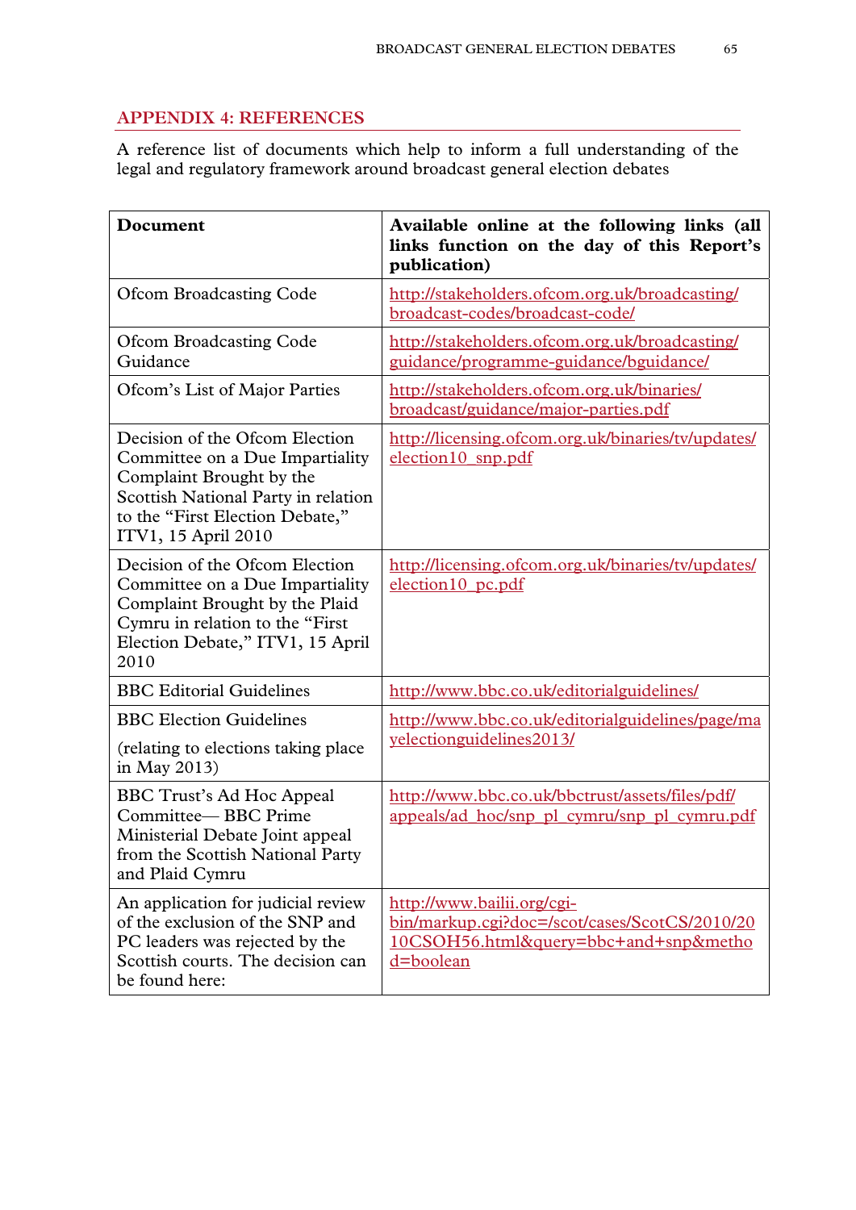## APPENDIX 4: REFERENCES

A reference list of documents which help to inform a full understanding of the legal and regulatory framework around broadcast general election debates

| **Document** | **Available online at the following links (all links function on the day of this Report's publication)** |
|---|---|
| Ofcom Broadcasting Code | http://stakeholders.ofcom.org.uk/broadcasting/broadcast-codes/broadcast-code/ |
| Ofcom Broadcasting Code Guidance | http://stakeholders.ofcom.org.uk/broadcasting/guidance/programme-guidance/bguidance/ |
| Ofcom's List of Major Parties | http://stakeholders.ofcom.org.uk/binaries/broadcast/guidance/major-parties.pdf |
| Decision of the Ofcom Election Committee on a Due Impartiality Complaint Brought by the Scottish National Party in relation to the "First Election Debate," ITV1, 15 April 2010 | http://licensing.ofcom.org.uk/binaries/tv/updates/election10_snp.pdf |
| Decision of the Ofcom Election Committee on a Due Impartiality Complaint Brought by the Plaid Cymru in relation to the "First Election Debate," ITV1, 15 April 2010 | http://licensing.ofcom.org.uk/binaries/tv/updates/election10_pc.pdf |
| BBC Editorial Guidelines | http://www.bbc.co.uk/editorialguidelines/ |
| BBC Election Guidelines (relating to elections taking place in May 2013) | http://www.bbc.co.uk/editorialguidelines/page/mayelectionguidelines2013/ |
| BBC Trust's Ad Hoc Appeal Committee— BBC Prime Ministerial Debate Joint appeal from the Scottish National Party and Plaid Cymru | http://www.bbc.co.uk/bbctrust/assets/files/pdf/appeals/ad_hoc/snp_pl_cymru/snp_pl_cymru.pdf |
| An application for judicial review of the exclusion of the SNP and PC leaders was rejected by the Scottish courts. The decision can be found here: | http://www.bailii.org/cgi-bin/markup.cgi?doc=/scot/cases/ScotCS/2010/2010CSOH56.html&query=bbc+and+snp&method=boolean |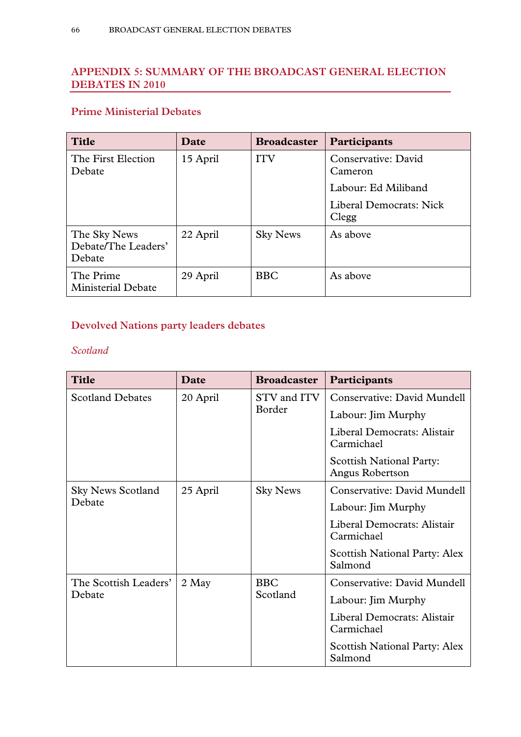## APPENDIX 5: SUMMARY OF THE BROADCAST GENERAL ELECTION DEBATES IN 2010

### Prime Ministerial Debates

| Title | Date | Broadcaster | Participants |
|---|---|---|---|
| The First Election Debate | 15 April | ITV | Conservative: David Cameron<br>Labour: Ed Miliband<br>Liberal Democrats: Nick Clegg |
| The Sky News Debate/The Leaders' Debate | 22 April | Sky News | As above |
| The Prime Ministerial Debate | 29 April | BBC | As above |

### Devolved Nations party leaders debates

*Scotland*

| Title | Date | Broadcaster | Participants |
|---|---|---|---|
| Scotland Debates | 20 April | STV and ITV Border | Conservative: David Mundell<br>Labour: Jim Murphy<br>Liberal Democrats: Alistair Carmichael<br>Scottish National Party: Angus Robertson |
| Sky News Scotland Debate | 25 April | Sky News | Conservative: David Mundell<br>Labour: Jim Murphy<br>Liberal Democrats: Alistair Carmichael<br>Scottish National Party: Alex Salmond |
| The Scottish Leaders' Debate | 2 May | BBC Scotland | Conservative: David Mundell<br>Labour: Jim Murphy<br>Liberal Democrats: Alistair Carmichael<br>Scottish National Party: Alex Salmond |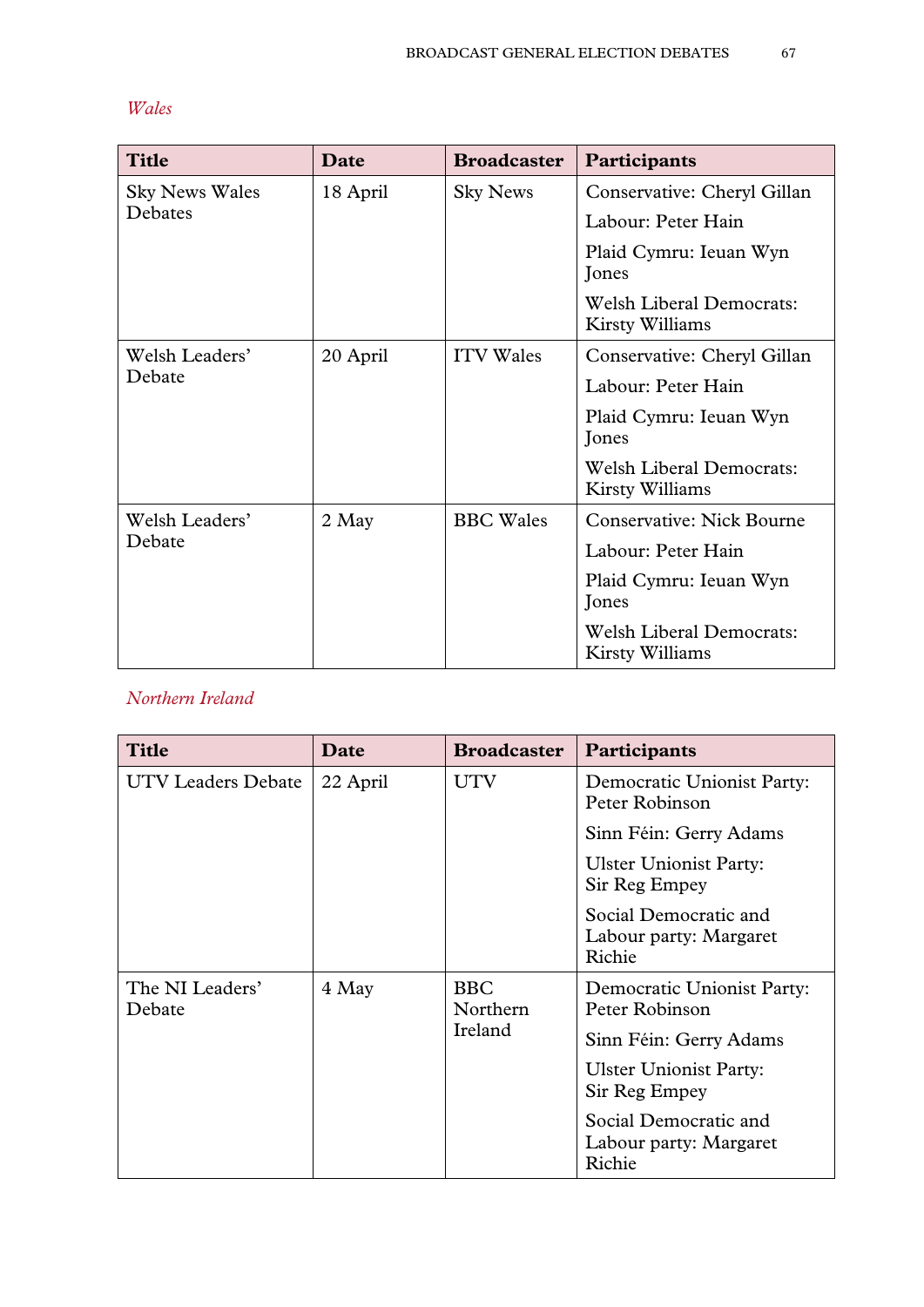*Wales*

| Title | Date | Broadcaster | Participants |
| --- | --- | --- | --- |
| Sky News Wales Debates | 18 April | Sky News | Conservative: Cheryl Gillan<br>Labour: Peter Hain<br>Plaid Cymru: Ieuan Wyn Jones<br>Welsh Liberal Democrats: Kirsty Williams |
| Welsh Leaders' Debate | 20 April | ITV Wales | Conservative: Cheryl Gillan<br>Labour: Peter Hain<br>Plaid Cymru: Ieuan Wyn Jones<br>Welsh Liberal Democrats: Kirsty Williams |
| Welsh Leaders' Debate | 2 May | BBC Wales | Conservative: Nick Bourne<br>Labour: Peter Hain<br>Plaid Cymru: Ieuan Wyn Jones<br>Welsh Liberal Democrats: Kirsty Williams |

*Northern Ireland*

| Title | Date | Broadcaster | Participants |
| --- | --- | --- | --- |
| UTV Leaders Debate | 22 April | UTV | Democratic Unionist Party: Peter Robinson<br>Sinn Féin: Gerry Adams<br>Ulster Unionist Party: Sir Reg Empey<br>Social Democratic and Labour party: Margaret Richie |
| The NI Leaders' Debate | 4 May | BBC Northern Ireland | Democratic Unionist Party: Peter Robinson<br>Sinn Féin: Gerry Adams<br>Ulster Unionist Party: Sir Reg Empey<br>Social Democratic and Labour party: Margaret Richie |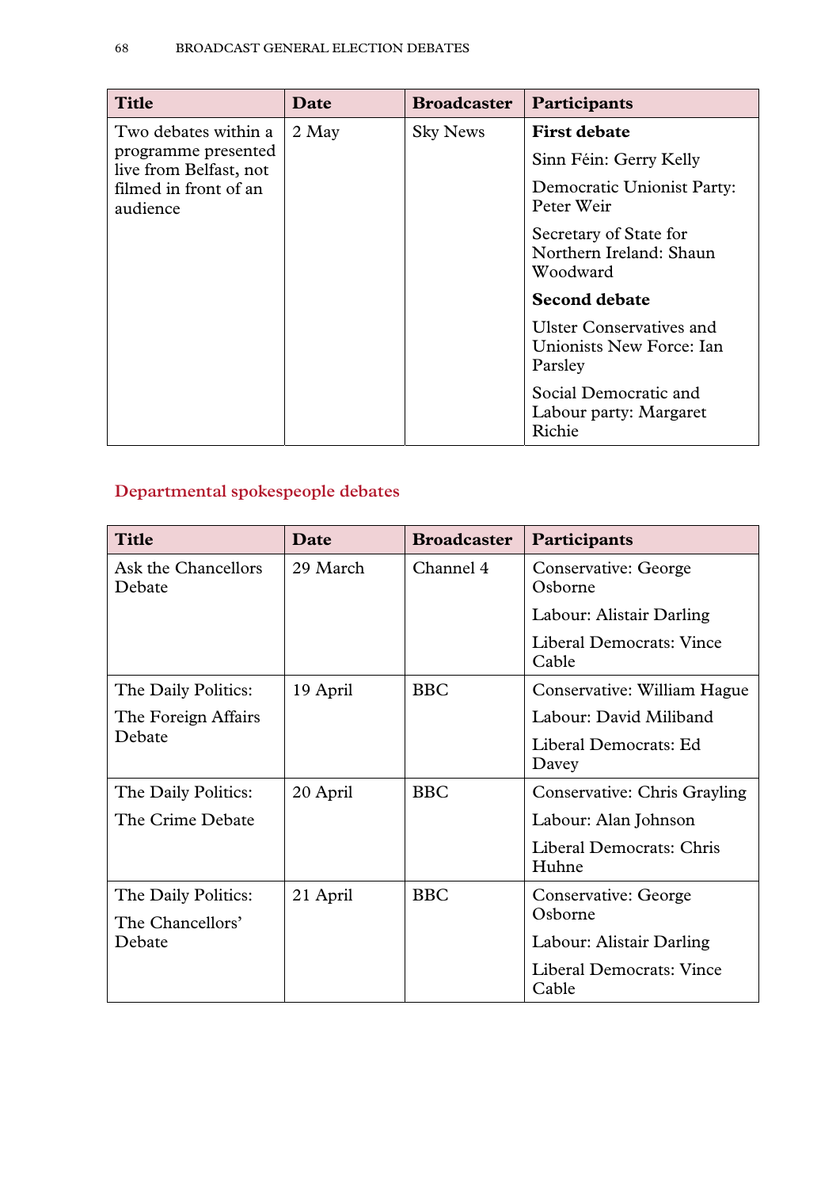| Title | Date | Broadcaster | Participants |
|---|---|---|---|
| Two debates within a programme presented live from Belfast, not filmed in front of an audience | 2 May | Sky News | **First debate**<br>Sinn Féin: Gerry Kelly<br>Democratic Unionist Party: Peter Weir<br>Secretary of State for Northern Ireland: Shaun Woodward<br>**Second debate**<br>Ulster Conservatives and Unionists New Force: Ian Parsley<br>Social Democratic and Labour party: Margaret Richie |

## Departmental spokespeople debates

| Title | Date | Broadcaster | Participants |
|---|---|---|---|
| Ask the Chancellors Debate | 29 March | Channel 4 | Conservative: George Osborne<br>Labour: Alistair Darling<br>Liberal Democrats: Vince Cable |
| The Daily Politics:<br>The Foreign Affairs Debate | 19 April | BBC | Conservative: William Hague<br>Labour: David Miliband<br>Liberal Democrats: Ed Davey |
| The Daily Politics:<br>The Crime Debate | 20 April | BBC | Conservative: Chris Grayling<br>Labour: Alan Johnson<br>Liberal Democrats: Chris Huhne |
| The Daily Politics:<br>The Chancellors' Debate | 21 April | BBC | Conservative: George Osborne<br>Labour: Alistair Darling<br>Liberal Democrats: Vince Cable |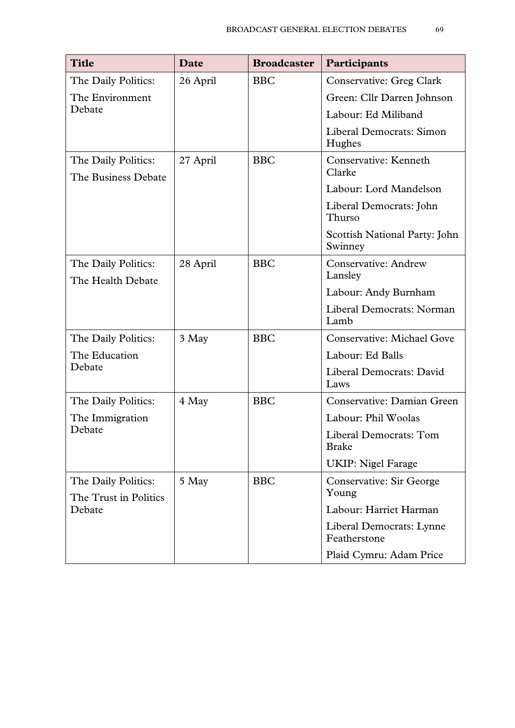| Title | Date | Broadcaster | Participants |
|---|---|---|---|
| The Daily Politics: The Environment Debate | 26 April | BBC | Conservative: Greg Clark<br>Green: Cllr Darren Johnson<br>Labour: Ed Miliband<br>Liberal Democrats: Simon Hughes |
| The Daily Politics: The Business Debate | 27 April | BBC | Conservative: Kenneth Clarke<br>Labour: Lord Mandelson<br>Liberal Democrats: John Thurso<br>Scottish National Party: John Swinney |
| The Daily Politics: The Health Debate | 28 April | BBC | Conservative: Andrew Lansley<br>Labour: Andy Burnham<br>Liberal Democrats: Norman Lamb |
| The Daily Politics: The Education Debate | 3 May | BBC | Conservative: Michael Gove<br>Labour: Ed Balls<br>Liberal Democrats: David Laws |
| The Daily Politics: The Immigration Debate | 4 May | BBC | Conservative: Damian Green<br>Labour: Phil Woolas<br>Liberal Democrats: Tom Brake<br>UKIP: Nigel Farage |
| The Daily Politics: The Trust in Politics Debate | 5 May | BBC | Conservative: Sir George Young<br>Labour: Harriet Harman<br>Liberal Democrats: Lynne Featherstone<br>Plaid Cymru: Adam Price |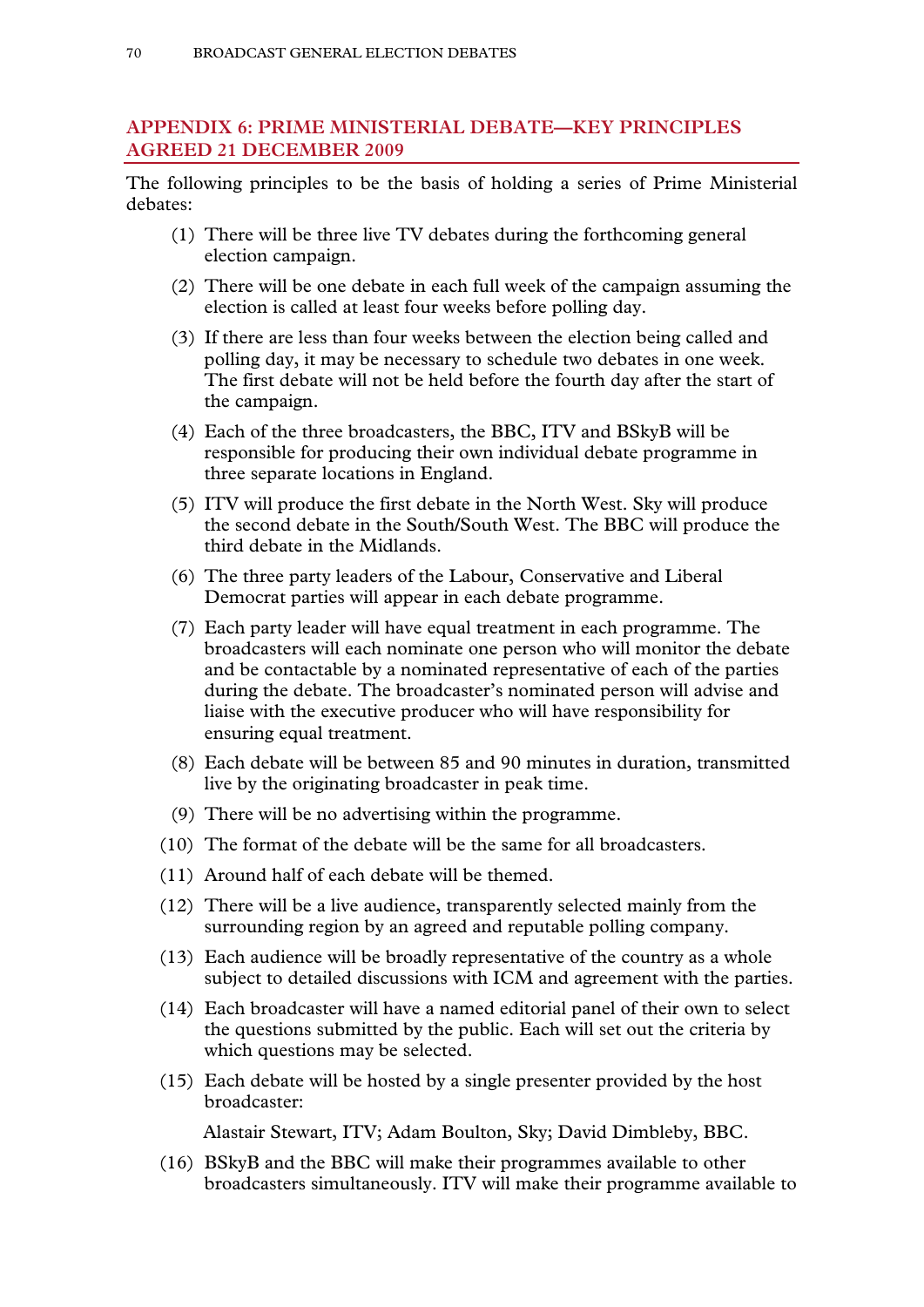## APPENDIX 6: PRIME MINISTERIAL DEBATE—KEY PRINCIPLES AGREED 21 DECEMBER 2009

The following principles to be the basis of holding a series of Prime Ministerial debates:

(1) There will be three live TV debates during the forthcoming general election campaign.

(2) There will be one debate in each full week of the campaign assuming the election is called at least four weeks before polling day.

(3) If there are less than four weeks between the election being called and polling day, it may be necessary to schedule two debates in one week. The first debate will not be held before the fourth day after the start of the campaign.

(4) Each of the three broadcasters, the BBC, ITV and BSkyB will be responsible for producing their own individual debate programme in three separate locations in England.

(5) ITV will produce the first debate in the North West. Sky will produce the second debate in the South/South West. The BBC will produce the third debate in the Midlands.

(6) The three party leaders of the Labour, Conservative and Liberal Democrat parties will appear in each debate programme.

(7) Each party leader will have equal treatment in each programme. The broadcasters will each nominate one person who will monitor the debate and be contactable by a nominated representative of each of the parties during the debate. The broadcaster's nominated person will advise and liaise with the executive producer who will have responsibility for ensuring equal treatment.

(8) Each debate will be between 85 and 90 minutes in duration, transmitted live by the originating broadcaster in peak time.

(9) There will be no advertising within the programme.

(10) The format of the debate will be the same for all broadcasters.

(11) Around half of each debate will be themed.

(12) There will be a live audience, transparently selected mainly from the surrounding region by an agreed and reputable polling company.

(13) Each audience will be broadly representative of the country as a whole subject to detailed discussions with ICM and agreement with the parties.

(14) Each broadcaster will have a named editorial panel of their own to select the questions submitted by the public. Each will set out the criteria by which questions may be selected.

(15) Each debate will be hosted by a single presenter provided by the host broadcaster:

Alastair Stewart, ITV; Adam Boulton, Sky; David Dimbleby, BBC.

(16) BSkyB and the BBC will make their programmes available to other broadcasters simultaneously. ITV will make their programme available to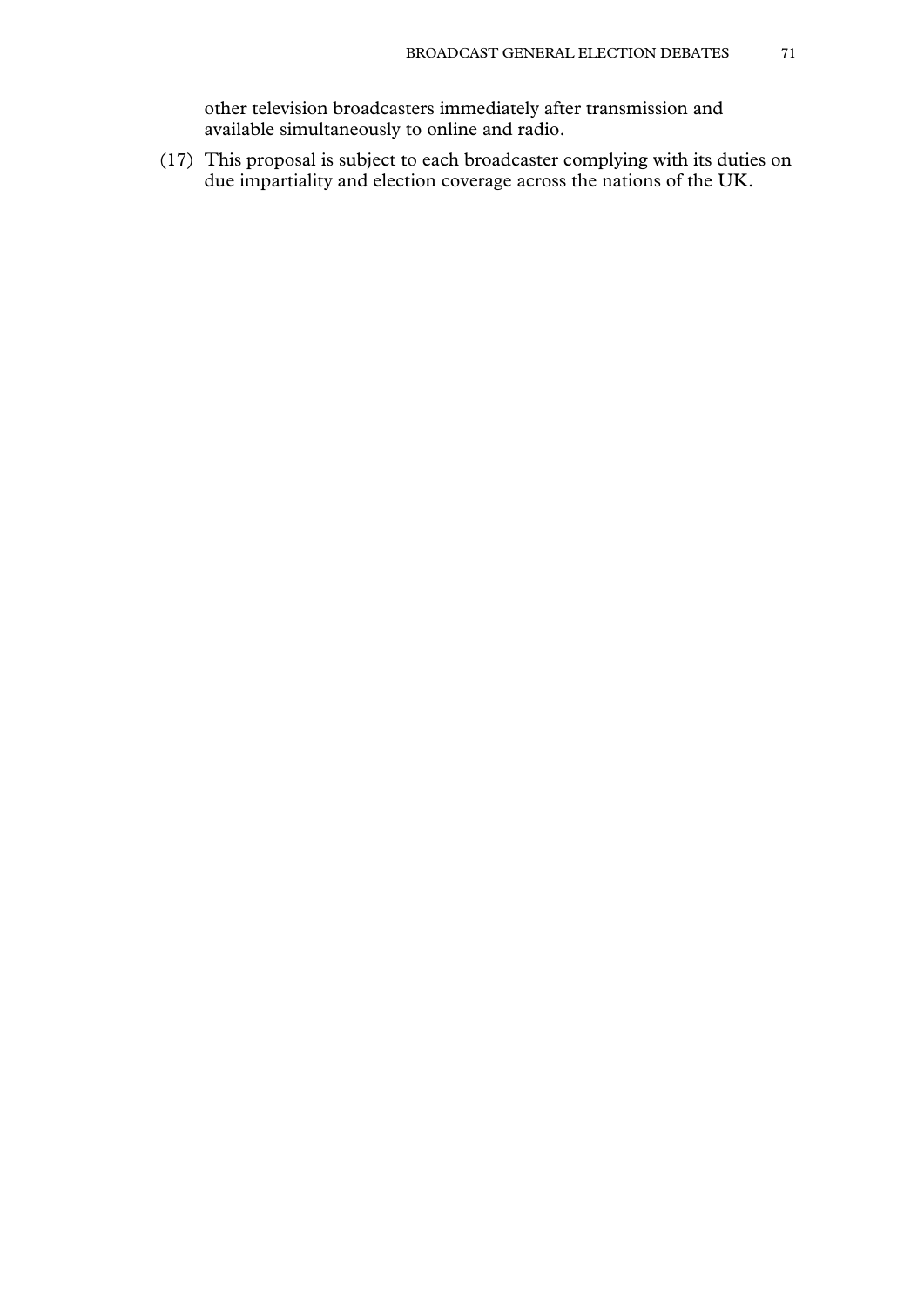other television broadcasters immediately after transmission and available simultaneously to online and radio.

(17) This proposal is subject to each broadcaster complying with its duties on due impartiality and election coverage across the nations of the UK.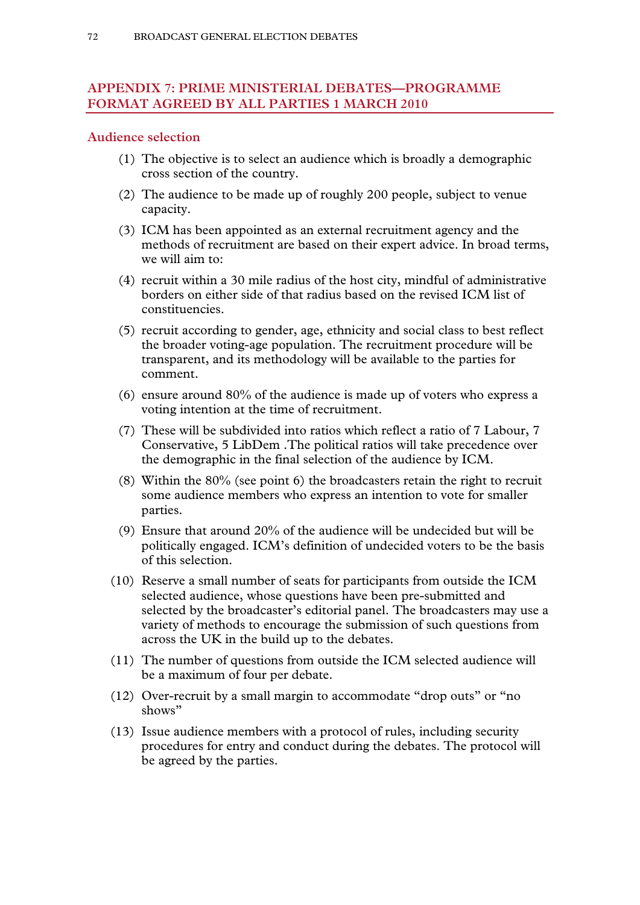## APPENDIX 7: PRIME MINISTERIAL DEBATES—PROGRAMME FORMAT AGREED BY ALL PARTIES 1 MARCH 2010

### Audience selection

(1) The objective is to select an audience which is broadly a demographic cross section of the country.

(2) The audience to be made up of roughly 200 people, subject to venue capacity.

(3) ICM has been appointed as an external recruitment agency and the methods of recruitment are based on their expert advice. In broad terms, we will aim to:

(4) recruit within a 30 mile radius of the host city, mindful of administrative borders on either side of that radius based on the revised ICM list of constituencies.

(5) recruit according to gender, age, ethnicity and social class to best reflect the broader voting-age population. The recruitment procedure will be transparent, and its methodology will be available to the parties for comment.

(6) ensure around 80% of the audience is made up of voters who express a voting intention at the time of recruitment.

(7) These will be subdivided into ratios which reflect a ratio of 7 Labour, 7 Conservative, 5 LibDem .The political ratios will take precedence over the demographic in the final selection of the audience by ICM.

(8) Within the 80% (see point 6) the broadcasters retain the right to recruit some audience members who express an intention to vote for smaller parties.

(9) Ensure that around 20% of the audience will be undecided but will be politically engaged. ICM's definition of undecided voters to be the basis of this selection.

(10) Reserve a small number of seats for participants from outside the ICM selected audience, whose questions have been pre-submitted and selected by the broadcaster's editorial panel. The broadcasters may use a variety of methods to encourage the submission of such questions from across the UK in the build up to the debates.

(11) The number of questions from outside the ICM selected audience will be a maximum of four per debate.

(12) Over-recruit by a small margin to accommodate "drop outs" or "no shows"

(13) Issue audience members with a protocol of rules, including security procedures for entry and conduct during the debates. The protocol will be agreed by the parties.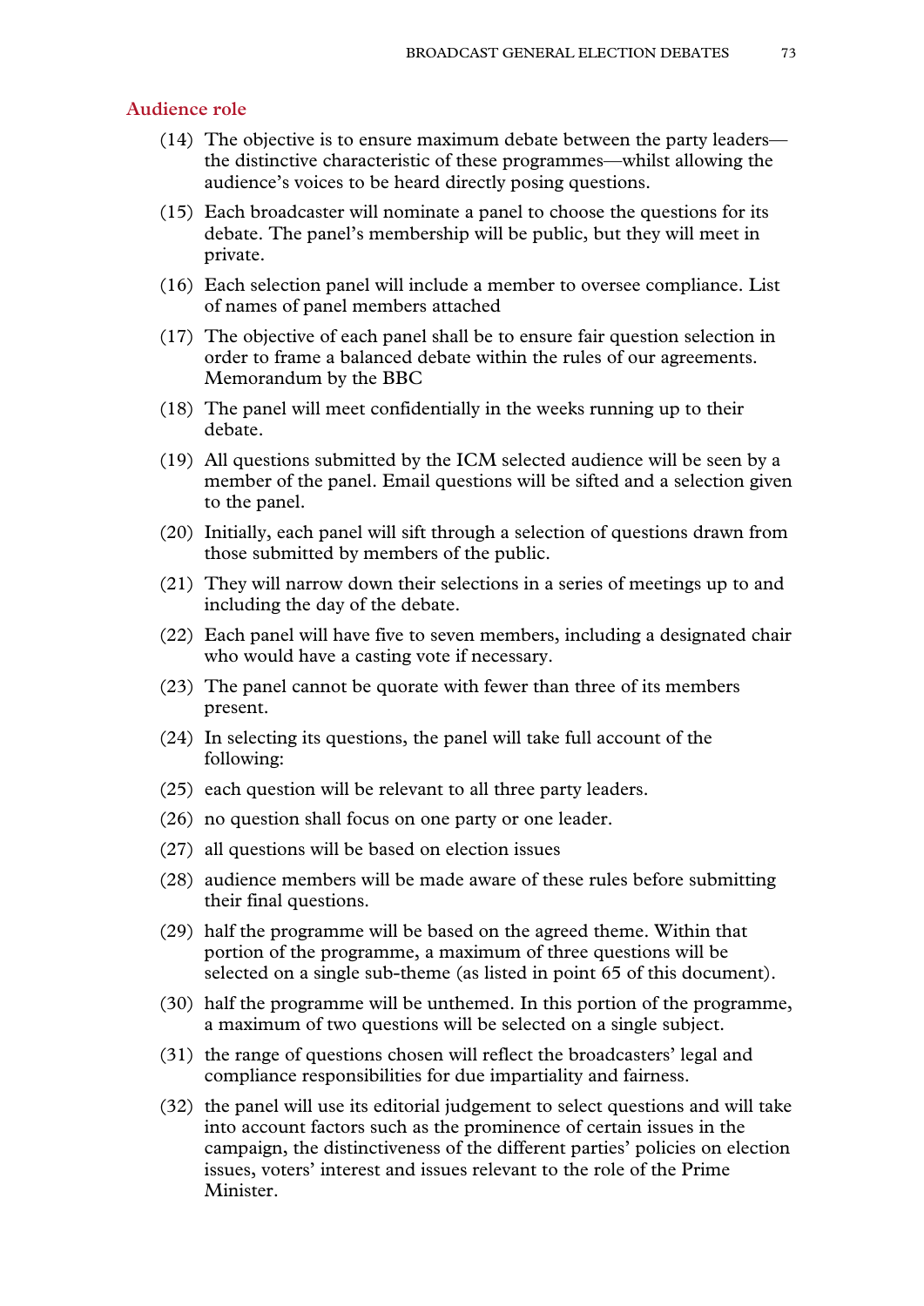## Audience role

(14) The objective is to ensure maximum debate between the party leaders—the distinctive characteristic of these programmes—whilst allowing the audience's voices to be heard directly posing questions.

(15) Each broadcaster will nominate a panel to choose the questions for its debate. The panel's membership will be public, but they will meet in private.

(16) Each selection panel will include a member to oversee compliance. List of names of panel members attached

(17) The objective of each panel shall be to ensure fair question selection in order to frame a balanced debate within the rules of our agreements. Memorandum by the BBC

(18) The panel will meet confidentially in the weeks running up to their debate.

(19) All questions submitted by the ICM selected audience will be seen by a member of the panel. Email questions will be sifted and a selection given to the panel.

(20) Initially, each panel will sift through a selection of questions drawn from those submitted by members of the public.

(21) They will narrow down their selections in a series of meetings up to and including the day of the debate.

(22) Each panel will have five to seven members, including a designated chair who would have a casting vote if necessary.

(23) The panel cannot be quorate with fewer than three of its members present.

(24) In selecting its questions, the panel will take full account of the following:

(25) each question will be relevant to all three party leaders.

(26) no question shall focus on one party or one leader.

(27) all questions will be based on election issues

(28) audience members will be made aware of these rules before submitting their final questions.

(29) half the programme will be based on the agreed theme. Within that portion of the programme, a maximum of three questions will be selected on a single sub-theme (as listed in point 65 of this document).

(30) half the programme will be unthemed. In this portion of the programme, a maximum of two questions will be selected on a single subject.

(31) the range of questions chosen will reflect the broadcasters' legal and compliance responsibilities for due impartiality and fairness.

(32) the panel will use its editorial judgement to select questions and will take into account factors such as the prominence of certain issues in the campaign, the distinctiveness of the different parties' policies on election issues, voters' interest and issues relevant to the role of the Prime Minister.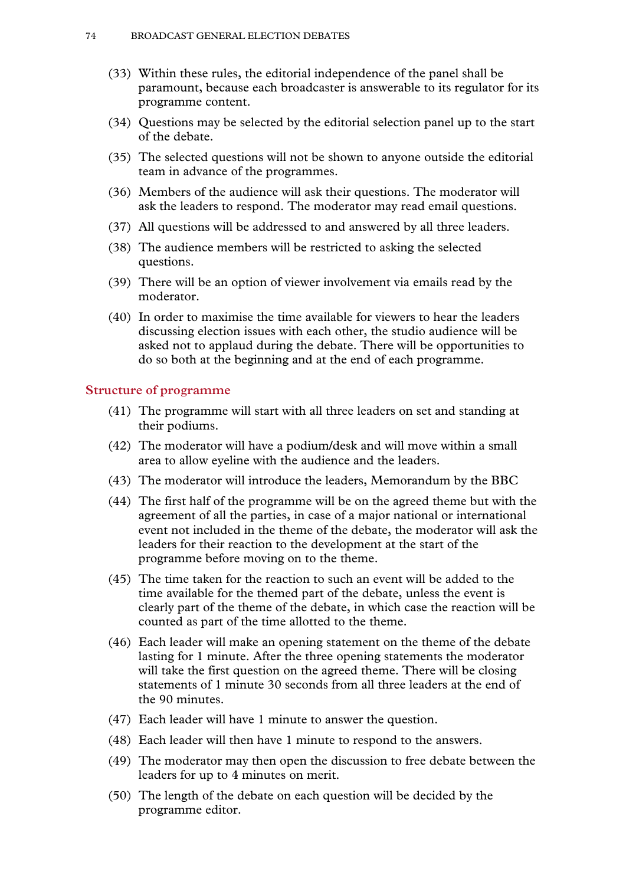(33) Within these rules, the editorial independence of the panel shall be paramount, because each broadcaster is answerable to its regulator for its programme content.

(34) Questions may be selected by the editorial selection panel up to the start of the debate.

(35) The selected questions will not be shown to anyone outside the editorial team in advance of the programmes.

(36) Members of the audience will ask their questions. The moderator will ask the leaders to respond. The moderator may read email questions.

(37) All questions will be addressed to and answered by all three leaders.

(38) The audience members will be restricted to asking the selected questions.

(39) There will be an option of viewer involvement via emails read by the moderator.

(40) In order to maximise the time available for viewers to hear the leaders discussing election issues with each other, the studio audience will be asked not to applaud during the debate. There will be opportunities to do so both at the beginning and at the end of each programme.

## Structure of programme

(41) The programme will start with all three leaders on set and standing at their podiums.

(42) The moderator will have a podium/desk and will move within a small area to allow eyeline with the audience and the leaders.

(43) The moderator will introduce the leaders, Memorandum by the BBC

(44) The first half of the programme will be on the agreed theme but with the agreement of all the parties, in case of a major national or international event not included in the theme of the debate, the moderator will ask the leaders for their reaction to the development at the start of the programme before moving on to the theme.

(45) The time taken for the reaction to such an event will be added to the time available for the themed part of the debate, unless the event is clearly part of the theme of the debate, in which case the reaction will be counted as part of the time allotted to the theme.

(46) Each leader will make an opening statement on the theme of the debate lasting for 1 minute. After the three opening statements the moderator will take the first question on the agreed theme. There will be closing statements of 1 minute 30 seconds from all three leaders at the end of the 90 minutes.

(47) Each leader will have 1 minute to answer the question.

(48) Each leader will then have 1 minute to respond to the answers.

(49) The moderator may then open the discussion to free debate between the leaders for up to 4 minutes on merit.

(50) The length of the debate on each question will be decided by the programme editor.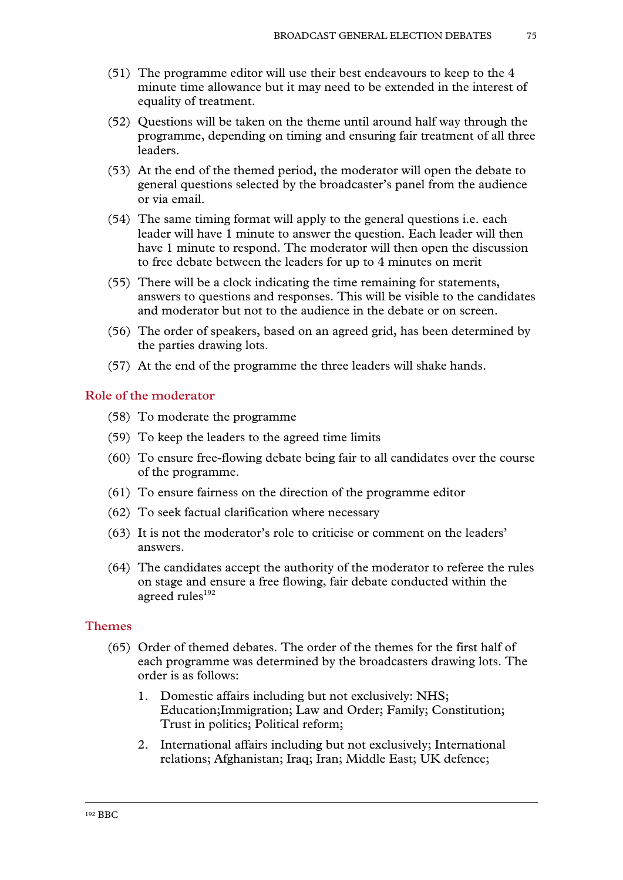(51) The programme editor will use their best endeavours to keep to the 4 minute time allowance but it may need to be extended in the interest of equality of treatment.

(52) Questions will be taken on the theme until around half way through the programme, depending on timing and ensuring fair treatment of all three leaders.

(53) At the end of the themed period, the moderator will open the debate to general questions selected by the broadcaster's panel from the audience or via email.

(54) The same timing format will apply to the general questions i.e. each leader will have 1 minute to answer the question. Each leader will then have 1 minute to respond. The moderator will then open the discussion to free debate between the leaders for up to 4 minutes on merit

(55) There will be a clock indicating the time remaining for statements, answers to questions and responses. This will be visible to the candidates and moderator but not to the audience in the debate or on screen.

(56) The order of speakers, based on an agreed grid, has been determined by the parties drawing lots.

(57) At the end of the programme the three leaders will shake hands.

## Role of the moderator

(58) To moderate the programme

(59) To keep the leaders to the agreed time limits

(60) To ensure free-flowing debate being fair to all candidates over the course of the programme.

(61) To ensure fairness on the direction of the programme editor

(62) To seek factual clarification where necessary

(63) It is not the moderator's role to criticise or comment on the leaders' answers.

(64) The candidates accept the authority of the moderator to referee the rules on stage and ensure a free flowing, fair debate conducted within the agreed rules[192]

## Themes

(65) Order of themed debates. The order of the themes for the first half of each programme was determined by the broadcasters drawing lots. The order is as follows:

1. Domestic affairs including but not exclusively: NHS; Education;Immigration; Law and Order; Family; Constitution; Trust in politics; Political reform;
2. International affairs including but not exclusively; International relations; Afghanistan; Iraq; Iran; Middle East; UK defence;

---

192 BBC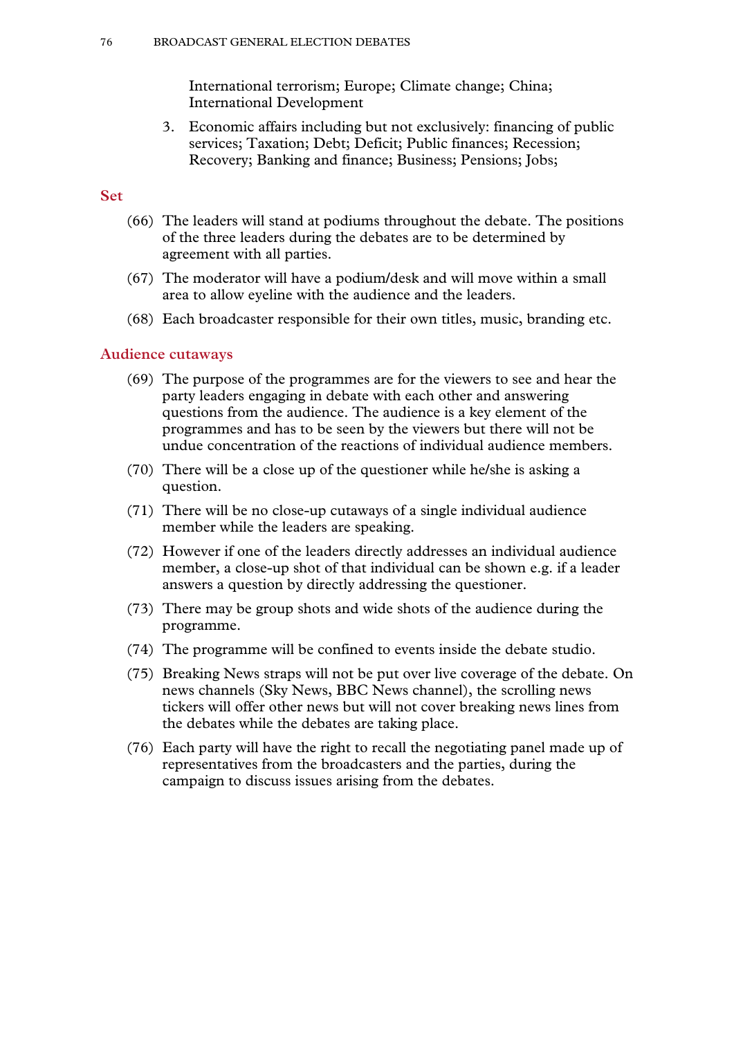International terrorism; Europe; Climate change; China; International Development

3. Economic affairs including but not exclusively: financing of public services; Taxation; Debt; Deficit; Public finances; Recession; Recovery; Banking and finance; Business; Pensions; Jobs;

## Set

(66) The leaders will stand at podiums throughout the debate. The positions of the three leaders during the debates are to be determined by agreement with all parties.

(67) The moderator will have a podium/desk and will move within a small area to allow eyeline with the audience and the leaders.

(68) Each broadcaster responsible for their own titles, music, branding etc.

## Audience cutaways

(69) The purpose of the programmes are for the viewers to see and hear the party leaders engaging in debate with each other and answering questions from the audience. The audience is a key element of the programmes and has to be seen by the viewers but there will not be undue concentration of the reactions of individual audience members.

(70) There will be a close up of the questioner while he/she is asking a question.

(71) There will be no close-up cutaways of a single individual audience member while the leaders are speaking.

(72) However if one of the leaders directly addresses an individual audience member, a close-up shot of that individual can be shown e.g. if a leader answers a question by directly addressing the questioner.

(73) There may be group shots and wide shots of the audience during the programme.

(74) The programme will be confined to events inside the debate studio.

(75) Breaking News straps will not be put over live coverage of the debate. On news channels (Sky News, BBC News channel), the scrolling news tickers will offer other news but will not cover breaking news lines from the debates while the debates are taking place.

(76) Each party will have the right to recall the negotiating panel made up of representatives from the broadcasters and the parties, during the campaign to discuss issues arising from the debates.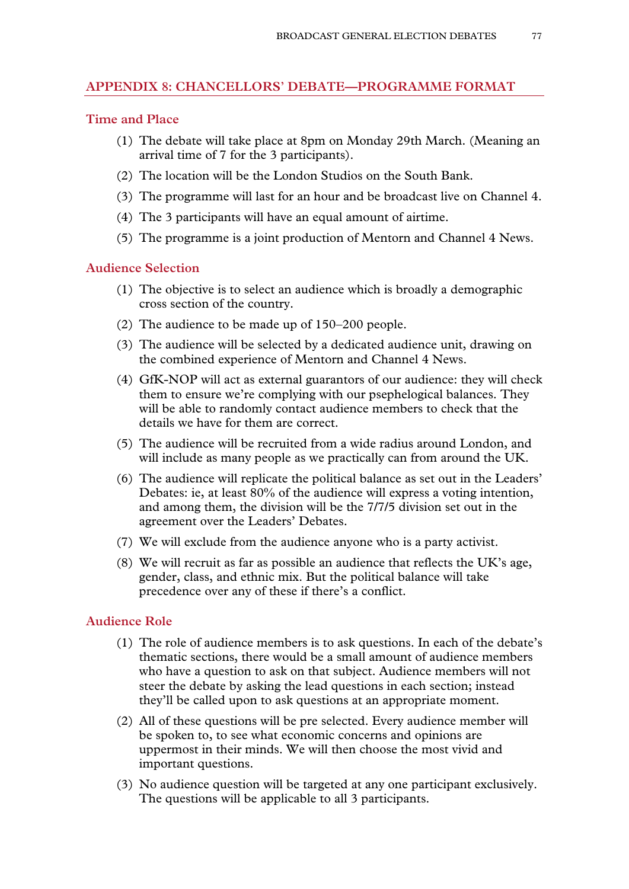## APPENDIX 8: CHANCELLORS' DEBATE—PROGRAMME FORMAT

### Time and Place

(1) The debate will take place at 8pm on Monday 29th March. (Meaning an arrival time of 7 for the 3 participants).

(2) The location will be the London Studios on the South Bank.

(3) The programme will last for an hour and be broadcast live on Channel 4.

(4) The 3 participants will have an equal amount of airtime.

(5) The programme is a joint production of Mentorn and Channel 4 News.

### Audience Selection

(1) The objective is to select an audience which is broadly a demographic cross section of the country.

(2) The audience to be made up of 150–200 people.

(3) The audience will be selected by a dedicated audience unit, drawing on the combined experience of Mentorn and Channel 4 News.

(4) GfK-NOP will act as external guarantors of our audience: they will check them to ensure we're complying with our psephelogical balances. They will be able to randomly contact audience members to check that the details we have for them are correct.

(5) The audience will be recruited from a wide radius around London, and will include as many people as we practically can from around the UK.

(6) The audience will replicate the political balance as set out in the Leaders' Debates: ie, at least 80% of the audience will express a voting intention, and among them, the division will be the 7/7/5 division set out in the agreement over the Leaders' Debates.

(7) We will exclude from the audience anyone who is a party activist.

(8) We will recruit as far as possible an audience that reflects the UK's age, gender, class, and ethnic mix. But the political balance will take precedence over any of these if there's a conflict.

### Audience Role

(1) The role of audience members is to ask questions. In each of the debate's thematic sections, there would be a small amount of audience members who have a question to ask on that subject. Audience members will not steer the debate by asking the lead questions in each section; instead they'll be called upon to ask questions at an appropriate moment.

(2) All of these questions will be pre selected. Every audience member will be spoken to, to see what economic concerns and opinions are uppermost in their minds. We will then choose the most vivid and important questions.

(3) No audience question will be targeted at any one participant exclusively. The questions will be applicable to all 3 participants.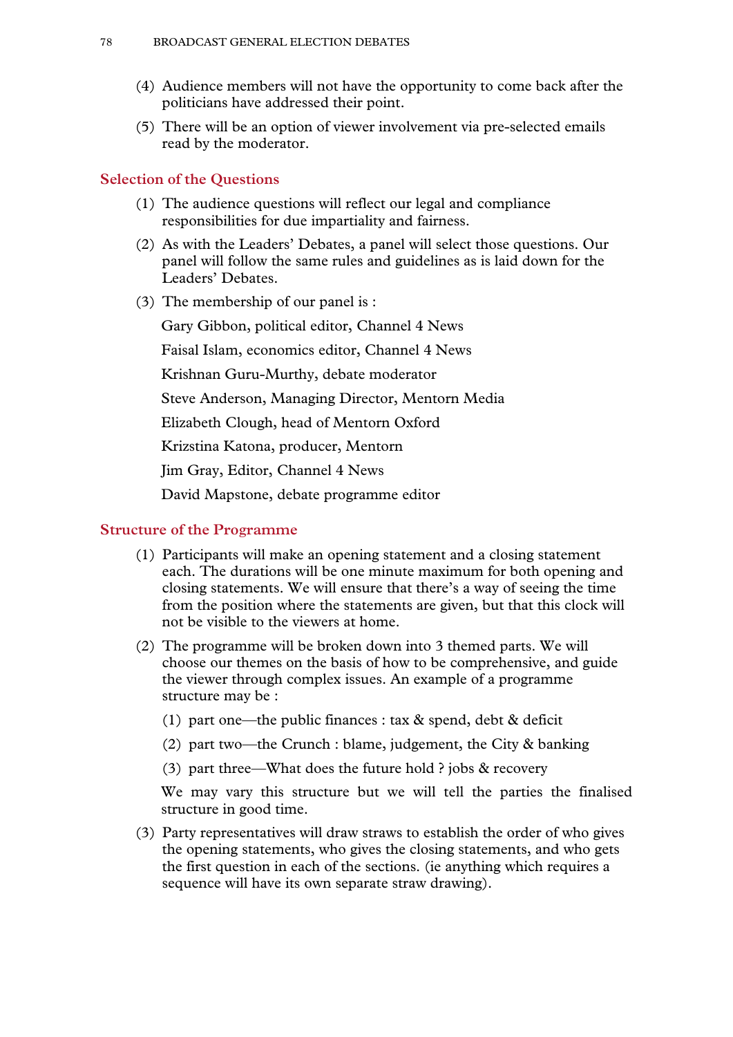(4) Audience members will not have the opportunity to come back after the politicians have addressed their point.

(5) There will be an option of viewer involvement via pre-selected emails read by the moderator.

## Selection of the Questions

(1) The audience questions will reflect our legal and compliance responsibilities for due impartiality and fairness.

(2) As with the Leaders' Debates, a panel will select those questions. Our panel will follow the same rules and guidelines as is laid down for the Leaders' Debates.

(3) The membership of our panel is :

Gary Gibbon, political editor, Channel 4 News

Faisal Islam, economics editor, Channel 4 News

Krishnan Guru-Murthy, debate moderator

Steve Anderson, Managing Director, Mentorn Media

Elizabeth Clough, head of Mentorn Oxford

Krizstina Katona, producer, Mentorn

Jim Gray, Editor, Channel 4 News

David Mapstone, debate programme editor

## Structure of the Programme

(1) Participants will make an opening statement and a closing statement each. The durations will be one minute maximum for both opening and closing statements. We will ensure that there's a way of seeing the time from the position where the statements are given, but that this clock will not be visible to the viewers at home.

(2) The programme will be broken down into 3 themed parts. We will choose our themes on the basis of how to be comprehensive, and guide the viewer through complex issues. An example of a programme structure may be :

(1) part one—the public finances : tax & spend, debt & deficit

(2) part two—the Crunch : blame, judgement, the City & banking

(3) part three—What does the future hold ? jobs & recovery

We may vary this structure but we will tell the parties the finalised structure in good time.

(3) Party representatives will draw straws to establish the order of who gives the opening statements, who gives the closing statements, and who gets the first question in each of the sections. (ie anything which requires a sequence will have its own separate straw drawing).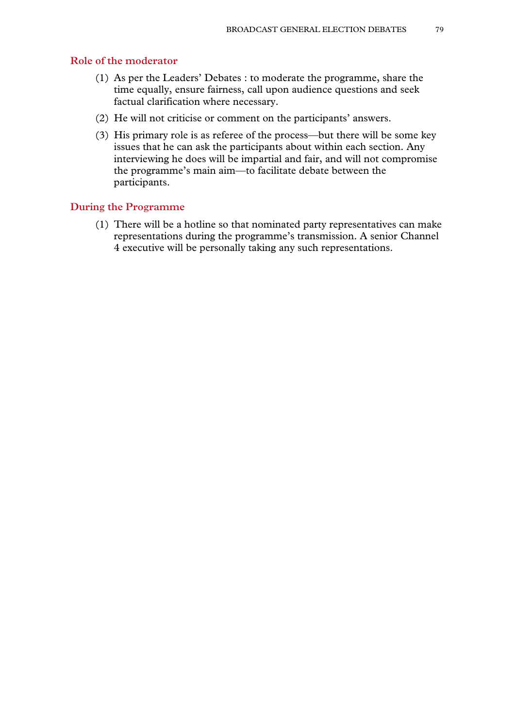## Role of the moderator

(1) As per the Leaders' Debates : to moderate the programme, share the time equally, ensure fairness, call upon audience questions and seek factual clarification where necessary.

(2) He will not criticise or comment on the participants' answers.

(3) His primary role is as referee of the process—but there will be some key issues that he can ask the participants about within each section. Any interviewing he does will be impartial and fair, and will not compromise the programme's main aim—to facilitate debate between the participants.

## During the Programme

(1) There will be a hotline so that nominated party representatives can make representations during the programme's transmission. A senior Channel 4 executive will be personally taking any such representations.